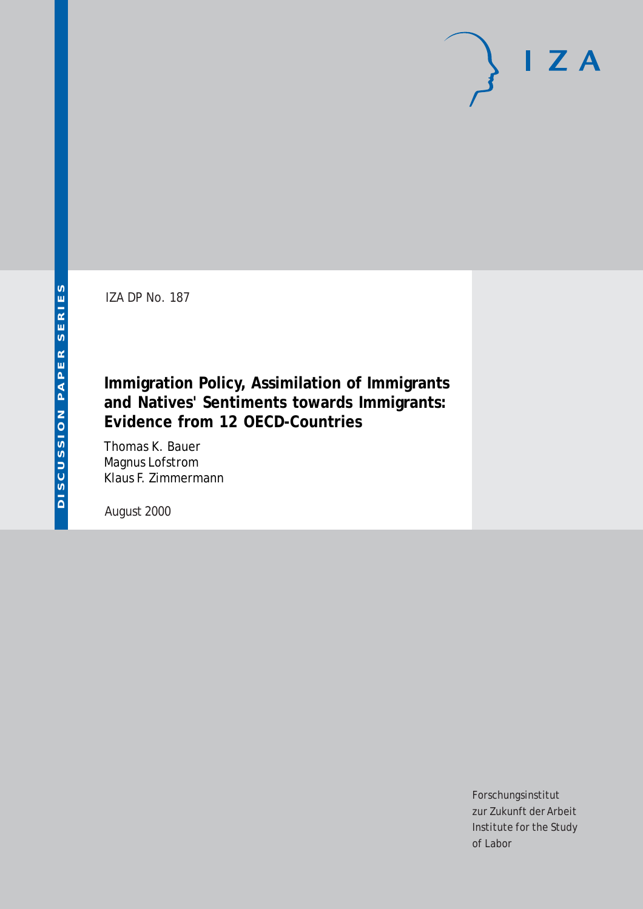IZA

DISCUSSION PAPER SERIES

IZA DP No. 187

# Immigration Policy, Assimilation of Immigrants and Natives' Sentiments towards Immigrants: Evidence from 12 OECD-Countries

Thomas K. Bauer
Magnus Lofstrom
Klaus F. Zimmermann

August 2000

Forschungsinstitut
zur Zukunft der Arbeit
Institute for the Study
of Labor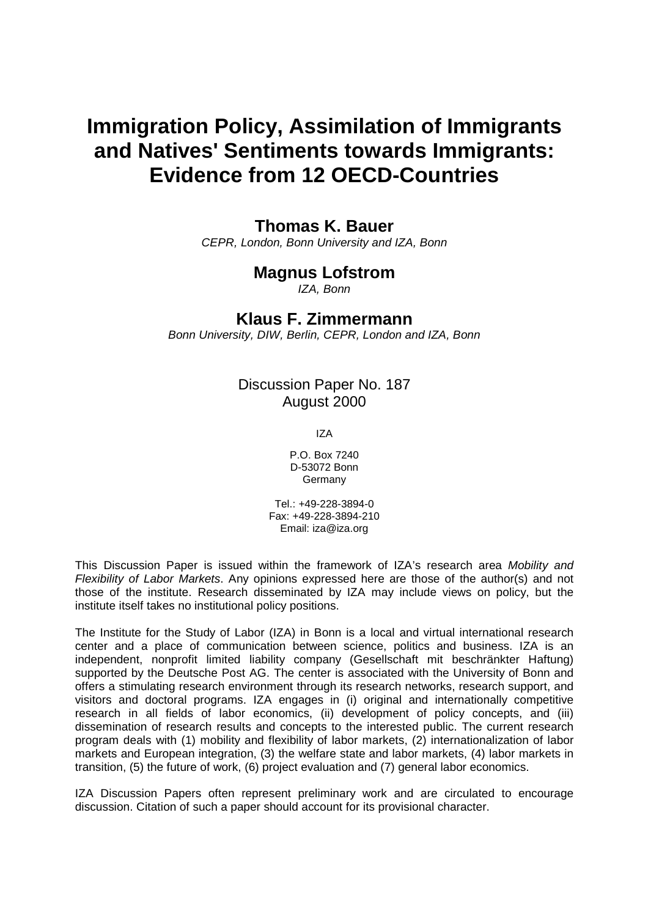# Immigration Policy, Assimilation of Immigrants and Natives' Sentiments towards Immigrants: Evidence from 12 OECD-Countries

## Thomas K. Bauer

*CEPR, London, Bonn University and IZA, Bonn*

## Magnus Lofstrom

*IZA, Bonn*

## Klaus F. Zimmermann

*Bonn University, DIW, Berlin, CEPR, London and IZA, Bonn*

Discussion Paper No. 187
August 2000

IZA

P.O. Box 7240
D-53072 Bonn
Germany

Tel.: +49-228-3894-0
Fax: +49-228-3894-210
Email: iza@iza.org

This Discussion Paper is issued within the framework of IZA's research area *Mobility and Flexibility of Labor Markets*. Any opinions expressed here are those of the author(s) and not those of the institute. Research disseminated by IZA may include views on policy, but the institute itself takes no institutional policy positions.

The Institute for the Study of Labor (IZA) in Bonn is a local and virtual international research center and a place of communication between science, politics and business. IZA is an independent, nonprofit limited liability company (Gesellschaft mit beschränkter Haftung) supported by the Deutsche Post AG. The center is associated with the University of Bonn and offers a stimulating research environment through its research networks, research support, and visitors and doctoral programs. IZA engages in (i) original and internationally competitive research in all fields of labor economics, (ii) development of policy concepts, and (iii) dissemination of research results and concepts to the interested public. The current research program deals with (1) mobility and flexibility of labor markets, (2) internationalization of labor markets and European integration, (3) the welfare state and labor markets, (4) labor markets in transition, (5) the future of work, (6) project evaluation and (7) general labor economics.

IZA Discussion Papers often represent preliminary work and are circulated to encourage discussion. Citation of such a paper should account for its provisional character.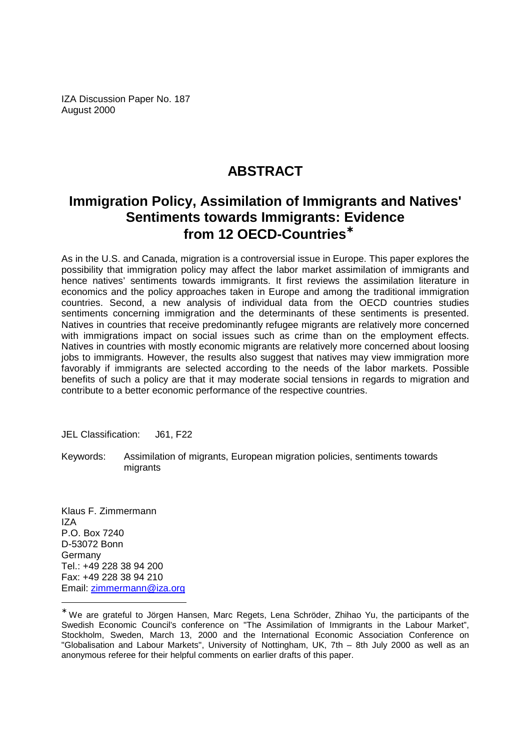IZA Discussion Paper No. 187
August 2000

# ABSTRACT

## Immigration Policy, Assimilation of Immigrants and Natives' Sentiments towards Immigrants: Evidence from 12 OECD-Countries*

As in the U.S. and Canada, migration is a controversial issue in Europe. This paper explores the possibility that immigration policy may affect the labor market assimilation of immigrants and hence natives' sentiments towards immigrants. It first reviews the assimilation literature in economics and the policy approaches taken in Europe and among the traditional immigration countries. Second, a new analysis of individual data from the OECD countries studies sentiments concerning immigration and the determinants of these sentiments is presented. Natives in countries that receive predominantly refugee migrants are relatively more concerned with immigrations impact on social issues such as crime than on the employment effects. Natives in countries with mostly economic migrants are relatively more concerned about loosing jobs to immigrants. However, the results also suggest that natives may view immigration more favorably if immigrants are selected according to the needs of the labor markets. Possible benefits of such a policy are that it may moderate social tensions in regards to migration and contribute to a better economic performance of the respective countries.

JEL Classification: J61, F22

Keywords: Assimilation of migrants, European migration policies, sentiments towards migrants

Klaus F. Zimmermann
IZA
P.O. Box 7240
D-53072 Bonn
Germany
Tel.: +49 228 38 94 200
Fax: +49 228 38 94 210
Email: zimmermann@iza.org

---

* We are grateful to Jörgen Hansen, Marc Regets, Lena Schröder, Zhihao Yu, the participants of the Swedish Economic Council's conference on "The Assimilation of Immigrants in the Labour Market", Stockholm, Sweden, March 13, 2000 and the International Economic Association Conference on "Globalisation and Labour Markets", University of Nottingham, UK, 7th – 8th July 2000 as well as an anonymous referee for their helpful comments on earlier drafts of this paper.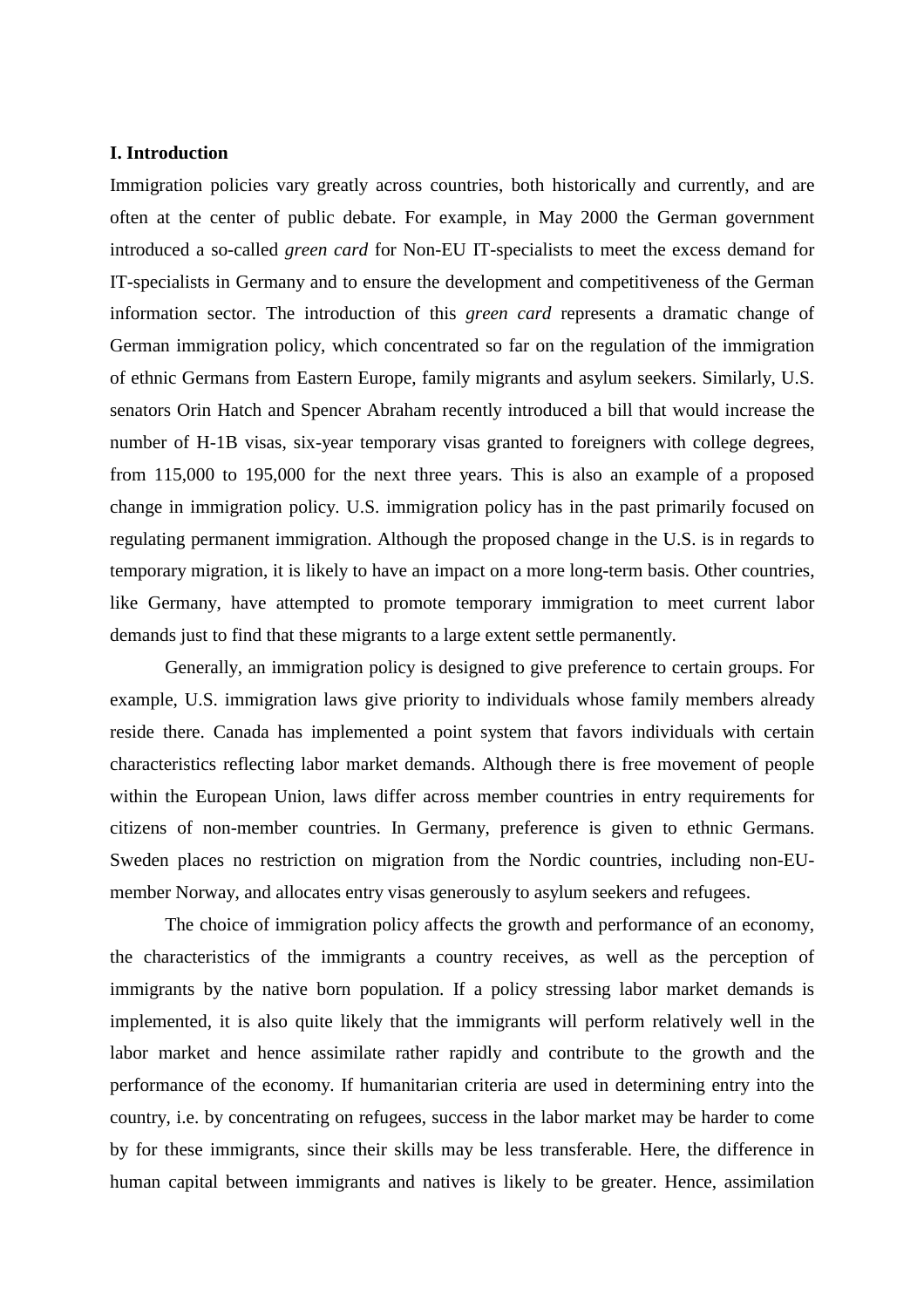## I. Introduction

Immigration policies vary greatly across countries, both historically and currently, and are often at the center of public debate. For example, in May 2000 the German government introduced a so-called *green card* for Non-EU IT-specialists to meet the excess demand for IT-specialists in Germany and to ensure the development and competitiveness of the German information sector. The introduction of this *green card* represents a dramatic change of German immigration policy, which concentrated so far on the regulation of the immigration of ethnic Germans from Eastern Europe, family migrants and asylum seekers. Similarly, U.S. senators Orin Hatch and Spencer Abraham recently introduced a bill that would increase the number of H-1B visas, six-year temporary visas granted to foreigners with college degrees, from 115,000 to 195,000 for the next three years. This is also an example of a proposed change in immigration policy. U.S. immigration policy has in the past primarily focused on regulating permanent immigration. Although the proposed change in the U.S. is in regards to temporary migration, it is likely to have an impact on a more long-term basis. Other countries, like Germany, have attempted to promote temporary immigration to meet current labor demands just to find that these migrants to a large extent settle permanently.

Generally, an immigration policy is designed to give preference to certain groups. For example, U.S. immigration laws give priority to individuals whose family members already reside there. Canada has implemented a point system that favors individuals with certain characteristics reflecting labor market demands. Although there is free movement of people within the European Union, laws differ across member countries in entry requirements for citizens of non-member countries. In Germany, preference is given to ethnic Germans. Sweden places no restriction on migration from the Nordic countries, including non-EU-member Norway, and allocates entry visas generously to asylum seekers and refugees.

The choice of immigration policy affects the growth and performance of an economy, the characteristics of the immigrants a country receives, as well as the perception of immigrants by the native born population. If a policy stressing labor market demands is implemented, it is also quite likely that the immigrants will perform relatively well in the labor market and hence assimilate rather rapidly and contribute to the growth and the performance of the economy. If humanitarian criteria are used in determining entry into the country, i.e. by concentrating on refugees, success in the labor market may be harder to come by for these immigrants, since their skills may be less transferable. Here, the difference in human capital between immigrants and natives is likely to be greater. Hence, assimilation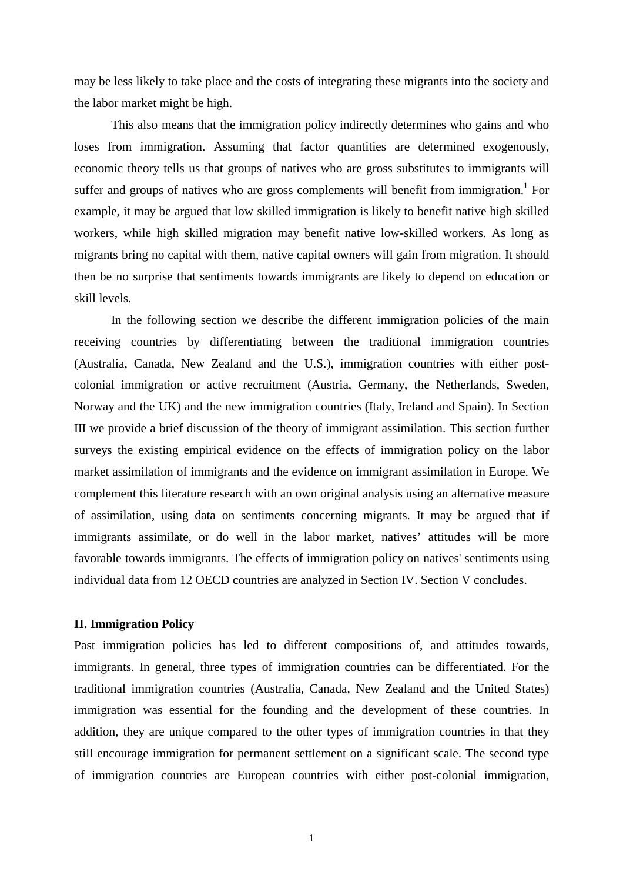may be less likely to take place and the costs of integrating these migrants into the society and the labor market might be high.

This also means that the immigration policy indirectly determines who gains and who loses from immigration. Assuming that factor quantities are determined exogenously, economic theory tells us that groups of natives who are gross substitutes to immigrants will suffer and groups of natives who are gross complements will benefit from immigration.[1] For example, it may be argued that low skilled immigration is likely to benefit native high skilled workers, while high skilled migration may benefit native low-skilled workers. As long as migrants bring no capital with them, native capital owners will gain from migration. It should then be no surprise that sentiments towards immigrants are likely to depend on education or skill levels.

In the following section we describe the different immigration policies of the main receiving countries by differentiating between the traditional immigration countries (Australia, Canada, New Zealand and the U.S.), immigration countries with either post-colonial immigration or active recruitment (Austria, Germany, the Netherlands, Sweden, Norway and the UK) and the new immigration countries (Italy, Ireland and Spain). In Section III we provide a brief discussion of the theory of immigrant assimilation. This section further surveys the existing empirical evidence on the effects of immigration policy on the labor market assimilation of immigrants and the evidence on immigrant assimilation in Europe. We complement this literature research with an own original analysis using an alternative measure of assimilation, using data on sentiments concerning migrants. It may be argued that if immigrants assimilate, or do well in the labor market, natives' attitudes will be more favorable towards immigrants. The effects of immigration policy on natives' sentiments using individual data from 12 OECD countries are analyzed in Section IV. Section V concludes.

## II. Immigration Policy

Past immigration policies has led to different compositions of, and attitudes towards, immigrants. In general, three types of immigration countries can be differentiated. For the traditional immigration countries (Australia, Canada, New Zealand and the United States) immigration was essential for the founding and the development of these countries. In addition, they are unique compared to the other types of immigration countries in that they still encourage immigration for permanent settlement on a significant scale. The second type of immigration countries are European countries with either post-colonial immigration,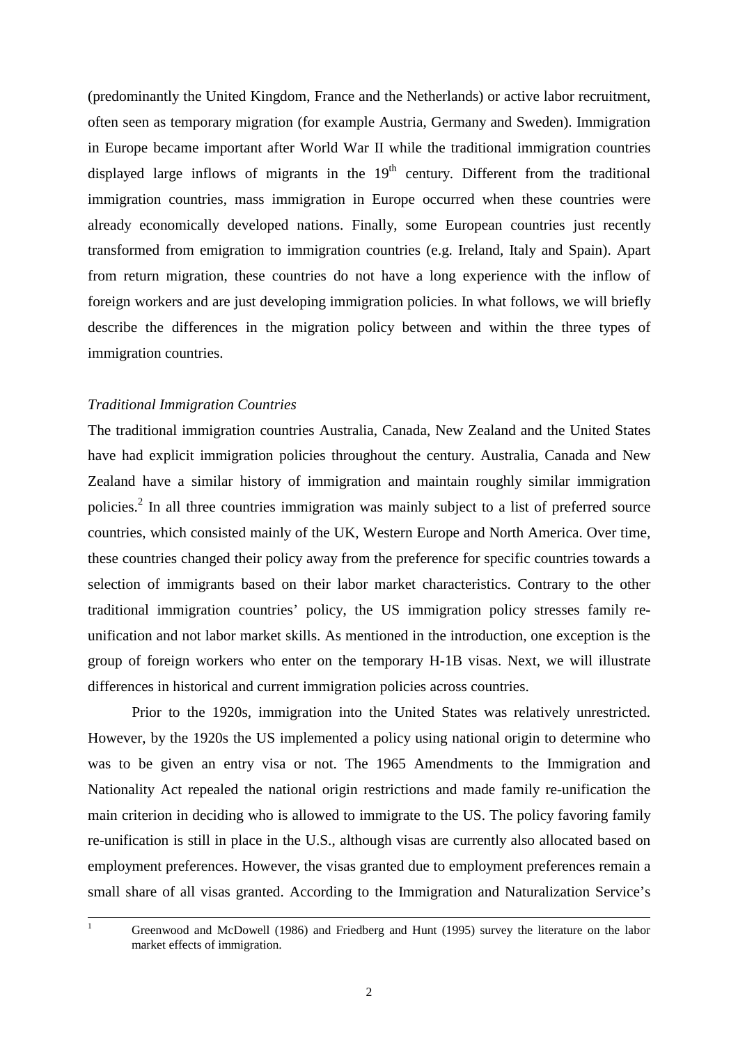(predominantly the United Kingdom, France and the Netherlands) or active labor recruitment, often seen as temporary migration (for example Austria, Germany and Sweden). Immigration in Europe became important after World War II while the traditional immigration countries displayed large inflows of migrants in the 19th century. Different from the traditional immigration countries, mass immigration in Europe occurred when these countries were already economically developed nations. Finally, some European countries just recently transformed from emigration to immigration countries (e.g. Ireland, Italy and Spain). Apart from return migration, these countries do not have a long experience with the inflow of foreign workers and are just developing immigration policies. In what follows, we will briefly describe the differences in the migration policy between and within the three types of immigration countries.

*Traditional Immigration Countries*

The traditional immigration countries Australia, Canada, New Zealand and the United States have had explicit immigration policies throughout the century. Australia, Canada and New Zealand have a similar history of immigration and maintain roughly similar immigration policies.[2] In all three countries immigration was mainly subject to a list of preferred source countries, which consisted mainly of the UK, Western Europe and North America. Over time, these countries changed their policy away from the preference for specific countries towards a selection of immigrants based on their labor market characteristics. Contrary to the other traditional immigration countries' policy, the US immigration policy stresses family re-unification and not labor market skills. As mentioned in the introduction, one exception is the group of foreign workers who enter on the temporary H-1B visas. Next, we will illustrate differences in historical and current immigration policies across countries.

Prior to the 1920s, immigration into the United States was relatively unrestricted. However, by the 1920s the US implemented a policy using national origin to determine who was to be given an entry visa or not. The 1965 Amendments to the Immigration and Nationality Act repealed the national origin restrictions and made family re-unification the main criterion in deciding who is allowed to immigrate to the US. The policy favoring family re-unification is still in place in the U.S., although visas are currently also allocated based on employment preferences. However, the visas granted due to employment preferences remain a small share of all visas granted. According to the Immigration and Naturalization Service's

[1] Greenwood and McDowell (1986) and Friedberg and Hunt (1995) survey the literature on the labor market effects of immigration.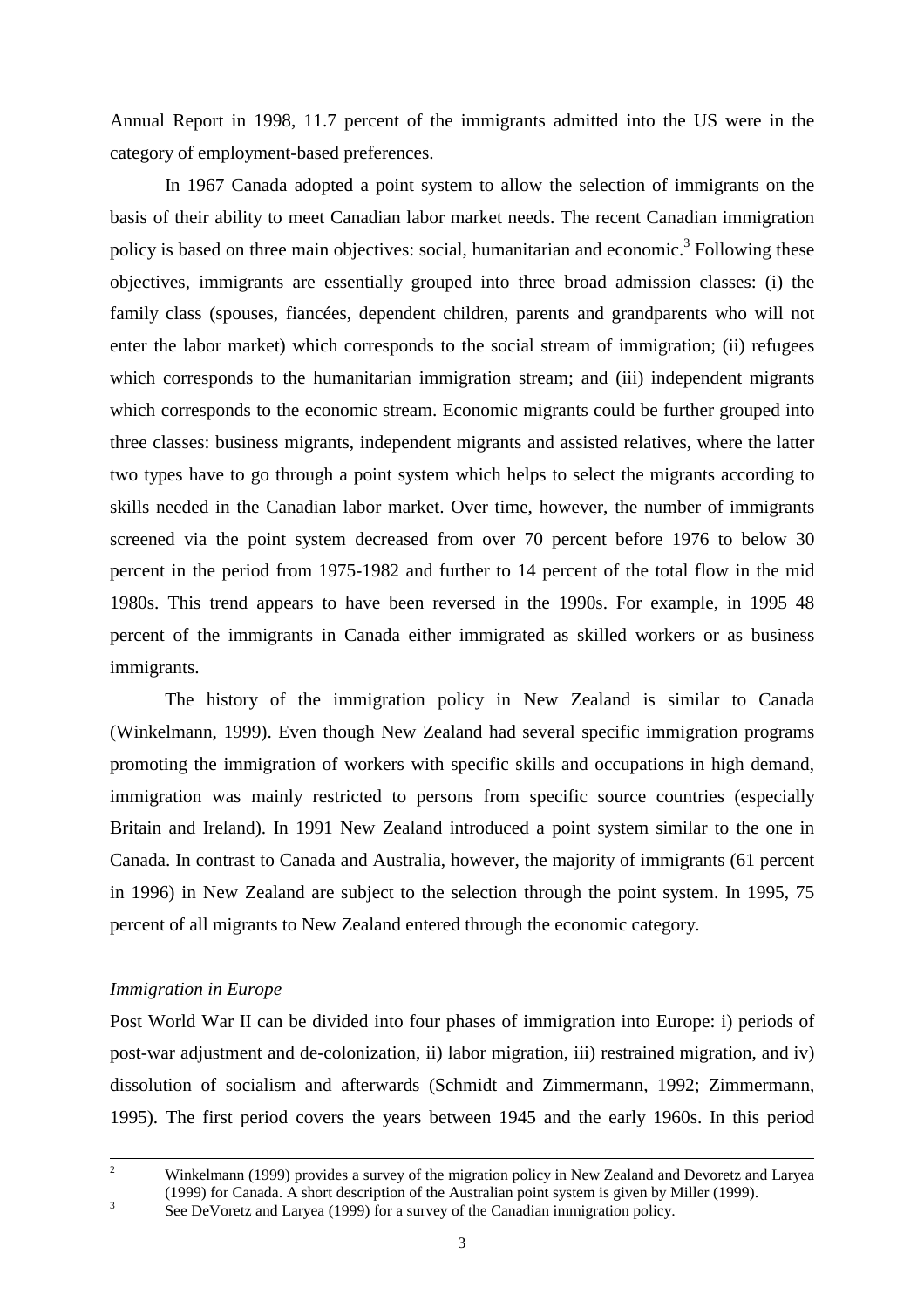Annual Report in 1998, 11.7 percent of the immigrants admitted into the US were in the category of employment-based preferences.

In 1967 Canada adopted a point system to allow the selection of immigrants on the basis of their ability to meet Canadian labor market needs. The recent Canadian immigration policy is based on three main objectives: social, humanitarian and economic.[3] Following these objectives, immigrants are essentially grouped into three broad admission classes: (i) the family class (spouses, fiancées, dependent children, parents and grandparents who will not enter the labor market) which corresponds to the social stream of immigration; (ii) refugees which corresponds to the humanitarian immigration stream; and (iii) independent migrants which corresponds to the economic stream. Economic migrants could be further grouped into three classes: business migrants, independent migrants and assisted relatives, where the latter two types have to go through a point system which helps to select the migrants according to skills needed in the Canadian labor market. Over time, however, the number of immigrants screened via the point system decreased from over 70 percent before 1976 to below 30 percent in the period from 1975-1982 and further to 14 percent of the total flow in the mid 1980s. This trend appears to have been reversed in the 1990s. For example, in 1995 48 percent of the immigrants in Canada either immigrated as skilled workers or as business immigrants.

The history of the immigration policy in New Zealand is similar to Canada (Winkelmann, 1999). Even though New Zealand had several specific immigration programs promoting the immigration of workers with specific skills and occupations in high demand, immigration was mainly restricted to persons from specific source countries (especially Britain and Ireland). In 1991 New Zealand introduced a point system similar to the one in Canada. In contrast to Canada and Australia, however, the majority of immigrants (61 percent in 1996) in New Zealand are subject to the selection through the point system. In 1995, 75 percent of all migrants to New Zealand entered through the economic category.

*Immigration in Europe*

Post World War II can be divided into four phases of immigration into Europe: i) periods of post-war adjustment and de-colonization, ii) labor migration, iii) restrained migration, and iv) dissolution of socialism and afterwards (Schmidt and Zimmermann, 1992; Zimmermann, 1995). The first period covers the years between 1945 and the early 1960s. In this period

---

[2] Winkelmann (1999) provides a survey of the migration policy in New Zealand and Devoretz and Laryea (1999) for Canada. A short description of the Australian point system is given by Miller (1999).

[3] See DeVoretz and Laryea (1999) for a survey of the Canadian immigration policy.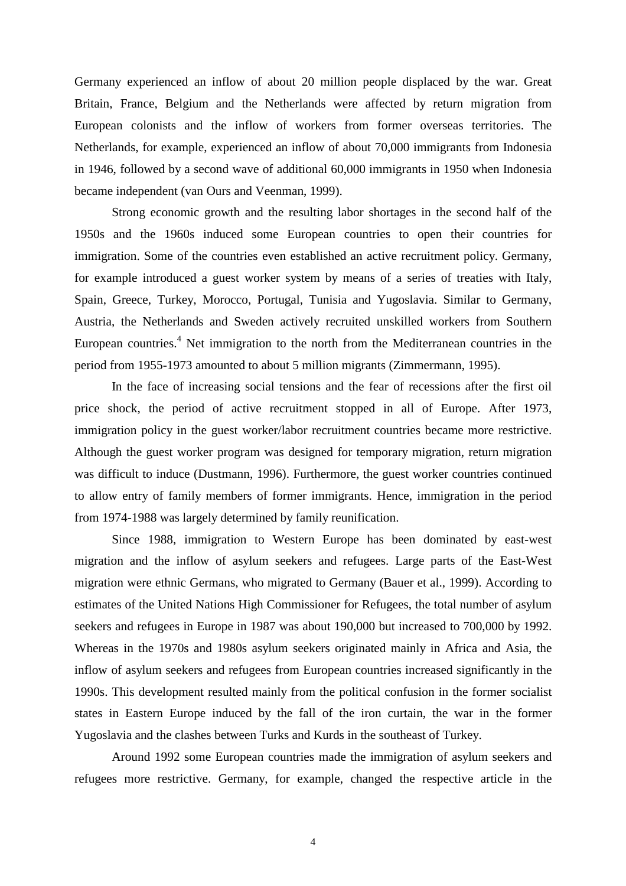Germany experienced an inflow of about 20 million people displaced by the war. Great Britain, France, Belgium and the Netherlands were affected by return migration from European colonists and the inflow of workers from former overseas territories. The Netherlands, for example, experienced an inflow of about 70,000 immigrants from Indonesia in 1946, followed by a second wave of additional 60,000 immigrants in 1950 when Indonesia became independent (van Ours and Veenman, 1999).

Strong economic growth and the resulting labor shortages in the second half of the 1950s and the 1960s induced some European countries to open their countries for immigration. Some of the countries even established an active recruitment policy. Germany, for example introduced a guest worker system by means of a series of treaties with Italy, Spain, Greece, Turkey, Morocco, Portugal, Tunisia and Yugoslavia. Similar to Germany, Austria, the Netherlands and Sweden actively recruited unskilled workers from Southern European countries.[4] Net immigration to the north from the Mediterranean countries in the period from 1955-1973 amounted to about 5 million migrants (Zimmermann, 1995).

In the face of increasing social tensions and the fear of recessions after the first oil price shock, the period of active recruitment stopped in all of Europe. After 1973, immigration policy in the guest worker/labor recruitment countries became more restrictive. Although the guest worker program was designed for temporary migration, return migration was difficult to induce (Dustmann, 1996). Furthermore, the guest worker countries continued to allow entry of family members of former immigrants. Hence, immigration in the period from 1974-1988 was largely determined by family reunification.

Since 1988, immigration to Western Europe has been dominated by east-west migration and the inflow of asylum seekers and refugees. Large parts of the East-West migration were ethnic Germans, who migrated to Germany (Bauer et al., 1999). According to estimates of the United Nations High Commissioner for Refugees, the total number of asylum seekers and refugees in Europe in 1987 was about 190,000 but increased to 700,000 by 1992. Whereas in the 1970s and 1980s asylum seekers originated mainly in Africa and Asia, the inflow of asylum seekers and refugees from European countries increased significantly in the 1990s. This development resulted mainly from the political confusion in the former socialist states in Eastern Europe induced by the fall of the iron curtain, the war in the former Yugoslavia and the clashes between Turks and Kurds in the southeast of Turkey.

Around 1992 some European countries made the immigration of asylum seekers and refugees more restrictive. Germany, for example, changed the respective article in the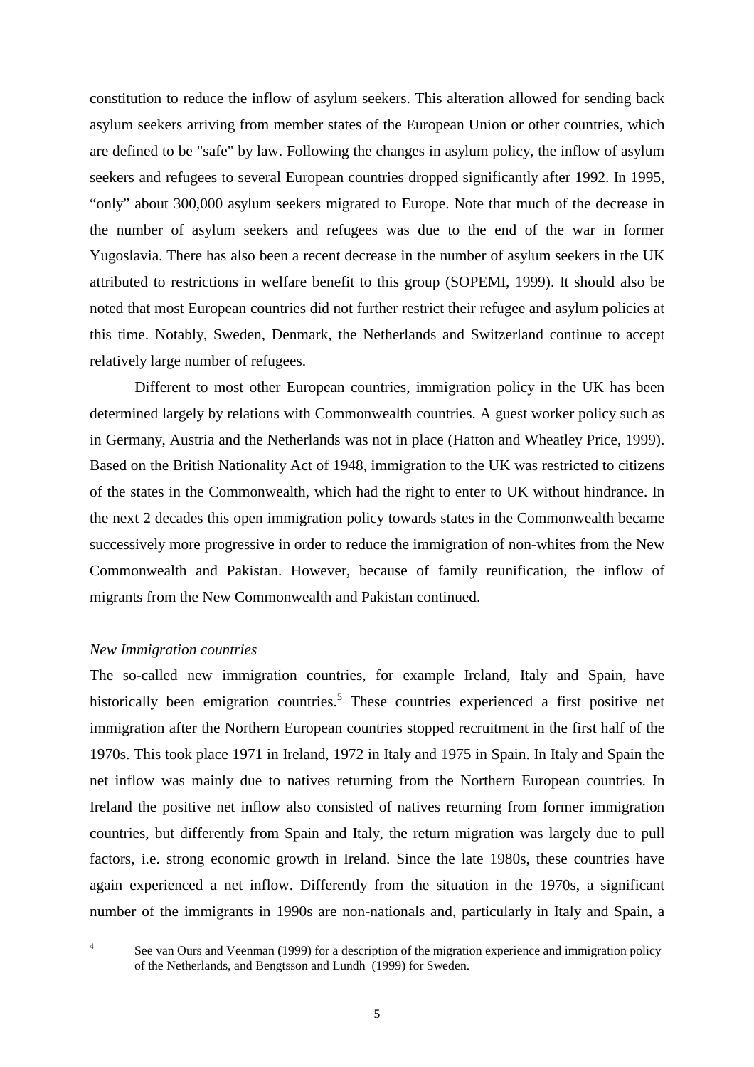constitution to reduce the inflow of asylum seekers. This alteration allowed for sending back asylum seekers arriving from member states of the European Union or other countries, which are defined to be "safe" by law. Following the changes in asylum policy, the inflow of asylum seekers and refugees to several European countries dropped significantly after 1992. In 1995, "only" about 300,000 asylum seekers migrated to Europe. Note that much of the decrease in the number of asylum seekers and refugees was due to the end of the war in former Yugoslavia. There has also been a recent decrease in the number of asylum seekers in the UK attributed to restrictions in welfare benefit to this group (SOPEMI, 1999). It should also be noted that most European countries did not further restrict their refugee and asylum policies at this time. Notably, Sweden, Denmark, the Netherlands and Switzerland continue to accept relatively large number of refugees.

Different to most other European countries, immigration policy in the UK has been determined largely by relations with Commonwealth countries. A guest worker policy such as in Germany, Austria and the Netherlands was not in place (Hatton and Wheatley Price, 1999). Based on the British Nationality Act of 1948, immigration to the UK was restricted to citizens of the states in the Commonwealth, which had the right to enter to UK without hindrance. In the next 2 decades this open immigration policy towards states in the Commonwealth became successively more progressive in order to reduce the immigration of non-whites from the New Commonwealth and Pakistan. However, because of family reunification, the inflow of migrants from the New Commonwealth and Pakistan continued.

*New Immigration countries*

The so-called new immigration countries, for example Ireland, Italy and Spain, have historically been emigration countries.[5] These countries experienced a first positive net immigration after the Northern European countries stopped recruitment in the first half of the 1970s. This took place 1971 in Ireland, 1972 in Italy and 1975 in Spain. In Italy and Spain the net inflow was mainly due to natives returning from the Northern European countries. In Ireland the positive net inflow also consisted of natives returning from former immigration countries, but differently from Spain and Italy, the return migration was largely due to pull factors, i.e. strong economic growth in Ireland. Since the late 1980s, these countries have again experienced a net inflow. Differently from the situation in the 1970s, a significant number of the immigrants in 1990s are non-nationals and, particularly in Italy and Spain, a

[4] See van Ours and Veenman (1999) for a description of the migration experience and immigration policy of the Netherlands, and Bengtsson and Lundh (1999) for Sweden.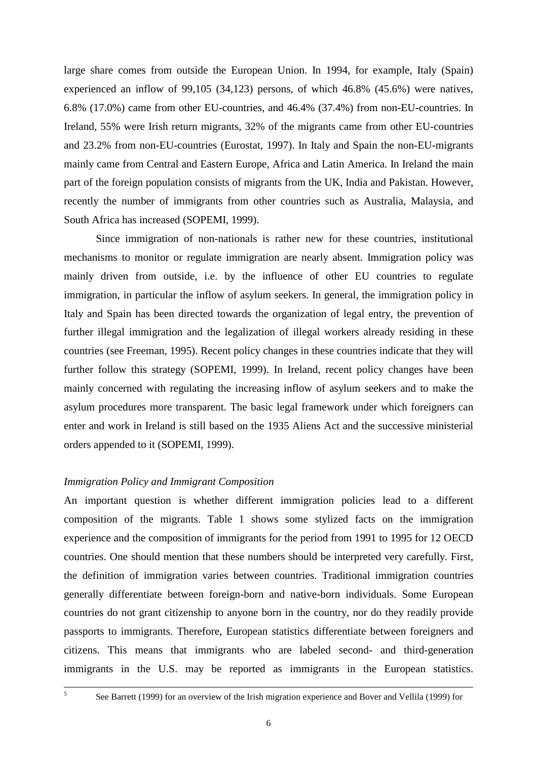large share comes from outside the European Union. In 1994, for example, Italy (Spain) experienced an inflow of 99,105 (34,123) persons, of which 46.8% (45.6%) were natives, 6.8% (17.0%) came from other EU-countries, and 46.4% (37.4%) from non-EU-countries. In Ireland, 55% were Irish return migrants, 32% of the migrants came from other EU-countries and 23.2% from non-EU-countries (Eurostat, 1997). In Italy and Spain the non-EU-migrants mainly came from Central and Eastern Europe, Africa and Latin America. In Ireland the main part of the foreign population consists of migrants from the UK, India and Pakistan. However, recently the number of immigrants from other countries such as Australia, Malaysia, and South Africa has increased (SOPEMI, 1999).

Since immigration of non-nationals is rather new for these countries, institutional mechanisms to monitor or regulate immigration are nearly absent. Immigration policy was mainly driven from outside, i.e. by the influence of other EU countries to regulate immigration, in particular the inflow of asylum seekers. In general, the immigration policy in Italy and Spain has been directed towards the organization of legal entry, the prevention of further illegal immigration and the legalization of illegal workers already residing in these countries (see Freeman, 1995). Recent policy changes in these countries indicate that they will further follow this strategy (SOPEMI, 1999). In Ireland, recent policy changes have been mainly concerned with regulating the increasing inflow of asylum seekers and to make the asylum procedures more transparent. The basic legal framework under which foreigners can enter and work in Ireland is still based on the 1935 Aliens Act and the successive ministerial orders appended to it (SOPEMI, 1999).

*Immigration Policy and Immigrant Composition*

An important question is whether different immigration policies lead to a different composition of the migrants. Table 1 shows some stylized facts on the immigration experience and the composition of immigrants for the period from 1991 to 1995 for 12 OECD countries. One should mention that these numbers should be interpreted very carefully. First, the definition of immigration varies between countries. Traditional immigration countries generally differentiate between foreign-born and native-born individuals. Some European countries do not grant citizenship to anyone born in the country, nor do they readily provide passports to immigrants. Therefore, European statistics differentiate between foreigners and citizens. This means that immigrants who are labeled second- and third-generation immigrants in the U.S. may be reported as immigrants in the European statistics.

[5] See Barrett (1999) for an overview of the Irish migration experience and Bover and Vellila (1999) for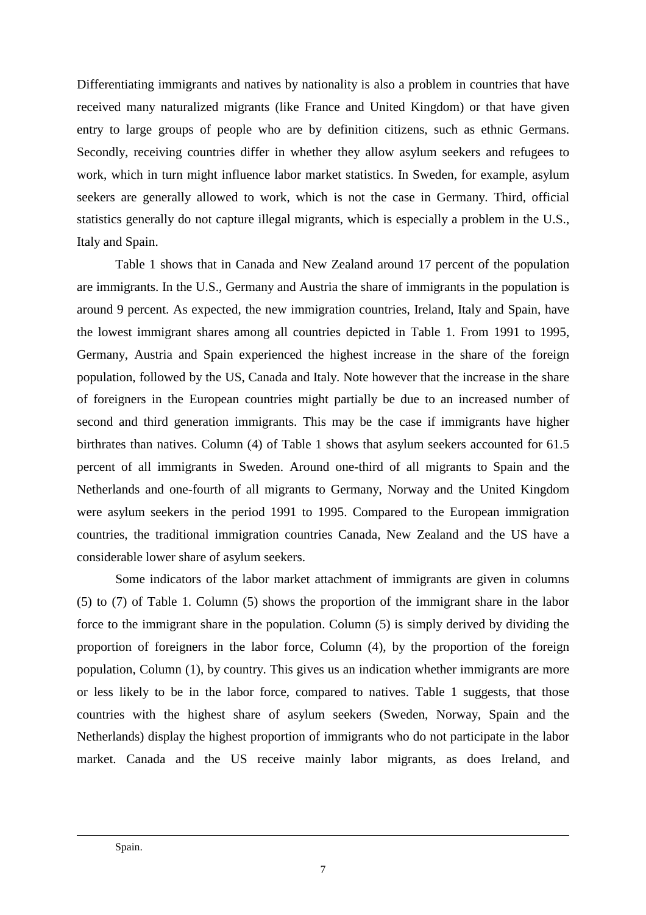Differentiating immigrants and natives by nationality is also a problem in countries that have received many naturalized migrants (like France and United Kingdom) or that have given entry to large groups of people who are by definition citizens, such as ethnic Germans. Secondly, receiving countries differ in whether they allow asylum seekers and refugees to work, which in turn might influence labor market statistics. In Sweden, for example, asylum seekers are generally allowed to work, which is not the case in Germany. Third, official statistics generally do not capture illegal migrants, which is especially a problem in the U.S., Italy and Spain.

Table 1 shows that in Canada and New Zealand around 17 percent of the population are immigrants. In the U.S., Germany and Austria the share of immigrants in the population is around 9 percent. As expected, the new immigration countries, Ireland, Italy and Spain, have the lowest immigrant shares among all countries depicted in Table 1. From 1991 to 1995, Germany, Austria and Spain experienced the highest increase in the share of the foreign population, followed by the US, Canada and Italy. Note however that the increase in the share of foreigners in the European countries might partially be due to an increased number of second and third generation immigrants. This may be the case if immigrants have higher birthrates than natives. Column (4) of Table 1 shows that asylum seekers accounted for 61.5 percent of all immigrants in Sweden. Around one-third of all migrants to Spain and the Netherlands and one-fourth of all migrants to Germany, Norway and the United Kingdom were asylum seekers in the period 1991 to 1995. Compared to the European immigration countries, the traditional immigration countries Canada, New Zealand and the US have a considerable lower share of asylum seekers.

Some indicators of the labor market attachment of immigrants are given in columns (5) to (7) of Table 1. Column (5) shows the proportion of the immigrant share in the labor force to the immigrant share in the population. Column (5) is simply derived by dividing the proportion of foreigners in the labor force, Column (4), by the proportion of the foreign population, Column (1), by country. This gives us an indication whether immigrants are more or less likely to be in the labor force, compared to natives. Table 1 suggests, that those countries with the highest share of asylum seekers (Sweden, Norway, Spain and the Netherlands) display the highest proportion of immigrants who do not participate in the labor market. Canada and the US receive mainly labor migrants, as does Ireland, and

Spain.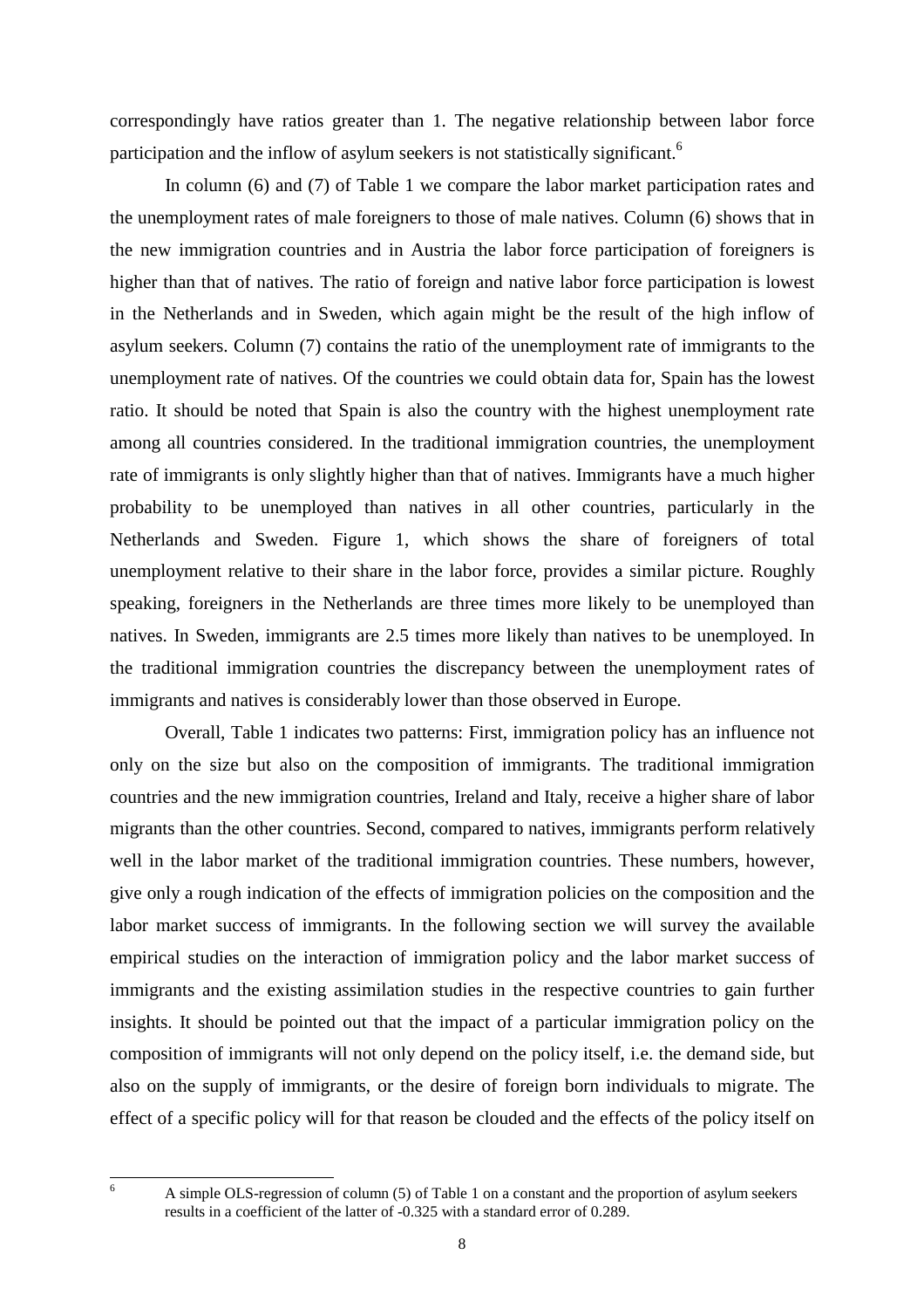correspondingly have ratios greater than 1. The negative relationship between labor force participation and the inflow of asylum seekers is not statistically significant.[6]

In column (6) and (7) of Table 1 we compare the labor market participation rates and the unemployment rates of male foreigners to those of male natives. Column (6) shows that in the new immigration countries and in Austria the labor force participation of foreigners is higher than that of natives. The ratio of foreign and native labor force participation is lowest in the Netherlands and in Sweden, which again might be the result of the high inflow of asylum seekers. Column (7) contains the ratio of the unemployment rate of immigrants to the unemployment rate of natives. Of the countries we could obtain data for, Spain has the lowest ratio. It should be noted that Spain is also the country with the highest unemployment rate among all countries considered. In the traditional immigration countries, the unemployment rate of immigrants is only slightly higher than that of natives. Immigrants have a much higher probability to be unemployed than natives in all other countries, particularly in the Netherlands and Sweden. Figure 1, which shows the share of foreigners of total unemployment relative to their share in the labor force, provides a similar picture. Roughly speaking, foreigners in the Netherlands are three times more likely to be unemployed than natives. In Sweden, immigrants are 2.5 times more likely than natives to be unemployed. In the traditional immigration countries the discrepancy between the unemployment rates of immigrants and natives is considerably lower than those observed in Europe.

Overall, Table 1 indicates two patterns: First, immigration policy has an influence not only on the size but also on the composition of immigrants. The traditional immigration countries and the new immigration countries, Ireland and Italy, receive a higher share of labor migrants than the other countries. Second, compared to natives, immigrants perform relatively well in the labor market of the traditional immigration countries. These numbers, however, give only a rough indication of the effects of immigration policies on the composition and the labor market success of immigrants. In the following section we will survey the available empirical studies on the interaction of immigration policy and the labor market success of immigrants and the existing assimilation studies in the respective countries to gain further insights. It should be pointed out that the impact of a particular immigration policy on the composition of immigrants will not only depend on the policy itself, i.e. the demand side, but also on the supply of immigrants, or the desire of foreign born individuals to migrate. The effect of a specific policy will for that reason be clouded and the effects of the policy itself on

[6] A simple OLS-regression of column (5) of Table 1 on a constant and the proportion of asylum seekers results in a coefficient of the latter of -0.325 with a standard error of 0.289.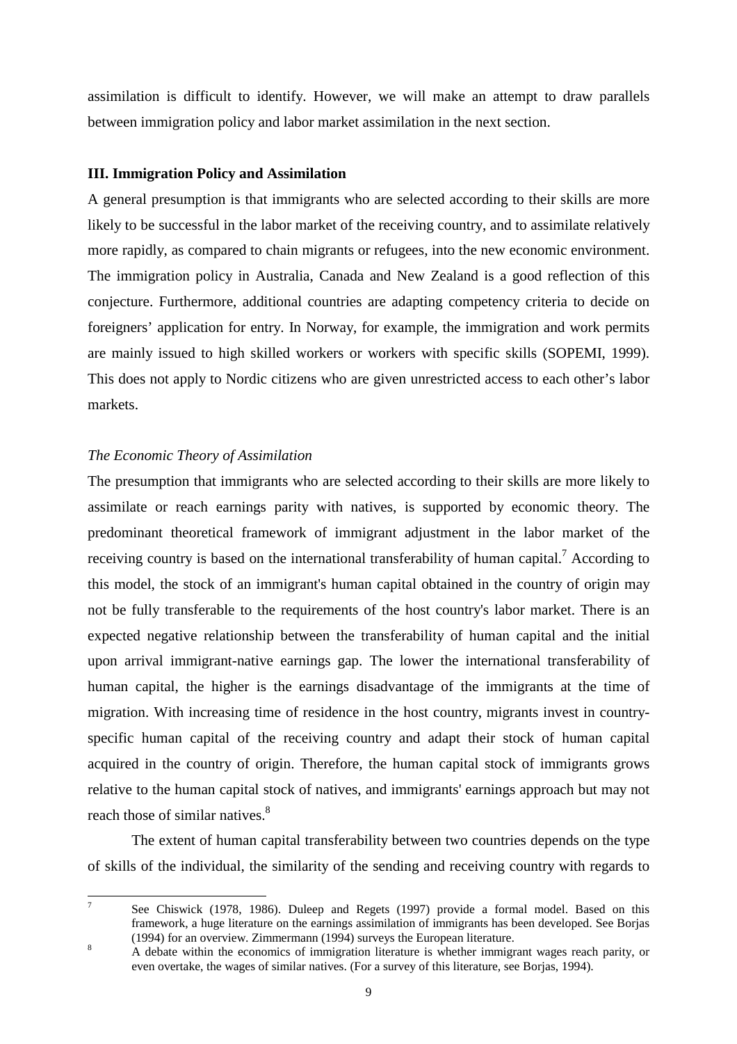assimilation is difficult to identify. However, we will make an attempt to draw parallels between immigration policy and labor market assimilation in the next section.

### III. Immigration Policy and Assimilation

A general presumption is that immigrants who are selected according to their skills are more likely to be successful in the labor market of the receiving country, and to assimilate relatively more rapidly, as compared to chain migrants or refugees, into the new economic environment. The immigration policy in Australia, Canada and New Zealand is a good reflection of this conjecture. Furthermore, additional countries are adapting competency criteria to decide on foreigners' application for entry. In Norway, for example, the immigration and work permits are mainly issued to high skilled workers or workers with specific skills (SOPEMI, 1999). This does not apply to Nordic citizens who are given unrestricted access to each other's labor markets.

#### *The Economic Theory of Assimilation*

The presumption that immigrants who are selected according to their skills are more likely to assimilate or reach earnings parity with natives, is supported by economic theory. The predominant theoretical framework of immigrant adjustment in the labor market of the receiving country is based on the international transferability of human capital.[7] According to this model, the stock of an immigrant's human capital obtained in the country of origin may not be fully transferable to the requirements of the host country's labor market. There is an expected negative relationship between the transferability of human capital and the initial upon arrival immigrant-native earnings gap. The lower the international transferability of human capital, the higher is the earnings disadvantage of the immigrants at the time of migration. With increasing time of residence in the host country, migrants invest in country-specific human capital of the receiving country and adapt their stock of human capital acquired in the country of origin. Therefore, the human capital stock of immigrants grows relative to the human capital stock of natives, and immigrants' earnings approach but may not reach those of similar natives.[8]

The extent of human capital transferability between two countries depends on the type of skills of the individual, the similarity of the sending and receiving country with regards to

---

[7] See Chiswick (1978, 1986). Duleep and Regets (1997) provide a formal model. Based on this framework, a huge literature on the earnings assimilation of immigrants has been developed. See Borjas (1994) for an overview. Zimmermann (1994) surveys the European literature.

[8] A debate within the economics of immigration literature is whether immigrant wages reach parity, or even overtake, the wages of similar natives. (For a survey of this literature, see Borjas, 1994).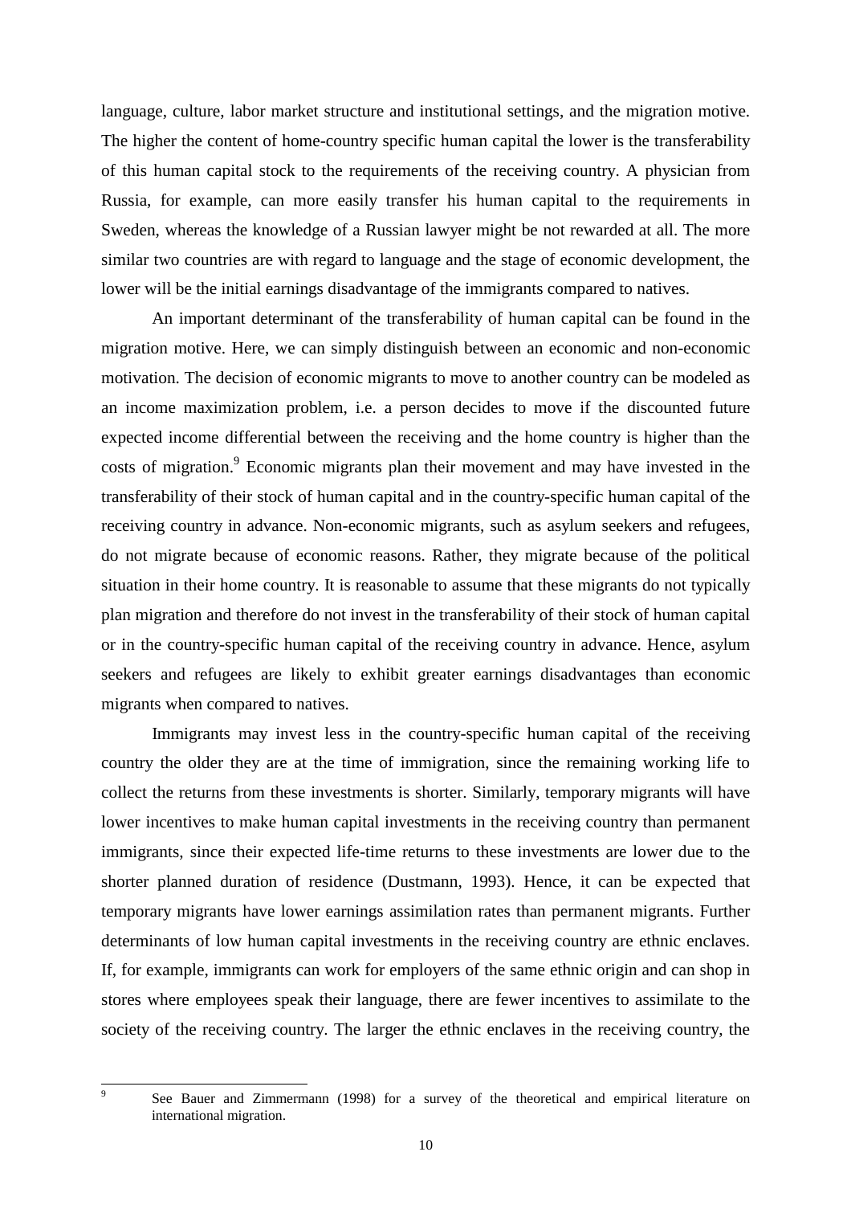language, culture, labor market structure and institutional settings, and the migration motive. The higher the content of home-country specific human capital the lower is the transferability of this human capital stock to the requirements of the receiving country. A physician from Russia, for example, can more easily transfer his human capital to the requirements in Sweden, whereas the knowledge of a Russian lawyer might be not rewarded at all. The more similar two countries are with regard to language and the stage of economic development, the lower will be the initial earnings disadvantage of the immigrants compared to natives.

An important determinant of the transferability of human capital can be found in the migration motive. Here, we can simply distinguish between an economic and non-economic motivation. The decision of economic migrants to move to another country can be modeled as an income maximization problem, i.e. a person decides to move if the discounted future expected income differential between the receiving and the home country is higher than the costs of migration.[9] Economic migrants plan their movement and may have invested in the transferability of their stock of human capital and in the country-specific human capital of the receiving country in advance. Non-economic migrants, such as asylum seekers and refugees, do not migrate because of economic reasons. Rather, they migrate because of the political situation in their home country. It is reasonable to assume that these migrants do not typically plan migration and therefore do not invest in the transferability of their stock of human capital or in the country-specific human capital of the receiving country in advance. Hence, asylum seekers and refugees are likely to exhibit greater earnings disadvantages than economic migrants when compared to natives.

Immigrants may invest less in the country-specific human capital of the receiving country the older they are at the time of immigration, since the remaining working life to collect the returns from these investments is shorter. Similarly, temporary migrants will have lower incentives to make human capital investments in the receiving country than permanent immigrants, since their expected life-time returns to these investments are lower due to the shorter planned duration of residence (Dustmann, 1993). Hence, it can be expected that temporary migrants have lower earnings assimilation rates than permanent migrants. Further determinants of low human capital investments in the receiving country are ethnic enclaves. If, for example, immigrants can work for employers of the same ethnic origin and can shop in stores where employees speak their language, there are fewer incentives to assimilate to the society of the receiving country. The larger the ethnic enclaves in the receiving country, the

[9] See Bauer and Zimmermann (1998) for a survey of the theoretical and empirical literature on international migration.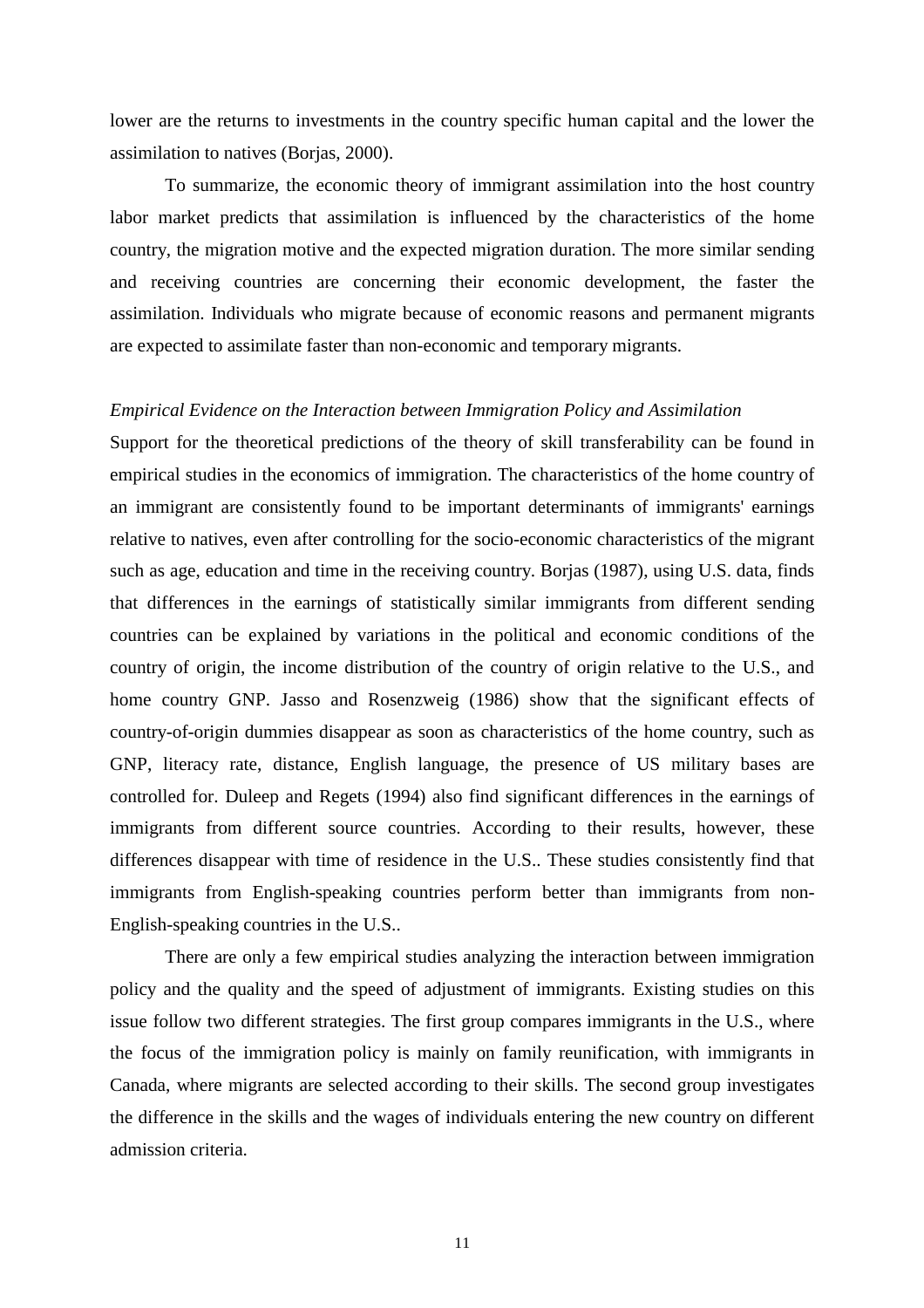lower are the returns to investments in the country specific human capital and the lower the assimilation to natives (Borjas, 2000).

To summarize, the economic theory of immigrant assimilation into the host country labor market predicts that assimilation is influenced by the characteristics of the home country, the migration motive and the expected migration duration. The more similar sending and receiving countries are concerning their economic development, the faster the assimilation. Individuals who migrate because of economic reasons and permanent migrants are expected to assimilate faster than non-economic and temporary migrants.

*Empirical Evidence on the Interaction between Immigration Policy and Assimilation*

Support for the theoretical predictions of the theory of skill transferability can be found in empirical studies in the economics of immigration. The characteristics of the home country of an immigrant are consistently found to be important determinants of immigrants' earnings relative to natives, even after controlling for the socio-economic characteristics of the migrant such as age, education and time in the receiving country. Borjas (1987), using U.S. data, finds that differences in the earnings of statistically similar immigrants from different sending countries can be explained by variations in the political and economic conditions of the country of origin, the income distribution of the country of origin relative to the U.S., and home country GNP. Jasso and Rosenzweig (1986) show that the significant effects of country-of-origin dummies disappear as soon as characteristics of the home country, such as GNP, literacy rate, distance, English language, the presence of US military bases are controlled for. Duleep and Regets (1994) also find significant differences in the earnings of immigrants from different source countries. According to their results, however, these differences disappear with time of residence in the U.S.. These studies consistently find that immigrants from English-speaking countries perform better than immigrants from non-English-speaking countries in the U.S..

There are only a few empirical studies analyzing the interaction between immigration policy and the quality and the speed of adjustment of immigrants. Existing studies on this issue follow two different strategies. The first group compares immigrants in the U.S., where the focus of the immigration policy is mainly on family reunification, with immigrants in Canada, where migrants are selected according to their skills. The second group investigates the difference in the skills and the wages of individuals entering the new country on different admission criteria.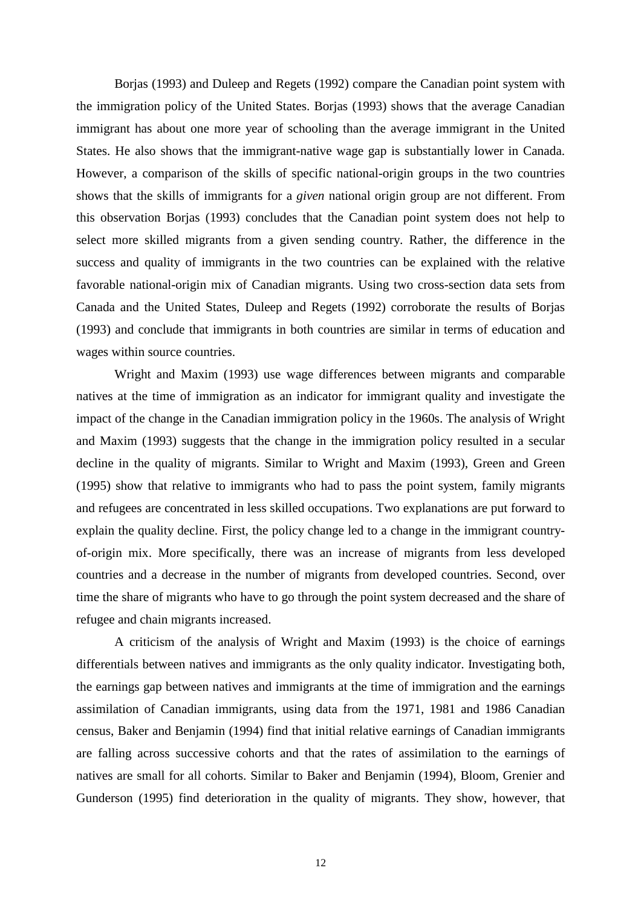Borjas (1993) and Duleep and Regets (1992) compare the Canadian point system with the immigration policy of the United States. Borjas (1993) shows that the average Canadian immigrant has about one more year of schooling than the average immigrant in the United States. He also shows that the immigrant-native wage gap is substantially lower in Canada. However, a comparison of the skills of specific national-origin groups in the two countries shows that the skills of immigrants for a *given* national origin group are not different. From this observation Borjas (1993) concludes that the Canadian point system does not help to select more skilled migrants from a given sending country. Rather, the difference in the success and quality of immigrants in the two countries can be explained with the relative favorable national-origin mix of Canadian migrants. Using two cross-section data sets from Canada and the United States, Duleep and Regets (1992) corroborate the results of Borjas (1993) and conclude that immigrants in both countries are similar in terms of education and wages within source countries.

Wright and Maxim (1993) use wage differences between migrants and comparable natives at the time of immigration as an indicator for immigrant quality and investigate the impact of the change in the Canadian immigration policy in the 1960s. The analysis of Wright and Maxim (1993) suggests that the change in the immigration policy resulted in a secular decline in the quality of migrants. Similar to Wright and Maxim (1993), Green and Green (1995) show that relative to immigrants who had to pass the point system, family migrants and refugees are concentrated in less skilled occupations. Two explanations are put forward to explain the quality decline. First, the policy change led to a change in the immigrant country-of-origin mix. More specifically, there was an increase of migrants from less developed countries and a decrease in the number of migrants from developed countries. Second, over time the share of migrants who have to go through the point system decreased and the share of refugee and chain migrants increased.

A criticism of the analysis of Wright and Maxim (1993) is the choice of earnings differentials between natives and immigrants as the only quality indicator. Investigating both, the earnings gap between natives and immigrants at the time of immigration and the earnings assimilation of Canadian immigrants, using data from the 1971, 1981 and 1986 Canadian census, Baker and Benjamin (1994) find that initial relative earnings of Canadian immigrants are falling across successive cohorts and that the rates of assimilation to the earnings of natives are small for all cohorts. Similar to Baker and Benjamin (1994), Bloom, Grenier and Gunderson (1995) find deterioration in the quality of migrants. They show, however, that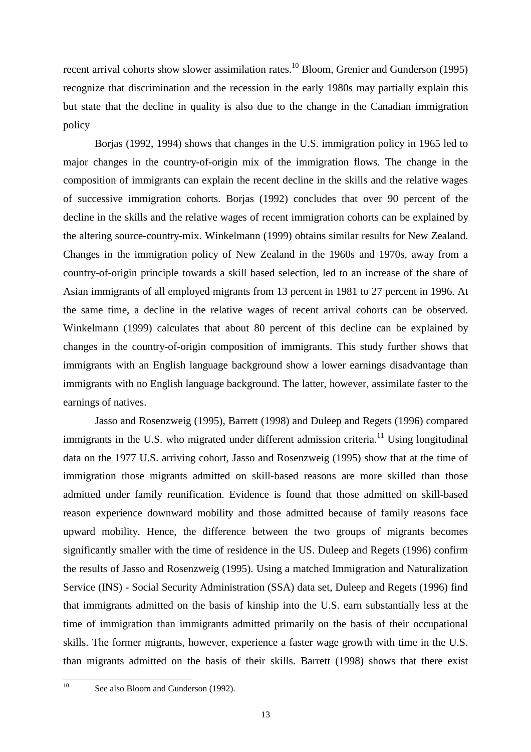recent arrival cohorts show slower assimilation rates.[10] Bloom, Grenier and Gunderson (1995) recognize that discrimination and the recession in the early 1980s may partially explain this but state that the decline in quality is also due to the change in the Canadian immigration policy

Borjas (1992, 1994) shows that changes in the U.S. immigration policy in 1965 led to major changes in the country-of-origin mix of the immigration flows. The change in the composition of immigrants can explain the recent decline in the skills and the relative wages of successive immigration cohorts. Borjas (1992) concludes that over 90 percent of the decline in the skills and the relative wages of recent immigration cohorts can be explained by the altering source-country-mix. Winkelmann (1999) obtains similar results for New Zealand. Changes in the immigration policy of New Zealand in the 1960s and 1970s, away from a country-of-origin principle towards a skill based selection, led to an increase of the share of Asian immigrants of all employed migrants from 13 percent in 1981 to 27 percent in 1996. At the same time, a decline in the relative wages of recent arrival cohorts can be observed. Winkelmann (1999) calculates that about 80 percent of this decline can be explained by changes in the country-of-origin composition of immigrants. This study further shows that immigrants with an English language background show a lower earnings disadvantage than immigrants with no English language background. The latter, however, assimilate faster to the earnings of natives.

Jasso and Rosenzweig (1995), Barrett (1998) and Duleep and Regets (1996) compared immigrants in the U.S. who migrated under different admission criteria.[11] Using longitudinal data on the 1977 U.S. arriving cohort, Jasso and Rosenzweig (1995) show that at the time of immigration those migrants admitted on skill-based reasons are more skilled than those admitted under family reunification. Evidence is found that those admitted on skill-based reason experience downward mobility and those admitted because of family reasons face upward mobility. Hence, the difference between the two groups of migrants becomes significantly smaller with the time of residence in the US. Duleep and Regets (1996) confirm the results of Jasso and Rosenzweig (1995). Using a matched Immigration and Naturalization Service (INS) - Social Security Administration (SSA) data set, Duleep and Regets (1996) find that immigrants admitted on the basis of kinship into the U.S. earn substantially less at the time of immigration than immigrants admitted primarily on the basis of their occupational skills. The former migrants, however, experience a faster wage growth with time in the U.S. than migrants admitted on the basis of their skills. Barrett (1998) shows that there exist

[10] See also Bloom and Gunderson (1992).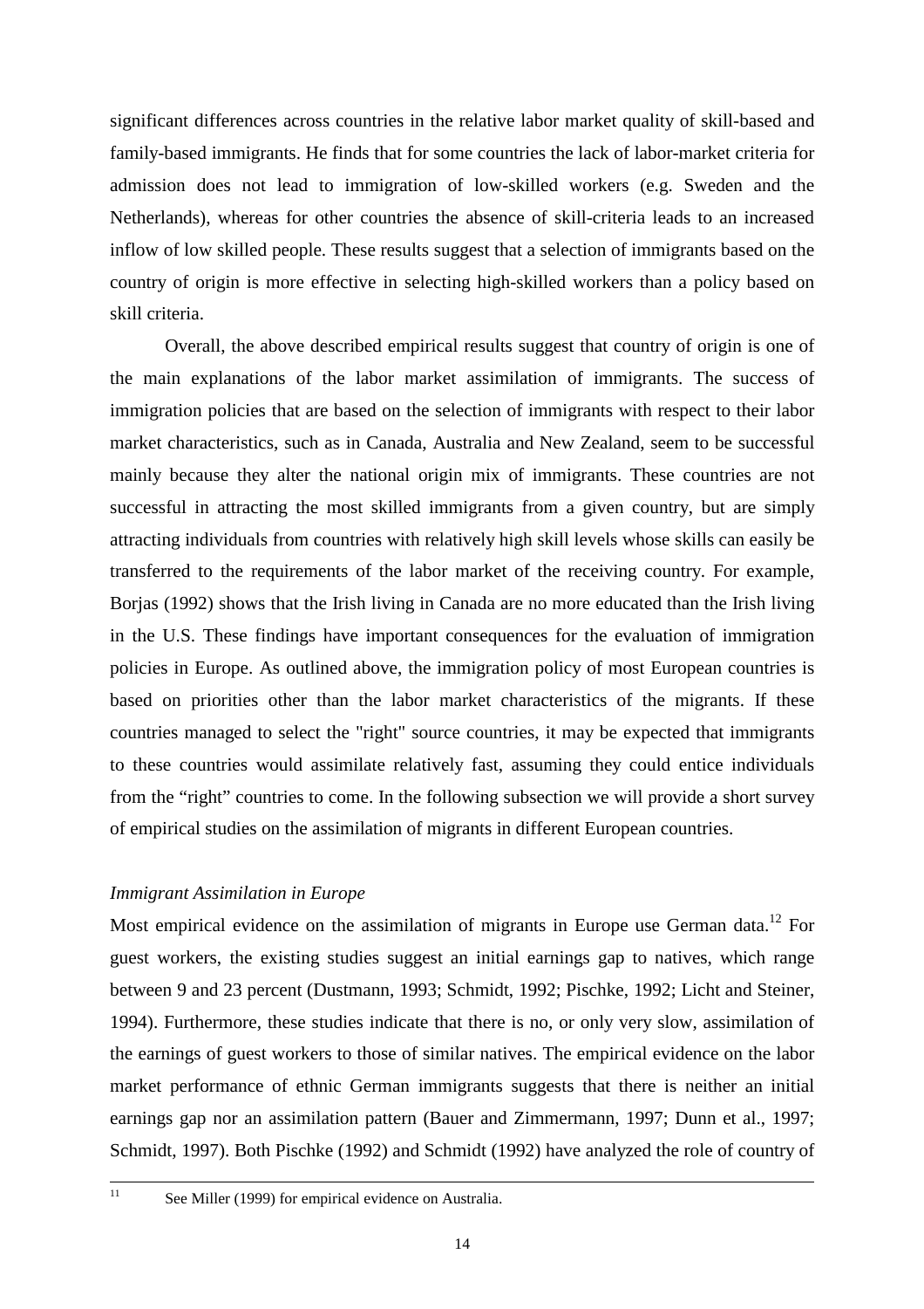significant differences across countries in the relative labor market quality of skill-based and family-based immigrants. He finds that for some countries the lack of labor-market criteria for admission does not lead to immigration of low-skilled workers (e.g. Sweden and the Netherlands), whereas for other countries the absence of skill-criteria leads to an increased inflow of low skilled people. These results suggest that a selection of immigrants based on the country of origin is more effective in selecting high-skilled workers than a policy based on skill criteria.

Overall, the above described empirical results suggest that country of origin is one of the main explanations of the labor market assimilation of immigrants. The success of immigration policies that are based on the selection of immigrants with respect to their labor market characteristics, such as in Canada, Australia and New Zealand, seem to be successful mainly because they alter the national origin mix of immigrants. These countries are not successful in attracting the most skilled immigrants from a given country, but are simply attracting individuals from countries with relatively high skill levels whose skills can easily be transferred to the requirements of the labor market of the receiving country. For example, Borjas (1992) shows that the Irish living in Canada are no more educated than the Irish living in the U.S. These findings have important consequences for the evaluation of immigration policies in Europe. As outlined above, the immigration policy of most European countries is based on priorities other than the labor market characteristics of the migrants. If these countries managed to select the "right" source countries, it may be expected that immigrants to these countries would assimilate relatively fast, assuming they could entice individuals from the “right” countries to come. In the following subsection we will provide a short survey of empirical studies on the assimilation of migrants in different European countries.

*Immigrant Assimilation in Europe*

Most empirical evidence on the assimilation of migrants in Europe use German data.[12] For guest workers, the existing studies suggest an initial earnings gap to natives, which range between 9 and 23 percent (Dustmann, 1993; Schmidt, 1992; Pischke, 1992; Licht and Steiner, 1994). Furthermore, these studies indicate that there is no, or only very slow, assimilation of the earnings of guest workers to those of similar natives. The empirical evidence on the labor market performance of ethnic German immigrants suggests that there is neither an initial earnings gap nor an assimilation pattern (Bauer and Zimmermann, 1997; Dunn et al., 1997; Schmidt, 1997). Both Pischke (1992) and Schmidt (1992) have analyzed the role of country of

[11] See Miller (1999) for empirical evidence on Australia.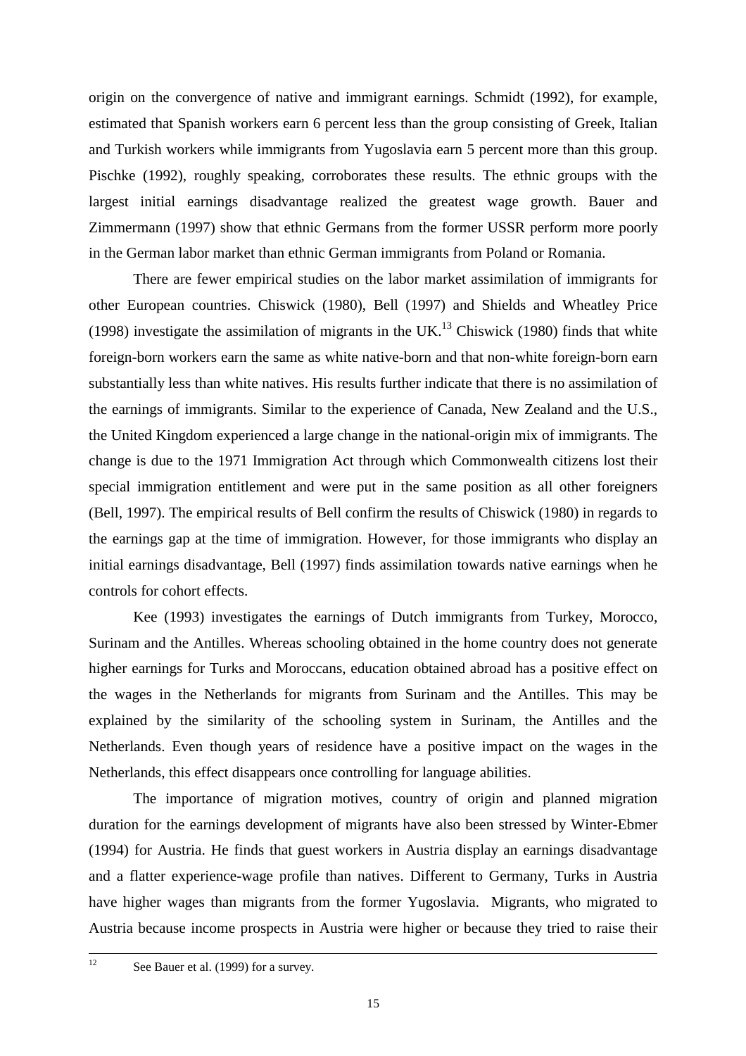origin on the convergence of native and immigrant earnings. Schmidt (1992), for example, estimated that Spanish workers earn 6 percent less than the group consisting of Greek, Italian and Turkish workers while immigrants from Yugoslavia earn 5 percent more than this group. Pischke (1992), roughly speaking, corroborates these results. The ethnic groups with the largest initial earnings disadvantage realized the greatest wage growth. Bauer and Zimmermann (1997) show that ethnic Germans from the former USSR perform more poorly in the German labor market than ethnic German immigrants from Poland or Romania.

There are fewer empirical studies on the labor market assimilation of immigrants for other European countries. Chiswick (1980), Bell (1997) and Shields and Wheatley Price (1998) investigate the assimilation of migrants in the UK.[13] Chiswick (1980) finds that white foreign-born workers earn the same as white native-born and that non-white foreign-born earn substantially less than white natives. His results further indicate that there is no assimilation of the earnings of immigrants. Similar to the experience of Canada, New Zealand and the U.S., the United Kingdom experienced a large change in the national-origin mix of immigrants. The change is due to the 1971 Immigration Act through which Commonwealth citizens lost their special immigration entitlement and were put in the same position as all other foreigners (Bell, 1997). The empirical results of Bell confirm the results of Chiswick (1980) in regards to the earnings gap at the time of immigration. However, for those immigrants who display an initial earnings disadvantage, Bell (1997) finds assimilation towards native earnings when he controls for cohort effects.

Kee (1993) investigates the earnings of Dutch immigrants from Turkey, Morocco, Surinam and the Antilles. Whereas schooling obtained in the home country does not generate higher earnings for Turks and Moroccans, education obtained abroad has a positive effect on the wages in the Netherlands for migrants from Surinam and the Antilles. This may be explained by the similarity of the schooling system in Surinam, the Antilles and the Netherlands. Even though years of residence have a positive impact on the wages in the Netherlands, this effect disappears once controlling for language abilities.

The importance of migration motives, country of origin and planned migration duration for the earnings development of migrants have also been stressed by Winter-Ebmer (1994) for Austria. He finds that guest workers in Austria display an earnings disadvantage and a flatter experience-wage profile than natives. Different to Germany, Turks in Austria have higher wages than migrants from the former Yugoslavia. Migrants, who migrated to Austria because income prospects in Austria were higher or because they tried to raise their

[12] See Bauer et al. (1999) for a survey.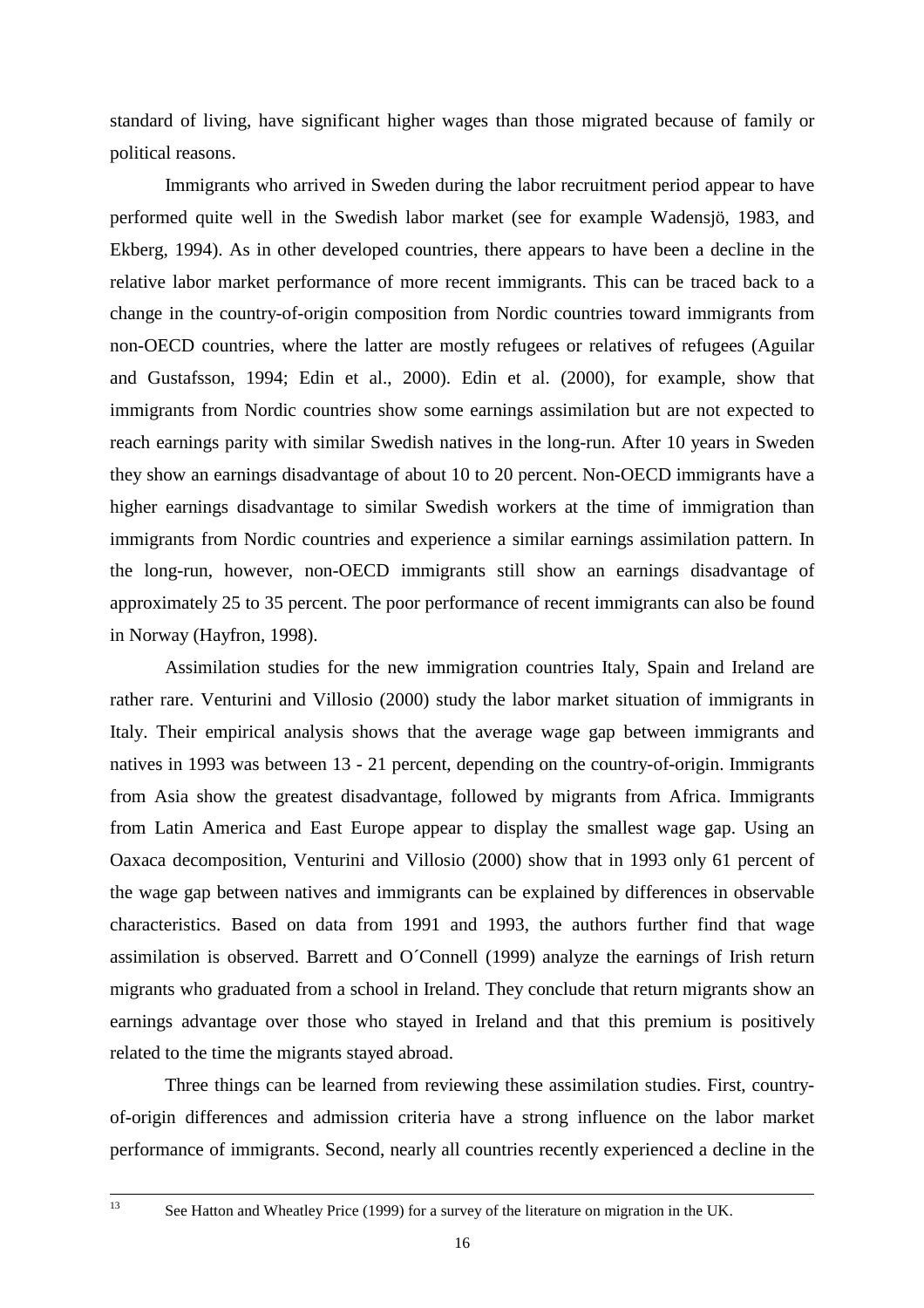standard of living, have significant higher wages than those migrated because of family or political reasons.

Immigrants who arrived in Sweden during the labor recruitment period appear to have performed quite well in the Swedish labor market (see for example Wadensjö, 1983, and Ekberg, 1994). As in other developed countries, there appears to have been a decline in the relative labor market performance of more recent immigrants. This can be traced back to a change in the country-of-origin composition from Nordic countries toward immigrants from non-OECD countries, where the latter are mostly refugees or relatives of refugees (Aguilar and Gustafsson, 1994; Edin et al., 2000). Edin et al. (2000), for example, show that immigrants from Nordic countries show some earnings assimilation but are not expected to reach earnings parity with similar Swedish natives in the long-run. After 10 years in Sweden they show an earnings disadvantage of about 10 to 20 percent. Non-OECD immigrants have a higher earnings disadvantage to similar Swedish workers at the time of immigration than immigrants from Nordic countries and experience a similar earnings assimilation pattern. In the long-run, however, non-OECD immigrants still show an earnings disadvantage of approximately 25 to 35 percent. The poor performance of recent immigrants can also be found in Norway (Hayfron, 1998).

Assimilation studies for the new immigration countries Italy, Spain and Ireland are rather rare. Venturini and Villosio (2000) study the labor market situation of immigrants in Italy. Their empirical analysis shows that the average wage gap between immigrants and natives in 1993 was between 13 - 21 percent, depending on the country-of-origin. Immigrants from Asia show the greatest disadvantage, followed by migrants from Africa. Immigrants from Latin America and East Europe appear to display the smallest wage gap. Using an Oaxaca decomposition, Venturini and Villosio (2000) show that in 1993 only 61 percent of the wage gap between natives and immigrants can be explained by differences in observable characteristics. Based on data from 1991 and 1993, the authors further find that wage assimilation is observed. Barrett and O´Connell (1999) analyze the earnings of Irish return migrants who graduated from a school in Ireland. They conclude that return migrants show an earnings advantage over those who stayed in Ireland and that this premium is positively related to the time the migrants stayed abroad.

Three things can be learned from reviewing these assimilation studies. First, country-of-origin differences and admission criteria have a strong influence on the labor market performance of immigrants. Second, nearly all countries recently experienced a decline in the

[13] See Hatton and Wheatley Price (1999) for a survey of the literature on migration in the UK.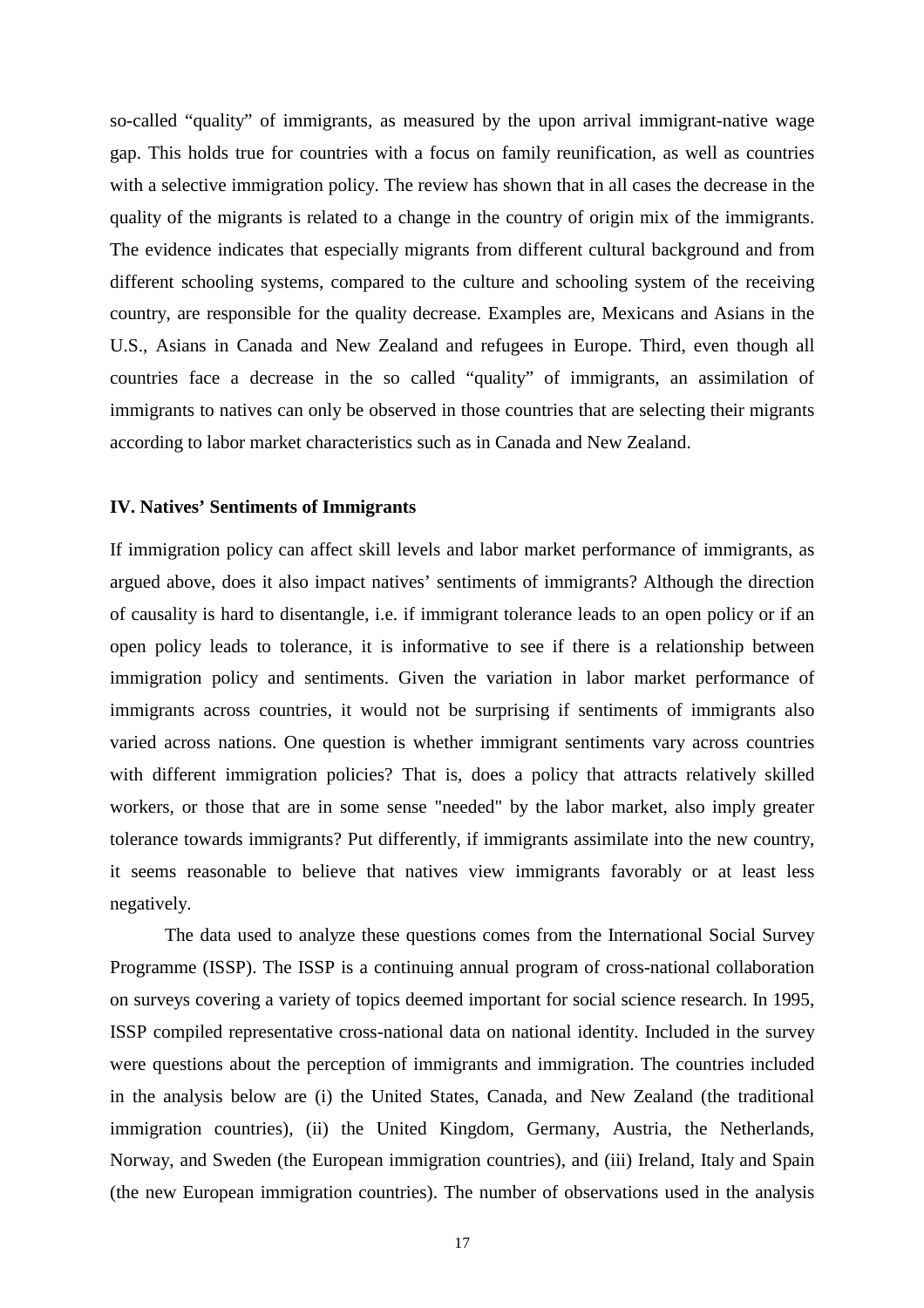so-called "quality" of immigrants, as measured by the upon arrival immigrant-native wage gap. This holds true for countries with a focus on family reunification, as well as countries with a selective immigration policy. The review has shown that in all cases the decrease in the quality of the migrants is related to a change in the country of origin mix of the immigrants. The evidence indicates that especially migrants from different cultural background and from different schooling systems, compared to the culture and schooling system of the receiving country, are responsible for the quality decrease. Examples are, Mexicans and Asians in the U.S., Asians in Canada and New Zealand and refugees in Europe. Third, even though all countries face a decrease in the so called "quality" of immigrants, an assimilation of immigrants to natives can only be observed in those countries that are selecting their migrants according to labor market characteristics such as in Canada and New Zealand.

## IV. Natives' Sentiments of Immigrants

If immigration policy can affect skill levels and labor market performance of immigrants, as argued above, does it also impact natives' sentiments of immigrants? Although the direction of causality is hard to disentangle, i.e. if immigrant tolerance leads to an open policy or if an open policy leads to tolerance, it is informative to see if there is a relationship between immigration policy and sentiments. Given the variation in labor market performance of immigrants across countries, it would not be surprising if sentiments of immigrants also varied across nations. One question is whether immigrant sentiments vary across countries with different immigration policies? That is, does a policy that attracts relatively skilled workers, or those that are in some sense "needed" by the labor market, also imply greater tolerance towards immigrants? Put differently, if immigrants assimilate into the new country, it seems reasonable to believe that natives view immigrants favorably or at least less negatively.

The data used to analyze these questions comes from the International Social Survey Programme (ISSP). The ISSP is a continuing annual program of cross-national collaboration on surveys covering a variety of topics deemed important for social science research. In 1995, ISSP compiled representative cross-national data on national identity. Included in the survey were questions about the perception of immigrants and immigration. The countries included in the analysis below are (i) the United States, Canada, and New Zealand (the traditional immigration countries), (ii) the United Kingdom, Germany, Austria, the Netherlands, Norway, and Sweden (the European immigration countries), and (iii) Ireland, Italy and Spain (the new European immigration countries). The number of observations used in the analysis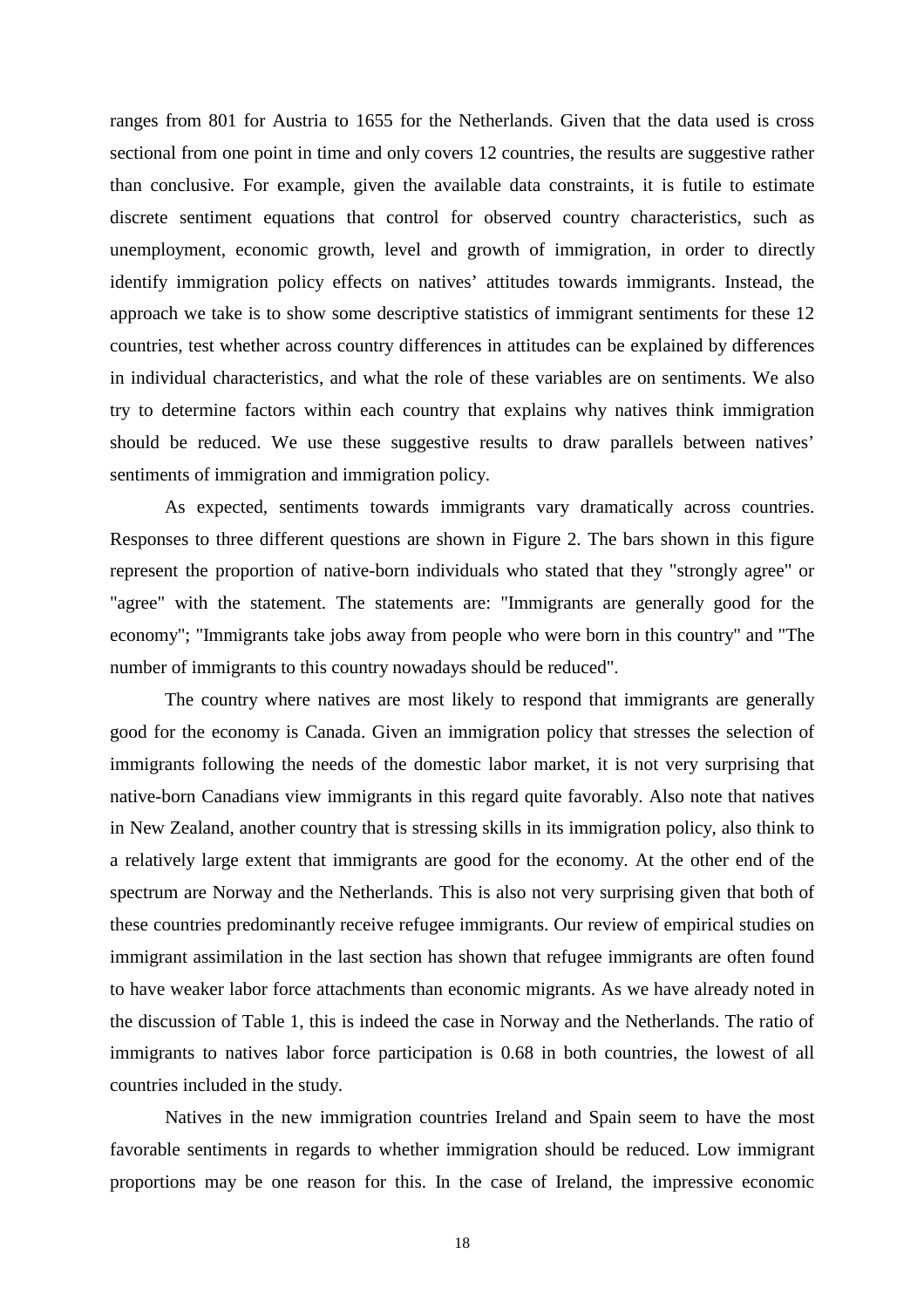ranges from 801 for Austria to 1655 for the Netherlands. Given that the data used is cross sectional from one point in time and only covers 12 countries, the results are suggestive rather than conclusive. For example, given the available data constraints, it is futile to estimate discrete sentiment equations that control for observed country characteristics, such as unemployment, economic growth, level and growth of immigration, in order to directly identify immigration policy effects on natives' attitudes towards immigrants. Instead, the approach we take is to show some descriptive statistics of immigrant sentiments for these 12 countries, test whether across country differences in attitudes can be explained by differences in individual characteristics, and what the role of these variables are on sentiments. We also try to determine factors within each country that explains why natives think immigration should be reduced. We use these suggestive results to draw parallels between natives' sentiments of immigration and immigration policy.

As expected, sentiments towards immigrants vary dramatically across countries. Responses to three different questions are shown in Figure 2. The bars shown in this figure represent the proportion of native-born individuals who stated that they "strongly agree" or "agree" with the statement. The statements are: "Immigrants are generally good for the economy"; "Immigrants take jobs away from people who were born in this country" and "The number of immigrants to this country nowadays should be reduced".

The country where natives are most likely to respond that immigrants are generally good for the economy is Canada. Given an immigration policy that stresses the selection of immigrants following the needs of the domestic labor market, it is not very surprising that native-born Canadians view immigrants in this regard quite favorably. Also note that natives in New Zealand, another country that is stressing skills in its immigration policy, also think to a relatively large extent that immigrants are good for the economy. At the other end of the spectrum are Norway and the Netherlands. This is also not very surprising given that both of these countries predominantly receive refugee immigrants. Our review of empirical studies on immigrant assimilation in the last section has shown that refugee immigrants are often found to have weaker labor force attachments than economic migrants. As we have already noted in the discussion of Table 1, this is indeed the case in Norway and the Netherlands. The ratio of immigrants to natives labor force participation is 0.68 in both countries, the lowest of all countries included in the study.

Natives in the new immigration countries Ireland and Spain seem to have the most favorable sentiments in regards to whether immigration should be reduced. Low immigrant proportions may be one reason for this. In the case of Ireland, the impressive economic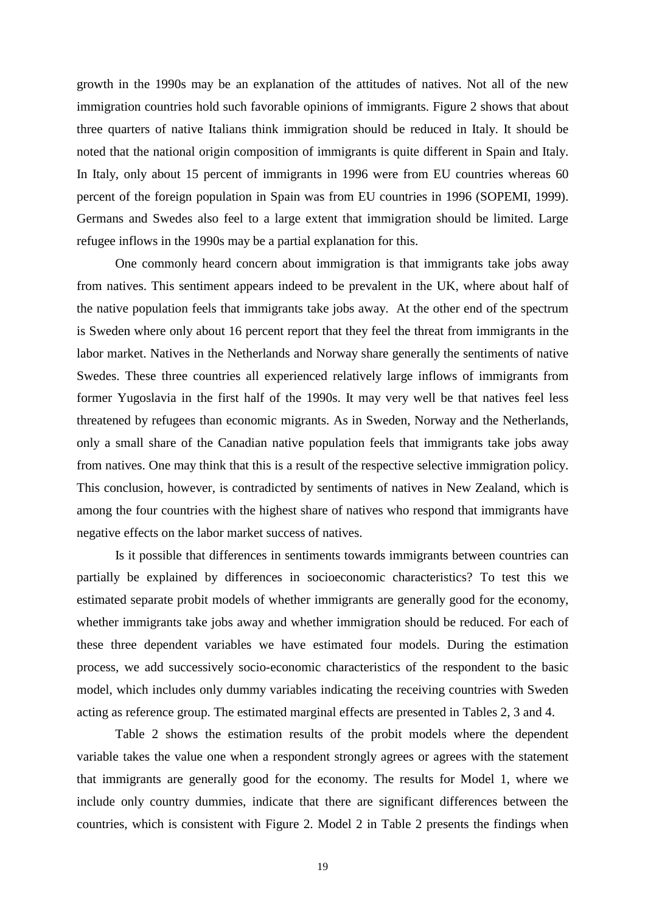growth in the 1990s may be an explanation of the attitudes of natives. Not all of the new immigration countries hold such favorable opinions of immigrants. Figure 2 shows that about three quarters of native Italians think immigration should be reduced in Italy. It should be noted that the national origin composition of immigrants is quite different in Spain and Italy. In Italy, only about 15 percent of immigrants in 1996 were from EU countries whereas 60 percent of the foreign population in Spain was from EU countries in 1996 (SOPEMI, 1999). Germans and Swedes also feel to a large extent that immigration should be limited. Large refugee inflows in the 1990s may be a partial explanation for this.

One commonly heard concern about immigration is that immigrants take jobs away from natives. This sentiment appears indeed to be prevalent in the UK, where about half of the native population feels that immigrants take jobs away. At the other end of the spectrum is Sweden where only about 16 percent report that they feel the threat from immigrants in the labor market. Natives in the Netherlands and Norway share generally the sentiments of native Swedes. These three countries all experienced relatively large inflows of immigrants from former Yugoslavia in the first half of the 1990s. It may very well be that natives feel less threatened by refugees than economic migrants. As in Sweden, Norway and the Netherlands, only a small share of the Canadian native population feels that immigrants take jobs away from natives. One may think that this is a result of the respective selective immigration policy. This conclusion, however, is contradicted by sentiments of natives in New Zealand, which is among the four countries with the highest share of natives who respond that immigrants have negative effects on the labor market success of natives.

Is it possible that differences in sentiments towards immigrants between countries can partially be explained by differences in socioeconomic characteristics? To test this we estimated separate probit models of whether immigrants are generally good for the economy, whether immigrants take jobs away and whether immigration should be reduced. For each of these three dependent variables we have estimated four models. During the estimation process, we add successively socio-economic characteristics of the respondent to the basic model, which includes only dummy variables indicating the receiving countries with Sweden acting as reference group. The estimated marginal effects are presented in Tables 2, 3 and 4.

Table 2 shows the estimation results of the probit models where the dependent variable takes the value one when a respondent strongly agrees or agrees with the statement that immigrants are generally good for the economy. The results for Model 1, where we include only country dummies, indicate that there are significant differences between the countries, which is consistent with Figure 2. Model 2 in Table 2 presents the findings when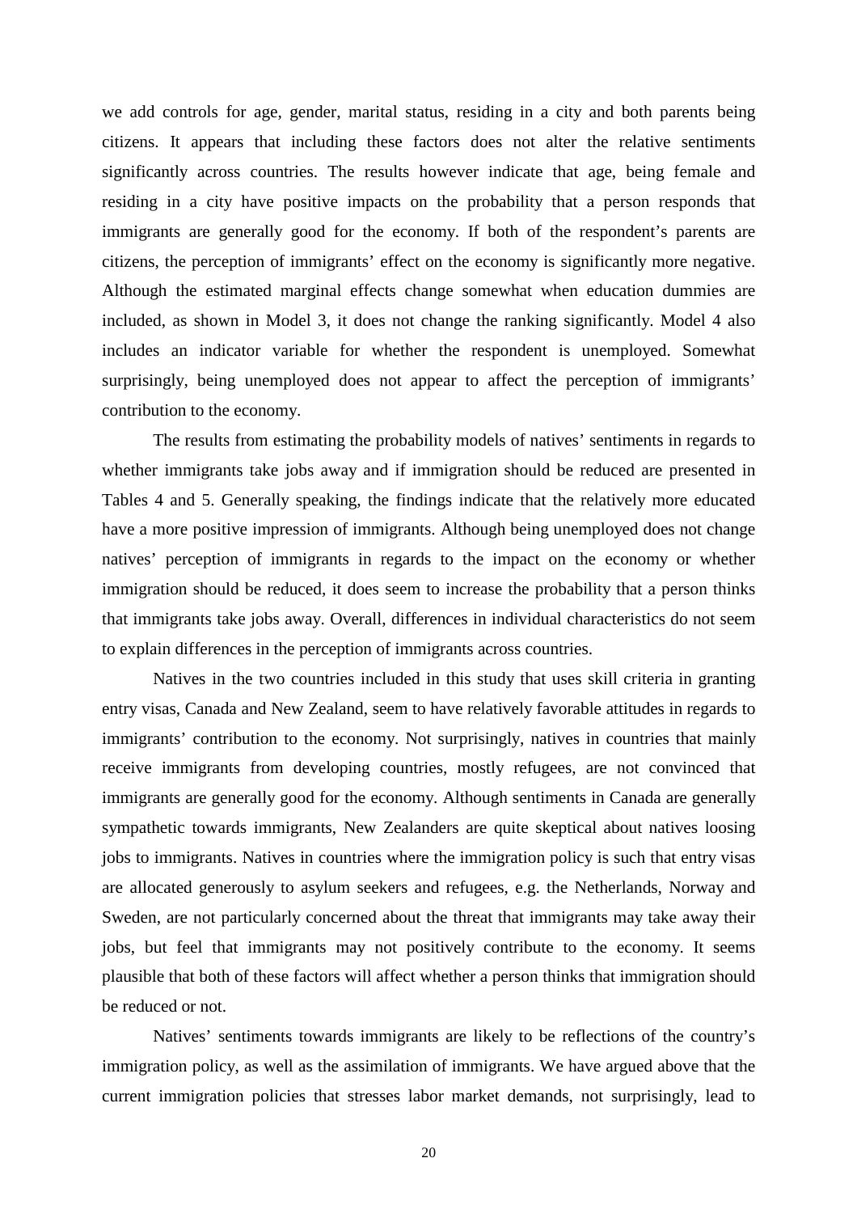we add controls for age, gender, marital status, residing in a city and both parents being citizens. It appears that including these factors does not alter the relative sentiments significantly across countries. The results however indicate that age, being female and residing in a city have positive impacts on the probability that a person responds that immigrants are generally good for the economy. If both of the respondent's parents are citizens, the perception of immigrants' effect on the economy is significantly more negative. Although the estimated marginal effects change somewhat when education dummies are included, as shown in Model 3, it does not change the ranking significantly. Model 4 also includes an indicator variable for whether the respondent is unemployed. Somewhat surprisingly, being unemployed does not appear to affect the perception of immigrants' contribution to the economy.

The results from estimating the probability models of natives' sentiments in regards to whether immigrants take jobs away and if immigration should be reduced are presented in Tables 4 and 5. Generally speaking, the findings indicate that the relatively more educated have a more positive impression of immigrants. Although being unemployed does not change natives' perception of immigrants in regards to the impact on the economy or whether immigration should be reduced, it does seem to increase the probability that a person thinks that immigrants take jobs away. Overall, differences in individual characteristics do not seem to explain differences in the perception of immigrants across countries.

Natives in the two countries included in this study that uses skill criteria in granting entry visas, Canada and New Zealand, seem to have relatively favorable attitudes in regards to immigrants' contribution to the economy. Not surprisingly, natives in countries that mainly receive immigrants from developing countries, mostly refugees, are not convinced that immigrants are generally good for the economy. Although sentiments in Canada are generally sympathetic towards immigrants, New Zealanders are quite skeptical about natives loosing jobs to immigrants. Natives in countries where the immigration policy is such that entry visas are allocated generously to asylum seekers and refugees, e.g. the Netherlands, Norway and Sweden, are not particularly concerned about the threat that immigrants may take away their jobs, but feel that immigrants may not positively contribute to the economy. It seems plausible that both of these factors will affect whether a person thinks that immigration should be reduced or not.

Natives' sentiments towards immigrants are likely to be reflections of the country's immigration policy, as well as the assimilation of immigrants. We have argued above that the current immigration policies that stresses labor market demands, not surprisingly, lead to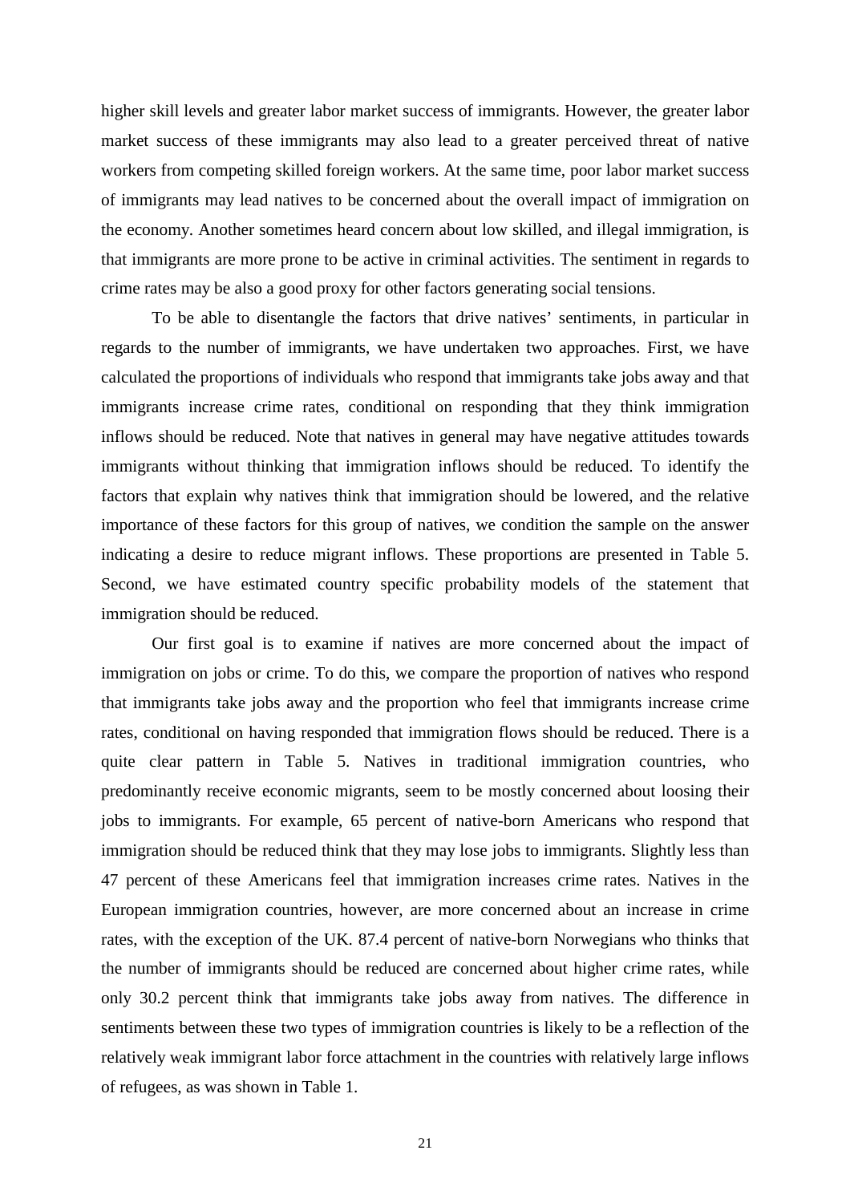higher skill levels and greater labor market success of immigrants. However, the greater labor market success of these immigrants may also lead to a greater perceived threat of native workers from competing skilled foreign workers. At the same time, poor labor market success of immigrants may lead natives to be concerned about the overall impact of immigration on the economy. Another sometimes heard concern about low skilled, and illegal immigration, is that immigrants are more prone to be active in criminal activities. The sentiment in regards to crime rates may be also a good proxy for other factors generating social tensions.

To be able to disentangle the factors that drive natives' sentiments, in particular in regards to the number of immigrants, we have undertaken two approaches. First, we have calculated the proportions of individuals who respond that immigrants take jobs away and that immigrants increase crime rates, conditional on responding that they think immigration inflows should be reduced. Note that natives in general may have negative attitudes towards immigrants without thinking that immigration inflows should be reduced. To identify the factors that explain why natives think that immigration should be lowered, and the relative importance of these factors for this group of natives, we condition the sample on the answer indicating a desire to reduce migrant inflows. These proportions are presented in Table 5. Second, we have estimated country specific probability models of the statement that immigration should be reduced.

Our first goal is to examine if natives are more concerned about the impact of immigration on jobs or crime. To do this, we compare the proportion of natives who respond that immigrants take jobs away and the proportion who feel that immigrants increase crime rates, conditional on having responded that immigration flows should be reduced. There is a quite clear pattern in Table 5. Natives in traditional immigration countries, who predominantly receive economic migrants, seem to be mostly concerned about loosing their jobs to immigrants. For example, 65 percent of native-born Americans who respond that immigration should be reduced think that they may lose jobs to immigrants. Slightly less than 47 percent of these Americans feel that immigration increases crime rates. Natives in the European immigration countries, however, are more concerned about an increase in crime rates, with the exception of the UK. 87.4 percent of native-born Norwegians who thinks that the number of immigrants should be reduced are concerned about higher crime rates, while only 30.2 percent think that immigrants take jobs away from natives. The difference in sentiments between these two types of immigration countries is likely to be a reflection of the relatively weak immigrant labor force attachment in the countries with relatively large inflows of refugees, as was shown in Table 1.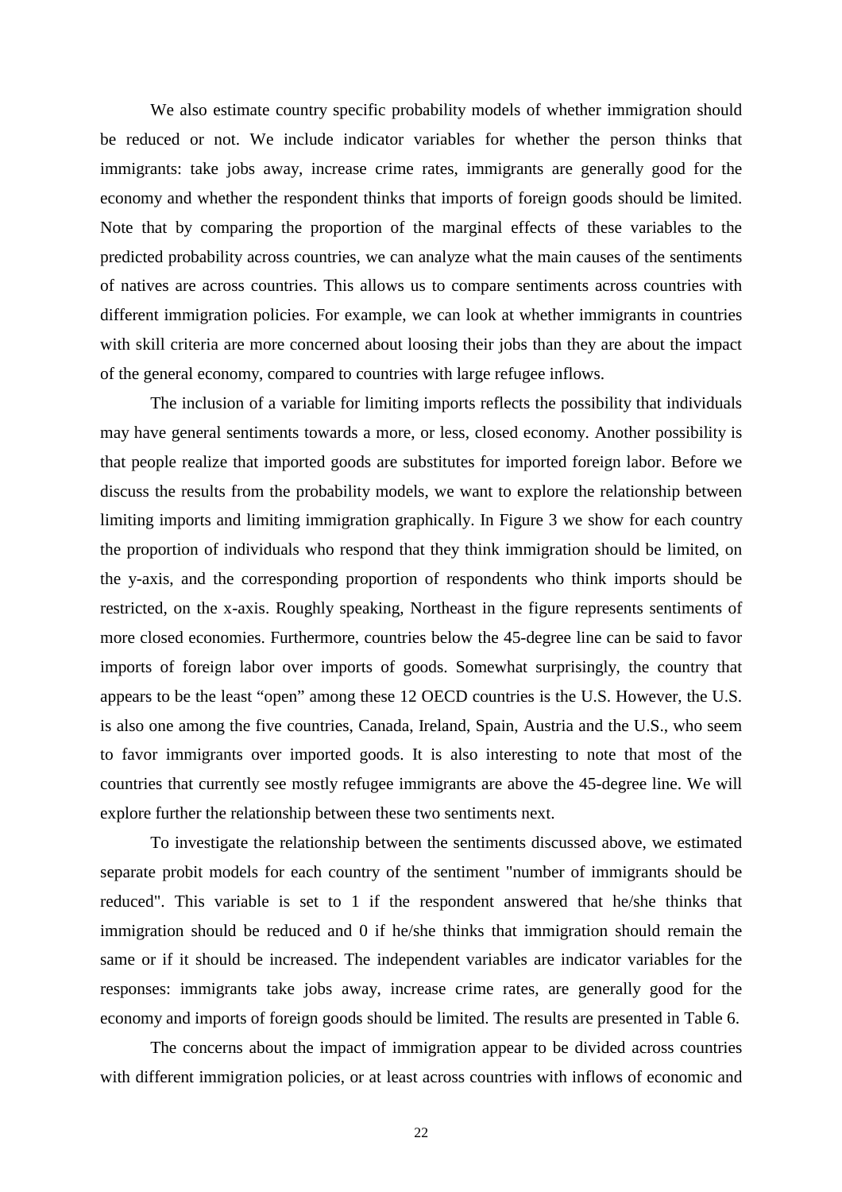We also estimate country specific probability models of whether immigration should be reduced or not. We include indicator variables for whether the person thinks that immigrants: take jobs away, increase crime rates, immigrants are generally good for the economy and whether the respondent thinks that imports of foreign goods should be limited. Note that by comparing the proportion of the marginal effects of these variables to the predicted probability across countries, we can analyze what the main causes of the sentiments of natives are across countries. This allows us to compare sentiments across countries with different immigration policies. For example, we can look at whether immigrants in countries with skill criteria are more concerned about loosing their jobs than they are about the impact of the general economy, compared to countries with large refugee inflows.

The inclusion of a variable for limiting imports reflects the possibility that individuals may have general sentiments towards a more, or less, closed economy. Another possibility is that people realize that imported goods are substitutes for imported foreign labor. Before we discuss the results from the probability models, we want to explore the relationship between limiting imports and limiting immigration graphically. In Figure 3 we show for each country the proportion of individuals who respond that they think immigration should be limited, on the y-axis, and the corresponding proportion of respondents who think imports should be restricted, on the x-axis. Roughly speaking, Northeast in the figure represents sentiments of more closed economies. Furthermore, countries below the 45-degree line can be said to favor imports of foreign labor over imports of goods. Somewhat surprisingly, the country that appears to be the least "open" among these 12 OECD countries is the U.S. However, the U.S. is also one among the five countries, Canada, Ireland, Spain, Austria and the U.S., who seem to favor immigrants over imported goods. It is also interesting to note that most of the countries that currently see mostly refugee immigrants are above the 45-degree line. We will explore further the relationship between these two sentiments next.

To investigate the relationship between the sentiments discussed above, we estimated separate probit models for each country of the sentiment "number of immigrants should be reduced". This variable is set to 1 if the respondent answered that he/she thinks that immigration should be reduced and 0 if he/she thinks that immigration should remain the same or if it should be increased. The independent variables are indicator variables for the responses: immigrants take jobs away, increase crime rates, are generally good for the economy and imports of foreign goods should be limited. The results are presented in Table 6.

The concerns about the impact of immigration appear to be divided across countries with different immigration policies, or at least across countries with inflows of economic and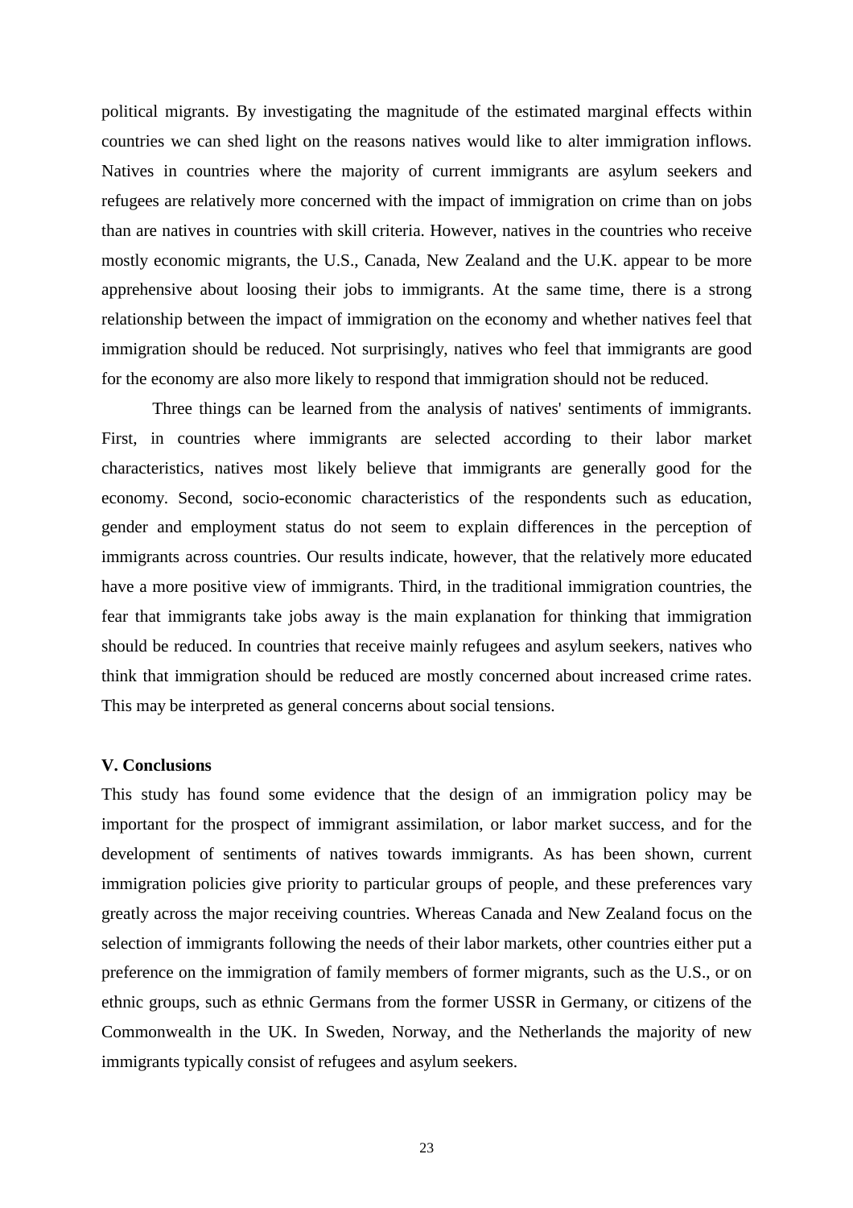political migrants. By investigating the magnitude of the estimated marginal effects within countries we can shed light on the reasons natives would like to alter immigration inflows. Natives in countries where the majority of current immigrants are asylum seekers and refugees are relatively more concerned with the impact of immigration on crime than on jobs than are natives in countries with skill criteria. However, natives in the countries who receive mostly economic migrants, the U.S., Canada, New Zealand and the U.K. appear to be more apprehensive about loosing their jobs to immigrants. At the same time, there is a strong relationship between the impact of immigration on the economy and whether natives feel that immigration should be reduced. Not surprisingly, natives who feel that immigrants are good for the economy are also more likely to respond that immigration should not be reduced.

Three things can be learned from the analysis of natives' sentiments of immigrants. First, in countries where immigrants are selected according to their labor market characteristics, natives most likely believe that immigrants are generally good for the economy. Second, socio-economic characteristics of the respondents such as education, gender and employment status do not seem to explain differences in the perception of immigrants across countries. Our results indicate, however, that the relatively more educated have a more positive view of immigrants. Third, in the traditional immigration countries, the fear that immigrants take jobs away is the main explanation for thinking that immigration should be reduced. In countries that receive mainly refugees and asylum seekers, natives who think that immigration should be reduced are mostly concerned about increased crime rates. This may be interpreted as general concerns about social tensions.

## V. Conclusions

This study has found some evidence that the design of an immigration policy may be important for the prospect of immigrant assimilation, or labor market success, and for the development of sentiments of natives towards immigrants. As has been shown, current immigration policies give priority to particular groups of people, and these preferences vary greatly across the major receiving countries. Whereas Canada and New Zealand focus on the selection of immigrants following the needs of their labor markets, other countries either put a preference on the immigration of family members of former migrants, such as the U.S., or on ethnic groups, such as ethnic Germans from the former USSR in Germany, or citizens of the Commonwealth in the UK. In Sweden, Norway, and the Netherlands the majority of new immigrants typically consist of refugees and asylum seekers.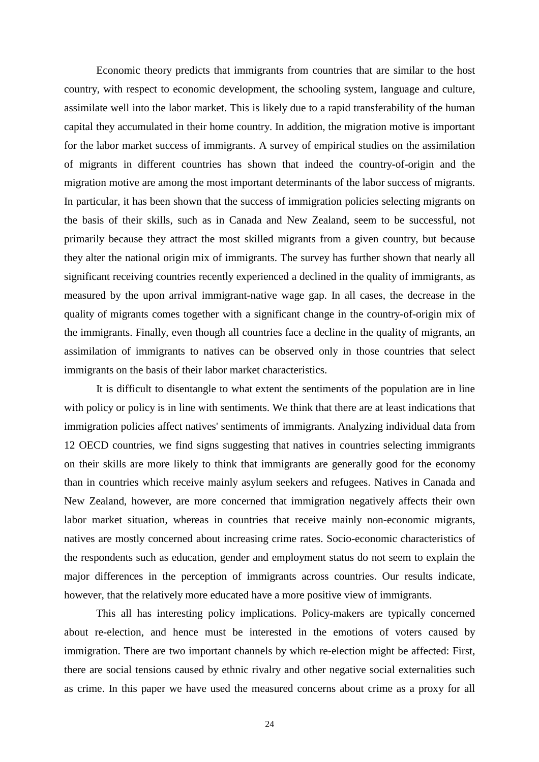Economic theory predicts that immigrants from countries that are similar to the host country, with respect to economic development, the schooling system, language and culture, assimilate well into the labor market. This is likely due to a rapid transferability of the human capital they accumulated in their home country. In addition, the migration motive is important for the labor market success of immigrants. A survey of empirical studies on the assimilation of migrants in different countries has shown that indeed the country-of-origin and the migration motive are among the most important determinants of the labor success of migrants. In particular, it has been shown that the success of immigration policies selecting migrants on the basis of their skills, such as in Canada and New Zealand, seem to be successful, not primarily because they attract the most skilled migrants from a given country, but because they alter the national origin mix of immigrants. The survey has further shown that nearly all significant receiving countries recently experienced a declined in the quality of immigrants, as measured by the upon arrival immigrant-native wage gap. In all cases, the decrease in the quality of migrants comes together with a significant change in the country-of-origin mix of the immigrants. Finally, even though all countries face a decline in the quality of migrants, an assimilation of immigrants to natives can be observed only in those countries that select immigrants on the basis of their labor market characteristics.

It is difficult to disentangle to what extent the sentiments of the population are in line with policy or policy is in line with sentiments. We think that there are at least indications that immigration policies affect natives' sentiments of immigrants. Analyzing individual data from 12 OECD countries, we find signs suggesting that natives in countries selecting immigrants on their skills are more likely to think that immigrants are generally good for the economy than in countries which receive mainly asylum seekers and refugees. Natives in Canada and New Zealand, however, are more concerned that immigration negatively affects their own labor market situation, whereas in countries that receive mainly non-economic migrants, natives are mostly concerned about increasing crime rates. Socio-economic characteristics of the respondents such as education, gender and employment status do not seem to explain the major differences in the perception of immigrants across countries. Our results indicate, however, that the relatively more educated have a more positive view of immigrants.

This all has interesting policy implications. Policy-makers are typically concerned about re-election, and hence must be interested in the emotions of voters caused by immigration. There are two important channels by which re-election might be affected: First, there are social tensions caused by ethnic rivalry and other negative social externalities such as crime. In this paper we have used the measured concerns about crime as a proxy for all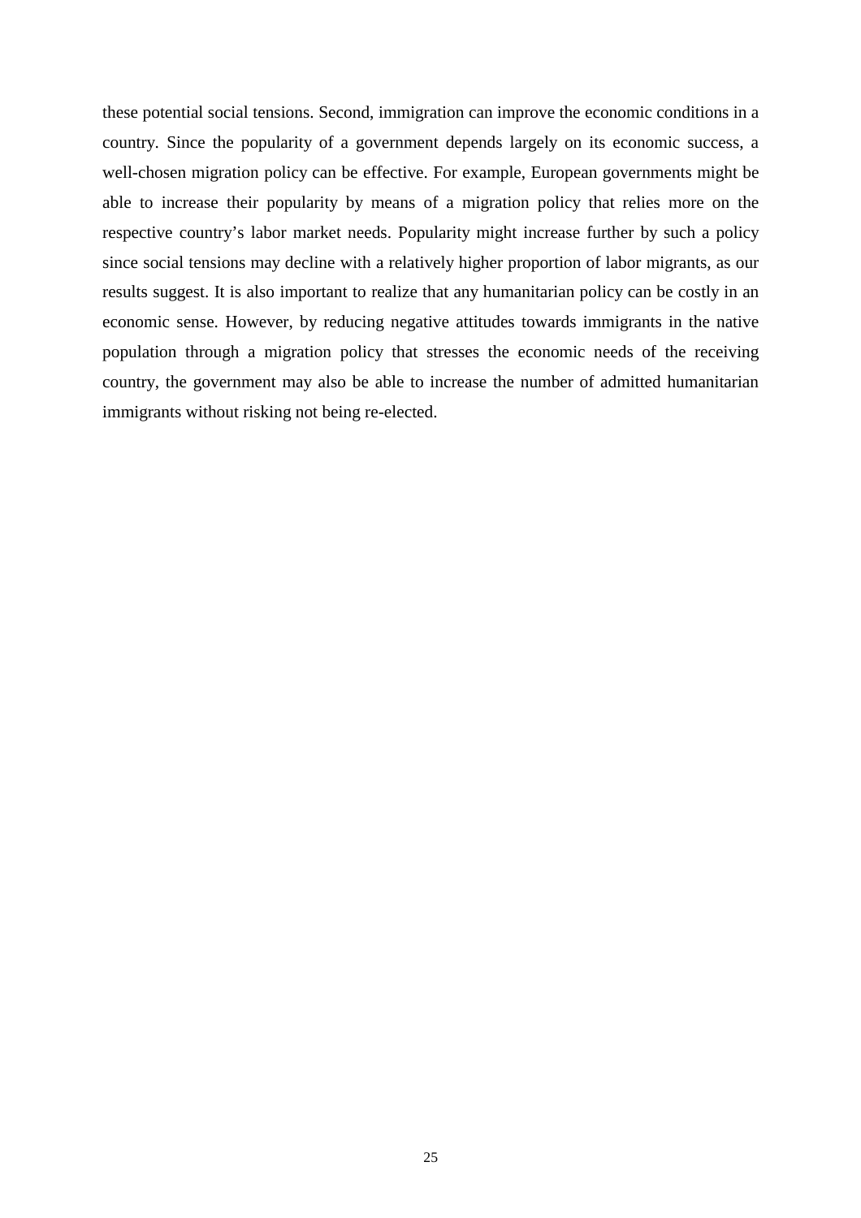these potential social tensions. Second, immigration can improve the economic conditions in a country. Since the popularity of a government depends largely on its economic success, a well-chosen migration policy can be effective. For example, European governments might be able to increase their popularity by means of a migration policy that relies more on the respective country's labor market needs. Popularity might increase further by such a policy since social tensions may decline with a relatively higher proportion of labor migrants, as our results suggest. It is also important to realize that any humanitarian policy can be costly in an economic sense. However, by reducing negative attitudes towards immigrants in the native population through a migration policy that stresses the economic needs of the receiving country, the government may also be able to increase the number of admitted humanitarian immigrants without risking not being re-elected.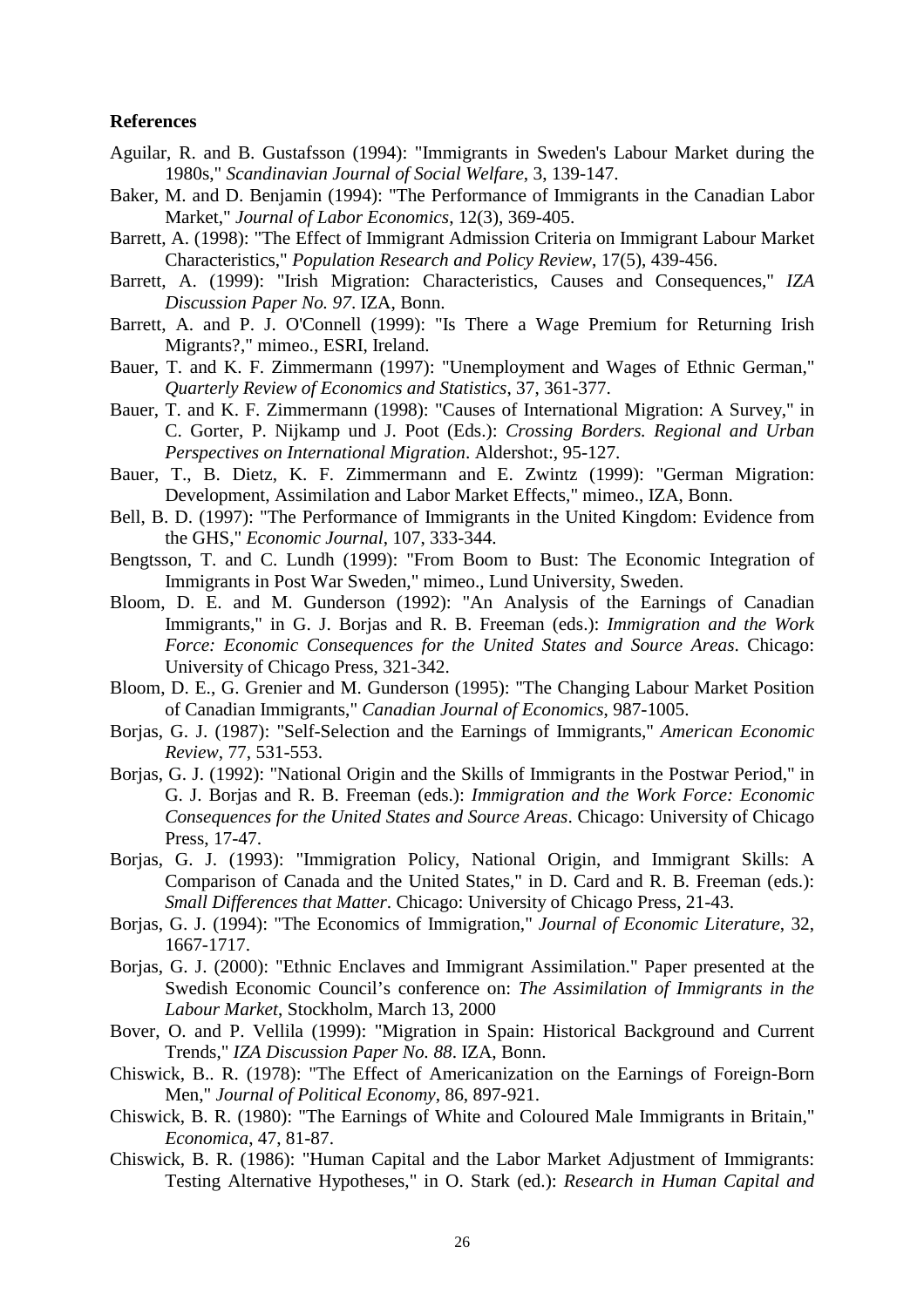**References**

Aguilar, R. and B. Gustafsson (1994): "Immigrants in Sweden's Labour Market during the 1980s," *Scandinavian Journal of Social Welfare*, 3, 139-147.

Baker, M. and D. Benjamin (1994): "The Performance of Immigrants in the Canadian Labor Market," *Journal of Labor Economics*, 12(3), 369-405.

Barrett, A. (1998): "The Effect of Immigrant Admission Criteria on Immigrant Labour Market Characteristics," *Population Research and Policy Review*, 17(5), 439-456.

Barrett, A. (1999): "Irish Migration: Characteristics, Causes and Consequences," *IZA Discussion Paper No. 97*. IZA, Bonn.

Barrett, A. and P. J. O'Connell (1999): "Is There a Wage Premium for Returning Irish Migrants?," mimeo., ESRI, Ireland.

Bauer, T. and K. F. Zimmermann (1997): "Unemployment and Wages of Ethnic German," *Quarterly Review of Economics and Statistics*, 37, 361-377.

Bauer, T. and K. F. Zimmermann (1998): "Causes of International Migration: A Survey," in C. Gorter, P. Nijkamp und J. Poot (Eds.): *Crossing Borders. Regional and Urban Perspectives on International Migration*. Aldershot:, 95-127.

Bauer, T., B. Dietz, K. F. Zimmermann and E. Zwintz (1999): "German Migration: Development, Assimilation and Labor Market Effects," mimeo., IZA, Bonn.

Bell, B. D. (1997): "The Performance of Immigrants in the United Kingdom: Evidence from the GHS," *Economic Journal*, 107, 333-344.

Bengtsson, T. and C. Lundh (1999): "From Boom to Bust: The Economic Integration of Immigrants in Post War Sweden," mimeo., Lund University, Sweden.

Bloom, D. E. and M. Gunderson (1992): "An Analysis of the Earnings of Canadian Immigrants," in G. J. Borjas and R. B. Freeman (eds.): *Immigration and the Work Force: Economic Consequences for the United States and Source Areas*. Chicago: University of Chicago Press, 321-342.

Bloom, D. E., G. Grenier and M. Gunderson (1995): "The Changing Labour Market Position of Canadian Immigrants," *Canadian Journal of Economics*, 987-1005.

Borjas, G. J. (1987): "Self-Selection and the Earnings of Immigrants," *American Economic Review*, 77, 531-553.

Borjas, G. J. (1992): "National Origin and the Skills of Immigrants in the Postwar Period," in G. J. Borjas and R. B. Freeman (eds.): *Immigration and the Work Force: Economic Consequences for the United States and Source Areas*. Chicago: University of Chicago Press, 17-47.

Borjas, G. J. (1993): "Immigration Policy, National Origin, and Immigrant Skills: A Comparison of Canada and the United States," in D. Card and R. B. Freeman (eds.): *Small Differences that Matter*. Chicago: University of Chicago Press, 21-43.

Borjas, G. J. (1994): "The Economics of Immigration," *Journal of Economic Literature*, 32, 1667-1717.

Borjas, G. J. (2000): "Ethnic Enclaves and Immigrant Assimilation." Paper presented at the Swedish Economic Council's conference on: *The Assimilation of Immigrants in the Labour Market*, Stockholm, March 13, 2000

Bover, O. and P. Vellila (1999): "Migration in Spain: Historical Background and Current Trends," *IZA Discussion Paper No. 88*. IZA, Bonn.

Chiswick, B.. R. (1978): "The Effect of Americanization on the Earnings of Foreign-Born Men," *Journal of Political Economy*, 86, 897-921.

Chiswick, B. R. (1980): "The Earnings of White and Coloured Male Immigrants in Britain," *Economica*, 47, 81-87.

Chiswick, B. R. (1986): "Human Capital and the Labor Market Adjustment of Immigrants: Testing Alternative Hypotheses," in O. Stark (ed.): *Research in Human Capital and*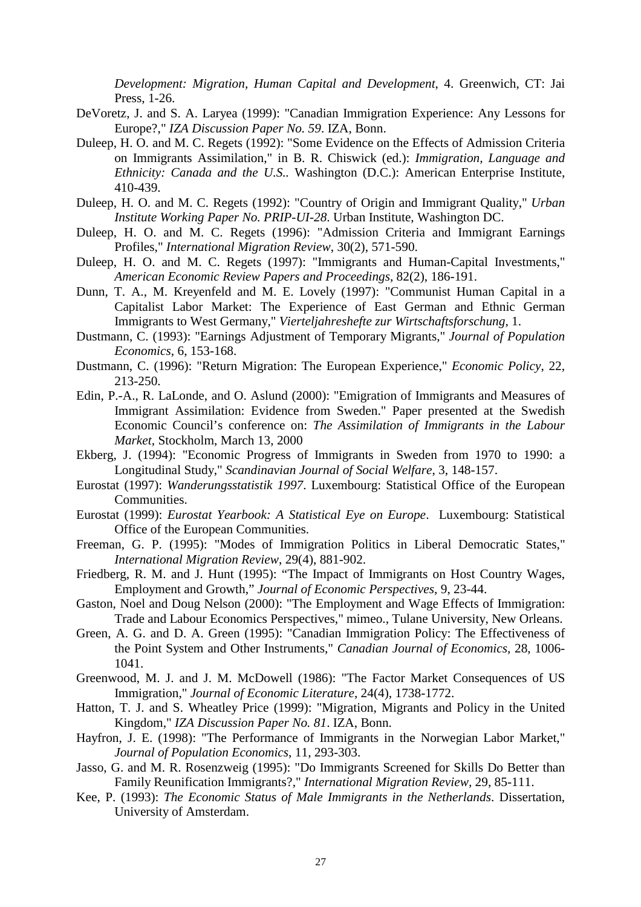*Development: Migration, Human Capital and Development*, 4. Greenwich, CT: Jai Press, 1-26.

DeVoretz, J. and S. A. Laryea (1999): "Canadian Immigration Experience: Any Lessons for Europe?," *IZA Discussion Paper No. 59*. IZA, Bonn.

Duleep, H. O. and M. C. Regets (1992): "Some Evidence on the Effects of Admission Criteria on Immigrants Assimilation," in B. R. Chiswick (ed.): *Immigration, Language and Ethnicity: Canada and the U.S.*. Washington (D.C.): American Enterprise Institute, 410-439.

Duleep, H. O. and M. C. Regets (1992): "Country of Origin and Immigrant Quality," *Urban Institute Working Paper No. PRIP-UI-28*. Urban Institute, Washington DC.

Duleep, H. O. and M. C. Regets (1996): "Admission Criteria and Immigrant Earnings Profiles," *International Migration Review*, 30(2), 571-590.

Duleep, H. O. and M. C. Regets (1997): "Immigrants and Human-Capital Investments," *American Economic Review Papers and Proceedings*, 82(2), 186-191.

Dunn, T. A., M. Kreyenfeld and M. E. Lovely (1997): "Communist Human Capital in a Capitalist Labor Market: The Experience of East German and Ethnic German Immigrants to West Germany," *Vierteljahreshefte zur Wirtschaftsforschung*, 1.

Dustmann, C. (1993): "Earnings Adjustment of Temporary Migrants," *Journal of Population Economics*, 6, 153-168.

Dustmann, C. (1996): "Return Migration: The European Experience," *Economic Policy*, 22, 213-250.

Edin, P.-A., R. LaLonde, and O. Aslund (2000): "Emigration of Immigrants and Measures of Immigrant Assimilation: Evidence from Sweden." Paper presented at the Swedish Economic Council's conference on: *The Assimilation of Immigrants in the Labour Market*, Stockholm, March 13, 2000

Ekberg, J. (1994): "Economic Progress of Immigrants in Sweden from 1970 to 1990: a Longitudinal Study," *Scandinavian Journal of Social Welfare*, 3, 148-157.

Eurostat (1997): *Wanderungsstatistik 1997*. Luxembourg: Statistical Office of the European Communities.

Eurostat (1999): *Eurostat Yearbook: A Statistical Eye on Europe*. Luxembourg: Statistical Office of the European Communities.

Freeman, G. P. (1995): "Modes of Immigration Politics in Liberal Democratic States," *International Migration Review*, 29(4), 881-902.

Friedberg, R. M. and J. Hunt (1995): "The Impact of Immigrants on Host Country Wages, Employment and Growth," *Journal of Economic Perspectives*, 9, 23-44.

Gaston, Noel and Doug Nelson (2000): "The Employment and Wage Effects of Immigration: Trade and Labour Economics Perspectives," mimeo., Tulane University, New Orleans.

Green, A. G. and D. A. Green (1995): "Canadian Immigration Policy: The Effectiveness of the Point System and Other Instruments," *Canadian Journal of Economics*, 28, 1006-1041.

Greenwood, M. J. and J. M. McDowell (1986): "The Factor Market Consequences of US Immigration," *Journal of Economic Literature*, 24(4), 1738-1772.

Hatton, T. J. and S. Wheatley Price (1999): "Migration, Migrants and Policy in the United Kingdom," *IZA Discussion Paper No. 81*. IZA, Bonn.

Hayfron, J. E. (1998): "The Performance of Immigrants in the Norwegian Labor Market," *Journal of Population Economics*, 11, 293-303.

Jasso, G. and M. R. Rosenzweig (1995): "Do Immigrants Screened for Skills Do Better than Family Reunification Immigrants?," *International Migration Review*, 29, 85-111.

Kee, P. (1993): *The Economic Status of Male Immigrants in the Netherlands*. Dissertation, University of Amsterdam.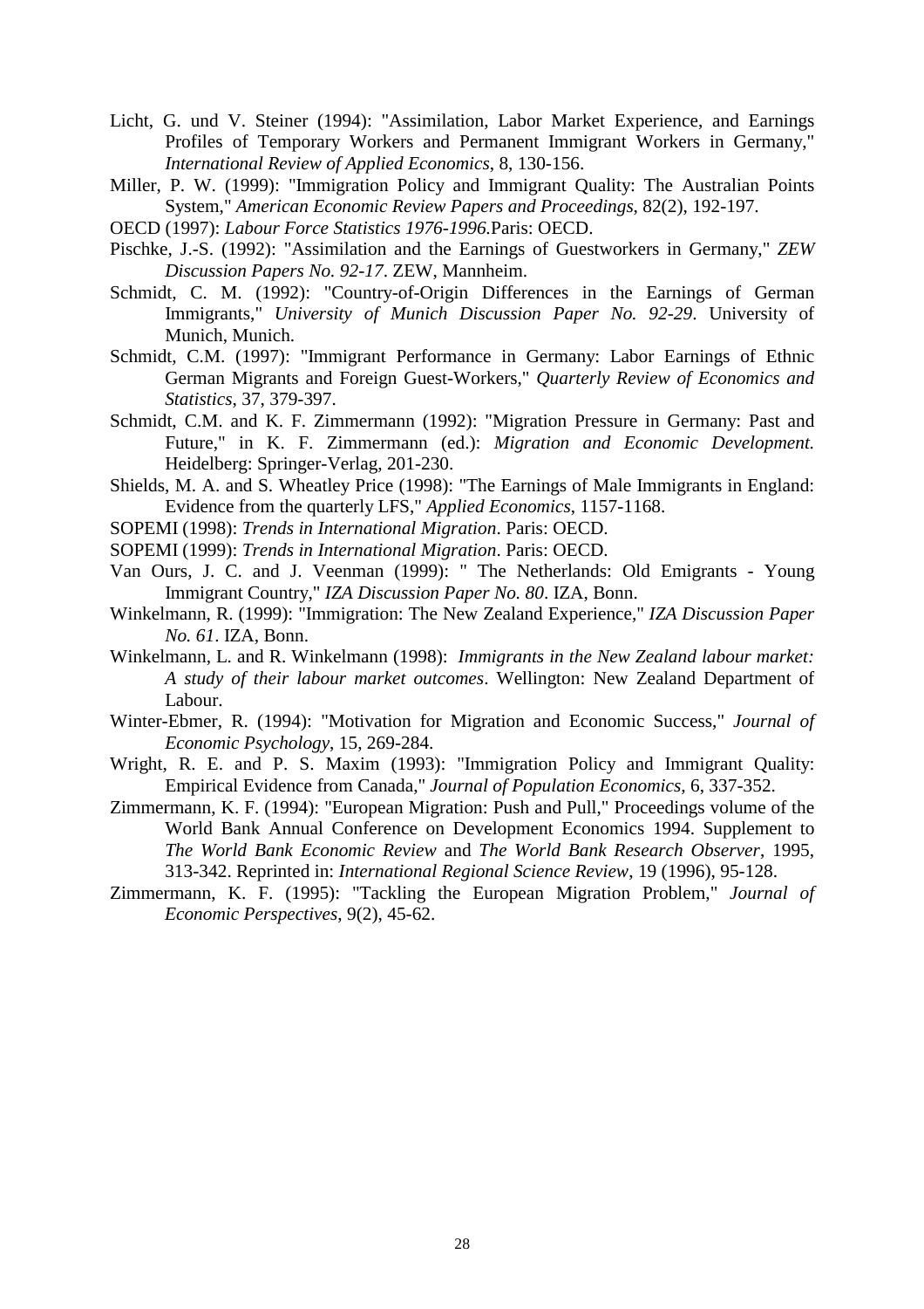Licht, G. und V. Steiner (1994): "Assimilation, Labor Market Experience, and Earnings Profiles of Temporary Workers and Permanent Immigrant Workers in Germany," *International Review of Applied Economics*, 8, 130-156.

Miller, P. W. (1999): "Immigration Policy and Immigrant Quality: The Australian Points System," *American Economic Review Papers and Proceedings*, 82(2), 192-197.

OECD (1997): *Labour Force Statistics 1976-1996.*Paris: OECD.

Pischke, J.-S. (1992): "Assimilation and the Earnings of Guestworkers in Germany," *ZEW Discussion Papers No. 92-17*. ZEW, Mannheim.

Schmidt, C. M. (1992): "Country-of-Origin Differences in the Earnings of German Immigrants," *University of Munich Discussion Paper No. 92-29*. University of Munich, Munich.

Schmidt, C.M. (1997): "Immigrant Performance in Germany: Labor Earnings of Ethnic German Migrants and Foreign Guest-Workers," *Quarterly Review of Economics and Statistics*, 37, 379-397.

Schmidt, C.M. and K. F. Zimmermann (1992): "Migration Pressure in Germany: Past and Future," in K. F. Zimmermann (ed.): *Migration and Economic Development.* Heidelberg: Springer-Verlag, 201-230.

Shields, M. A. and S. Wheatley Price (1998): "The Earnings of Male Immigrants in England: Evidence from the quarterly LFS," *Applied Economics*, 1157-1168.

SOPEMI (1998): *Trends in International Migration*. Paris: OECD.

SOPEMI (1999): *Trends in International Migration*. Paris: OECD.

Van Ours, J. C. and J. Veenman (1999): " The Netherlands: Old Emigrants - Young Immigrant Country," *IZA Discussion Paper No. 80*. IZA, Bonn.

Winkelmann, R. (1999): "Immigration: The New Zealand Experience," *IZA Discussion Paper No. 61*. IZA, Bonn.

Winkelmann, L. and R. Winkelmann (1998): *Immigrants in the New Zealand labour market: A study of their labour market outcomes*. Wellington: New Zealand Department of Labour.

Winter-Ebmer, R. (1994): "Motivation for Migration and Economic Success," *Journal of Economic Psychology*, 15, 269-284.

Wright, R. E. and P. S. Maxim (1993): "Immigration Policy and Immigrant Quality: Empirical Evidence from Canada," *Journal of Population Economics*, 6, 337-352.

Zimmermann, K. F. (1994): "European Migration: Push and Pull," Proceedings volume of the World Bank Annual Conference on Development Economics 1994. Supplement to *The World Bank Economic Review* and *The World Bank Research Observer*, 1995, 313-342. Reprinted in: *International Regional Science Review*, 19 (1996), 95-128.

Zimmermann, K. F. (1995): "Tackling the European Migration Problem," *Journal of Economic Perspectives*, 9(2), 45-62.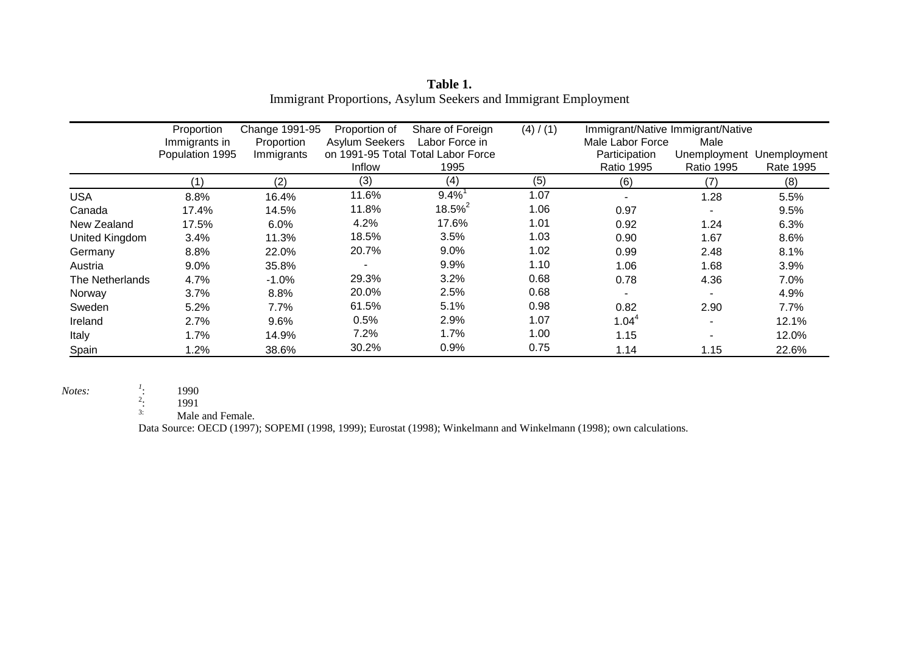**Table 1.**
Immigrant Proportions, Asylum Seekers and Immigrant Employment

| | Proportion Immigrants in Population 1995 | Change 1991-95 Proportion Immigrants | Proportion of Asylum Seekers on 1991-95 Total Inflow | Share of Foreign Labor Force in Total Labor Force 1995 | (4) / (1) | Immigrant/Native Male Labor Force Participation Ratio 1995 | Immigrant/Native Male Unemployment Ratio 1995 | Unemployment Rate 1995 |
|---|---|---|---|---|---|---|---|---|
| | (1) | (2) | (3) | (4) | (5) | (6) | (7) | (8) |
| USA | 8.8% | 16.4% | 11.6% | 9.4%[1] | 1.07 | - | 1.28 | 5.5% |
| Canada | 17.4% | 14.5% | 11.8% | 18.5%[2] | 1.06 | 0.97 | - | 9.5% |
| New Zealand | 17.5% | 6.0% | 4.2% | 17.6% | 1.01 | 0.92 | 1.24 | 6.3% |
| United Kingdom | 3.4% | 11.3% | 18.5% | 3.5% | 1.03 | 0.90 | 1.67 | 8.6% |
| Germany | 8.8% | 22.0% | 20.7% | 9.0% | 1.02 | 0.99 | 2.48 | 8.1% |
| Austria | 9.0% | 35.8% | - | 9.9% | 1.10 | 1.06 | 1.68 | 3.9% |
| The Netherlands | 4.7% | -1.0% | 29.3% | 3.2% | 0.68 | 0.78 | 4.36 | 7.0% |
| Norway | 3.7% | 8.8% | 20.0% | 2.5% | 0.68 | - | - | 4.9% |
| Sweden | 5.2% | 7.7% | 61.5% | 5.1% | 0.98 | 0.82 | 2.90 | 7.7% |
| Ireland | 2.7% | 9.6% | 0.5% | 2.9% | 1.07 | 1.04[4] | - | 12.1% |
| Italy | 1.7% | 14.9% | 7.2% | 1.7% | 1.00 | 1.15 | - | 12.0% |
| Spain | 1.2% | 38.6% | 30.2% | 0.9% | 0.75 | 1.14 | 1.15 | 22.6% |

*Notes:*
[1]: 1990
[2]: 1991
[3]: Male and Female.

Data Source: OECD (1997); SOPEMI (1998, 1999); Eurostat (1998); Winkelmann and Winkelmann (1998); own calculations.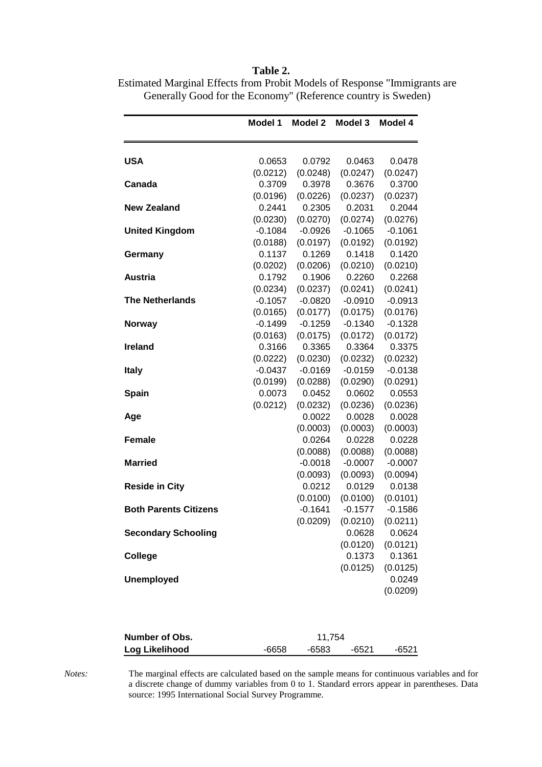**Table 2.**

Estimated Marginal Effects from Probit Models of Response "Immigrants are Generally Good for the Economy" (Reference country is Sweden)

| | Model 1 | Model 2 | Model 3 | Model 4 |
|---|---|---|---|---|
| **USA** | 0.0653 | 0.0792 | 0.0463 | 0.0478 |
| | (0.0212) | (0.0248) | (0.0247) | (0.0247) |
| **Canada** | 0.3709 | 0.3978 | 0.3676 | 0.3700 |
| | (0.0196) | (0.0226) | (0.0237) | (0.0237) |
| **New Zealand** | 0.2441 | 0.2305 | 0.2031 | 0.2044 |
| | (0.0230) | (0.0270) | (0.0274) | (0.0276) |
| **United Kingdom** | -0.1084 | -0.0926 | -0.1065 | -0.1061 |
| | (0.0188) | (0.0197) | (0.0192) | (0.0192) |
| **Germany** | 0.1137 | 0.1269 | 0.1418 | 0.1420 |
| | (0.0202) | (0.0206) | (0.0210) | (0.0210) |
| **Austria** | 0.1792 | 0.1906 | 0.2260 | 0.2268 |
| | (0.0234) | (0.0237) | (0.0241) | (0.0241) |
| **The Netherlands** | -0.1057 | -0.0820 | -0.0910 | -0.0913 |
| | (0.0165) | (0.0177) | (0.0175) | (0.0176) |
| **Norway** | -0.1499 | -0.1259 | -0.1340 | -0.1328 |
| | (0.0163) | (0.0175) | (0.0172) | (0.0172) |
| **Ireland** | 0.3166 | 0.3365 | 0.3364 | 0.3375 |
| | (0.0222) | (0.0230) | (0.0232) | (0.0232) |
| **Italy** | -0.0437 | -0.0169 | -0.0159 | -0.0138 |
| | (0.0199) | (0.0288) | (0.0290) | (0.0291) |
| **Spain** | 0.0073 | 0.0452 | 0.0602 | 0.0553 |
| | (0.0212) | (0.0232) | (0.0236) | (0.0236) |
| **Age** | | 0.0022 | 0.0028 | 0.0028 |
| | | (0.0003) | (0.0003) | (0.0003) |
| **Female** | | 0.0264 | 0.0228 | 0.0228 |
| | | (0.0088) | (0.0088) | (0.0088) |
| **Married** | | -0.0018 | -0.0007 | -0.0007 |
| | | (0.0093) | (0.0093) | (0.0094) |
| **Reside in City** | | 0.0212 | 0.0129 | 0.0138 |
| | | (0.0100) | (0.0100) | (0.0101) |
| **Both Parents Citizens** | | -0.1641 | -0.1577 | -0.1586 |
| | | (0.0209) | (0.0210) | (0.0211) |
| **Secondary Schooling** | | | 0.0628 | 0.0624 |
| | | | (0.0120) | (0.0121) |
| **College** | | | 0.1373 | 0.1361 |
| | | | (0.0125) | (0.0125) |
| **Unemployed** | | | | 0.0249 |
| | | | | (0.0209) |
| **Number of Obs.** | 11,754 | | | |
| **Log Likelihood** | -6658 | -6583 | -6521 | -6521 |

*Notes:* The marginal effects are calculated based on the sample means for continuous variables and for a discrete change of dummy variables from 0 to 1. Standard errors appear in parentheses. Data source: 1995 International Social Survey Programme.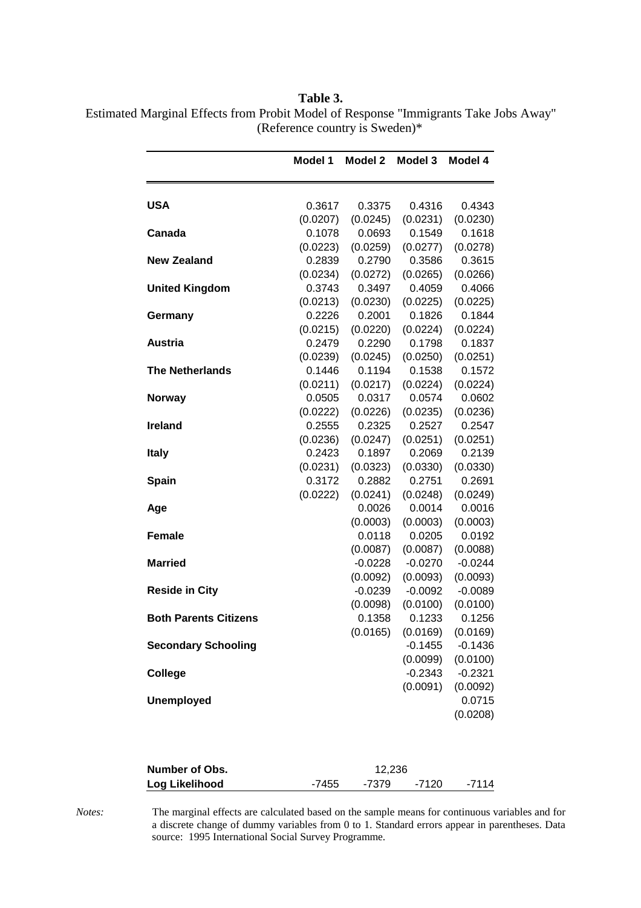**Table 3.**

Estimated Marginal Effects from Probit Model of Response "Immigrants Take Jobs Away" (Reference country is Sweden)*

| | Model 1 | Model 2 | Model 3 | Model 4 |
|---|---|---|---|---|
| **USA** | 0.3617 | 0.3375 | 0.4316 | 0.4343 |
| | (0.0207) | (0.0245) | (0.0231) | (0.0230) |
| **Canada** | 0.1078 | 0.0693 | 0.1549 | 0.1618 |
| | (0.0223) | (0.0259) | (0.0277) | (0.0278) |
| **New Zealand** | 0.2839 | 0.2790 | 0.3586 | 0.3615 |
| | (0.0234) | (0.0272) | (0.0265) | (0.0266) |
| **United Kingdom** | 0.3743 | 0.3497 | 0.4059 | 0.4066 |
| | (0.0213) | (0.0230) | (0.0225) | (0.0225) |
| **Germany** | 0.2226 | 0.2001 | 0.1826 | 0.1844 |
| | (0.0215) | (0.0220) | (0.0224) | (0.0224) |
| **Austria** | 0.2479 | 0.2290 | 0.1798 | 0.1837 |
| | (0.0239) | (0.0245) | (0.0250) | (0.0251) |
| **The Netherlands** | 0.1446 | 0.1194 | 0.1538 | 0.1572 |
| | (0.0211) | (0.0217) | (0.0224) | (0.0224) |
| **Norway** | 0.0505 | 0.0317 | 0.0574 | 0.0602 |
| | (0.0222) | (0.0226) | (0.0235) | (0.0236) |
| **Ireland** | 0.2555 | 0.2325 | 0.2527 | 0.2547 |
| | (0.0236) | (0.0247) | (0.0251) | (0.0251) |
| **Italy** | 0.2423 | 0.1897 | 0.2069 | 0.2139 |
| | (0.0231) | (0.0323) | (0.0330) | (0.0330) |
| **Spain** | 0.3172 | 0.2882 | 0.2751 | 0.2691 |
| | (0.0222) | (0.0241) | (0.0248) | (0.0249) |
| **Age** | | 0.0026 | 0.0014 | 0.0016 |
| | | (0.0003) | (0.0003) | (0.0003) |
| **Female** | | 0.0118 | 0.0205 | 0.0192 |
| | | (0.0087) | (0.0087) | (0.0088) |
| **Married** | | -0.0228 | -0.0270 | -0.0244 |
| | | (0.0092) | (0.0093) | (0.0093) |
| **Reside in City** | | -0.0239 | -0.0092 | -0.0089 |
| | | (0.0098) | (0.0100) | (0.0100) |
| **Both Parents Citizens** | | 0.1358 | 0.1233 | 0.1256 |
| | | (0.0165) | (0.0169) | (0.0169) |
| **Secondary Schooling** | | | -0.1455 | -0.1436 |
| | | | (0.0099) | (0.0100) |
| **College** | | | -0.2343 | -0.2321 |
| | | | (0.0091) | (0.0092) |
| **Unemployed** | | | | 0.0715 |
| | | | | (0.0208) |
| **Number of Obs.** | | 12,236 | | |
| **Log Likelihood** | -7455 | -7379 | -7120 | -7114 |

*Notes:* The marginal effects are calculated based on the sample means for continuous variables and for a discrete change of dummy variables from 0 to 1. Standard errors appear in parentheses. Data source: 1995 International Social Survey Programme.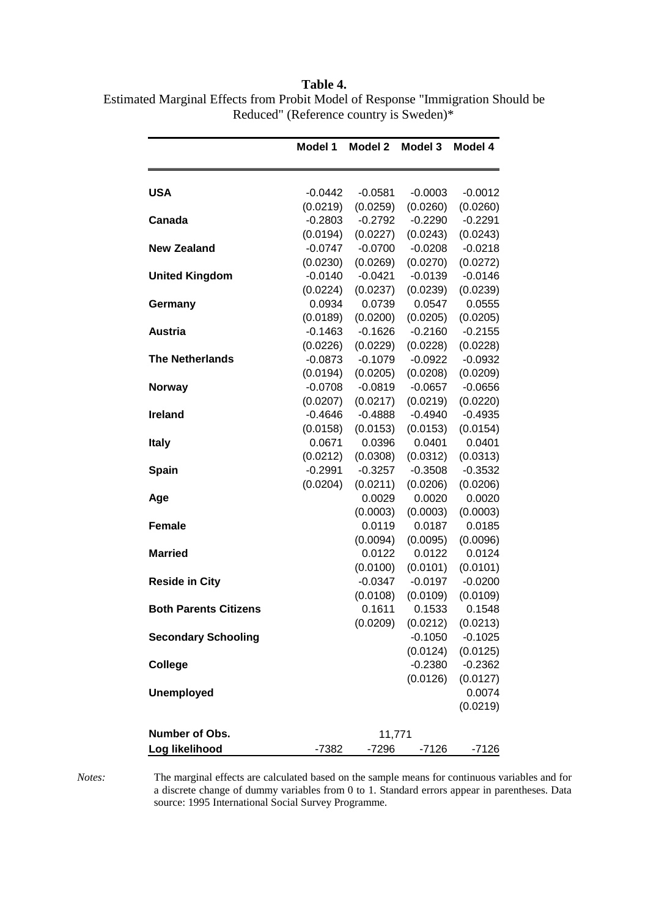**Table 4.**
Estimated Marginal Effects from Probit Model of Response "Immigration Should be Reduced" (Reference country is Sweden)*

| | Model 1 | Model 2 | Model 3 | Model 4 |
|---|---|---|---|---|
| **USA** | -0.0442 | -0.0581 | -0.0003 | -0.0012 |
| | (0.0219) | (0.0259) | (0.0260) | (0.0260) |
| **Canada** | -0.2803 | -0.2792 | -0.2290 | -0.2291 |
| | (0.0194) | (0.0227) | (0.0243) | (0.0243) |
| **New Zealand** | -0.0747 | -0.0700 | -0.0208 | -0.0218 |
| | (0.0230) | (0.0269) | (0.0270) | (0.0272) |
| **United Kingdom** | -0.0140 | -0.0421 | -0.0139 | -0.0146 |
| | (0.0224) | (0.0237) | (0.0239) | (0.0239) |
| **Germany** | 0.0934 | 0.0739 | 0.0547 | 0.0555 |
| | (0.0189) | (0.0200) | (0.0205) | (0.0205) |
| **Austria** | -0.1463 | -0.1626 | -0.2160 | -0.2155 |
| | (0.0226) | (0.0229) | (0.0228) | (0.0228) |
| **The Netherlands** | -0.0873 | -0.1079 | -0.0922 | -0.0932 |
| | (0.0194) | (0.0205) | (0.0208) | (0.0209) |
| **Norway** | -0.0708 | -0.0819 | -0.0657 | -0.0656 |
| | (0.0207) | (0.0217) | (0.0219) | (0.0220) |
| **Ireland** | -0.4646 | -0.4888 | -0.4940 | -0.4935 |
| | (0.0158) | (0.0153) | (0.0153) | (0.0154) |
| **Italy** | 0.0671 | 0.0396 | 0.0401 | 0.0401 |
| | (0.0212) | (0.0308) | (0.0312) | (0.0313) |
| **Spain** | -0.2991 | -0.3257 | -0.3508 | -0.3532 |
| | (0.0204) | (0.0211) | (0.0206) | (0.0206) |
| **Age** | | 0.0029 | 0.0020 | 0.0020 |
| | | (0.0003) | (0.0003) | (0.0003) |
| **Female** | | 0.0119 | 0.0187 | 0.0185 |
| | | (0.0094) | (0.0095) | (0.0096) |
| **Married** | | 0.0122 | 0.0122 | 0.0124 |
| | | (0.0100) | (0.0101) | (0.0101) |
| **Reside in City** | | -0.0347 | -0.0197 | -0.0200 |
| | | (0.0108) | (0.0109) | (0.0109) |
| **Both Parents Citizens** | | 0.1611 | 0.1533 | 0.1548 |
| | | (0.0209) | (0.0212) | (0.0213) |
| **Secondary Schooling** | | | -0.1050 | -0.1025 |
| | | | (0.0124) | (0.0125) |
| **College** | | | -0.2380 | -0.2362 |
| | | | (0.0126) | (0.0127) |
| **Unemployed** | | | | 0.0074 |
| | | | | (0.0219) |
| **Number of Obs.** | | 11,771 | | |
| **Log likelihood** | -7382 | -7296 | -7126 | -7126 |

*Notes:* The marginal effects are calculated based on the sample means for continuous variables and for a discrete change of dummy variables from 0 to 1. Standard errors appear in parentheses. Data source: 1995 International Social Survey Programme.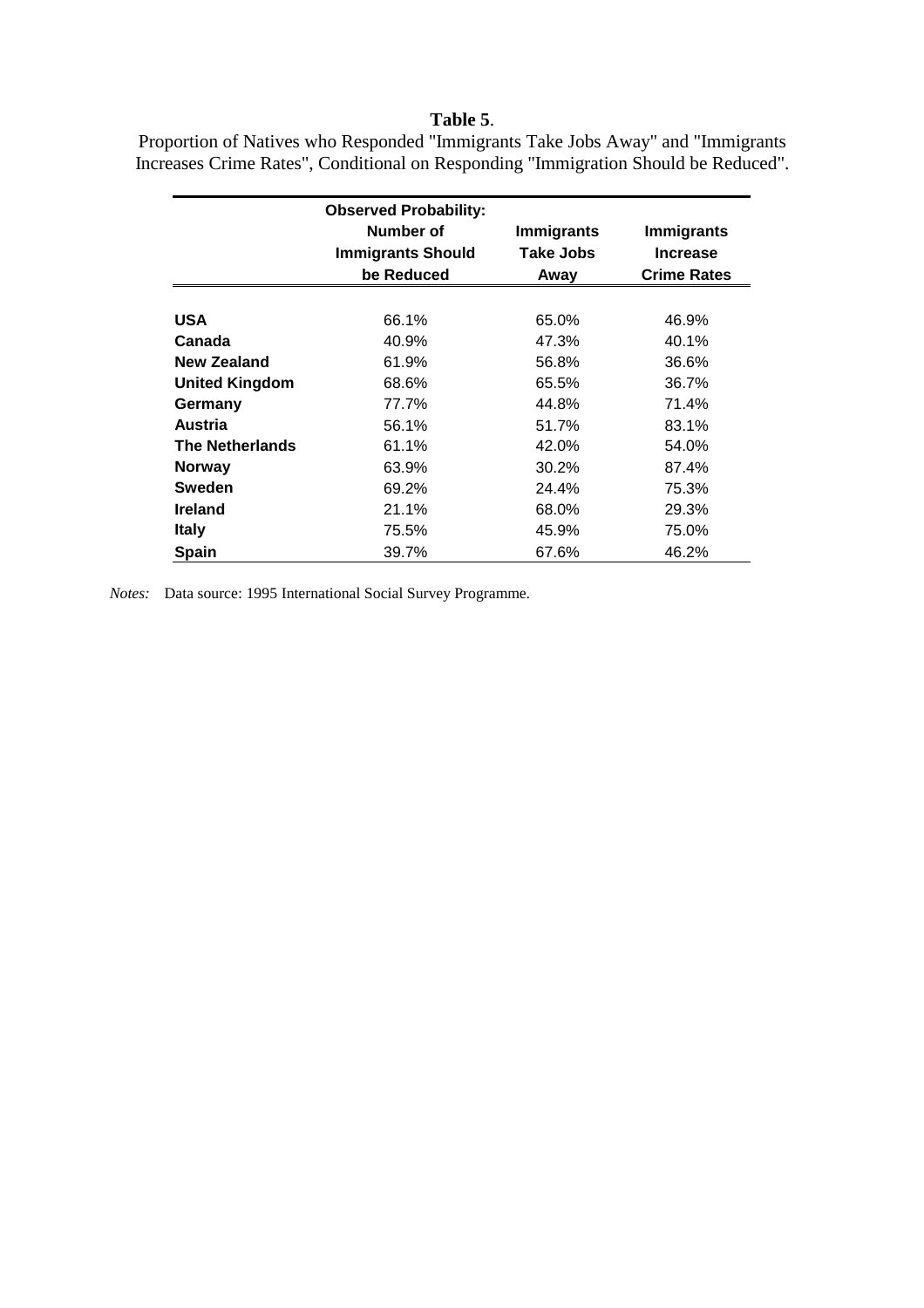**Table 5**.

Proportion of Natives who Responded "Immigrants Take Jobs Away" and "Immigrants Increases Crime Rates", Conditional on Responding "Immigration Should be Reduced".

| | Observed Probability: Number of Immigrants Should be Reduced | Immigrants Take Jobs Away | Immigrants Increase Crime Rates |
|---|---|---|---|
| **USA** | 66.1% | 65.0% | 46.9% |
| **Canada** | 40.9% | 47.3% | 40.1% |
| **New Zealand** | 61.9% | 56.8% | 36.6% |
| **United Kingdom** | 68.6% | 65.5% | 36.7% |
| **Germany** | 77.7% | 44.8% | 71.4% |
| **Austria** | 56.1% | 51.7% | 83.1% |
| **The Netherlands** | 61.1% | 42.0% | 54.0% |
| **Norway** | 63.9% | 30.2% | 87.4% |
| **Sweden** | 69.2% | 24.4% | 75.3% |
| **Ireland** | 21.1% | 68.0% | 29.3% |
| **Italy** | 75.5% | 45.9% | 75.0% |
| **Spain** | 39.7% | 67.6% | 46.2% |

*Notes:* Data source: 1995 International Social Survey Programme.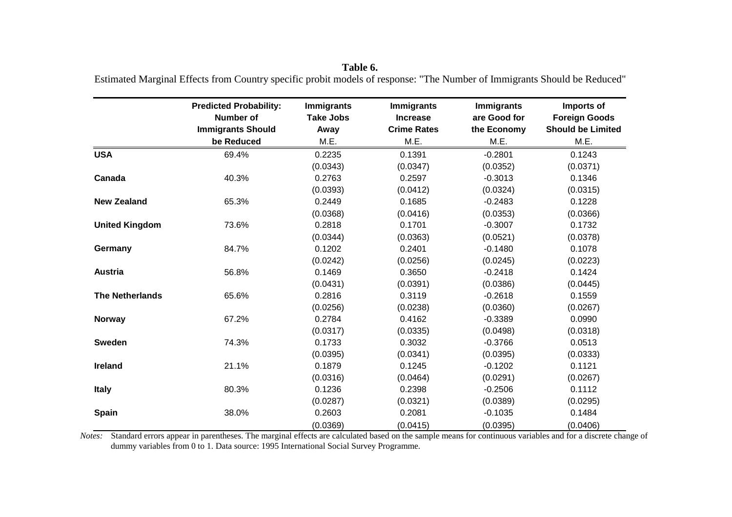**Table 6.**

Estimated Marginal Effects from Country specific probit models of response: "The Number of Immigrants Should be Reduced"

| | Predicted Probability: Number of Immigrants Should be Reduced | Immigrants Take Jobs Away | Immigrants Increase Crime Rates | Immigrants are Good for the Economy | Imports of Foreign Goods Should be Limited |
|---|---|---|---|---|---|
| | | M.E. | M.E. | M.E. | M.E. |
| **USA** | 69.4% | 0.2235 | 0.1391 | -0.2801 | 0.1243 |
| | | (0.0343) | (0.0347) | (0.0352) | (0.0371) |
| **Canada** | 40.3% | 0.2763 | 0.2597 | -0.3013 | 0.1346 |
| | | (0.0393) | (0.0412) | (0.0324) | (0.0315) |
| **New Zealand** | 65.3% | 0.2449 | 0.1685 | -0.2483 | 0.1228 |
| | | (0.0368) | (0.0416) | (0.0353) | (0.0366) |
| **United Kingdom** | 73.6% | 0.2818 | 0.1701 | -0.3007 | 0.1732 |
| | | (0.0344) | (0.0363) | (0.0521) | (0.0378) |
| **Germany** | 84.7% | 0.1202 | 0.2401 | -0.1480 | 0.1078 |
| | | (0.0242) | (0.0256) | (0.0245) | (0.0223) |
| **Austria** | 56.8% | 0.1469 | 0.3650 | -0.2418 | 0.1424 |
| | | (0.0431) | (0.0391) | (0.0386) | (0.0445) |
| **The Netherlands** | 65.6% | 0.2816 | 0.3119 | -0.2618 | 0.1559 |
| | | (0.0256) | (0.0238) | (0.0360) | (0.0267) |
| **Norway** | 67.2% | 0.2784 | 0.4162 | -0.3389 | 0.0990 |
| | | (0.0317) | (0.0335) | (0.0498) | (0.0318) |
| **Sweden** | 74.3% | 0.1733 | 0.3032 | -0.3766 | 0.0513 |
| | | (0.0395) | (0.0341) | (0.0395) | (0.0333) |
| **Ireland** | 21.1% | 0.1879 | 0.1245 | -0.1202 | 0.1121 |
| | | (0.0316) | (0.0464) | (0.0291) | (0.0267) |
| **Italy** | 80.3% | 0.1236 | 0.2398 | -0.2506 | 0.1112 |
| | | (0.0287) | (0.0321) | (0.0389) | (0.0295) |
| **Spain** | 38.0% | 0.2603 | 0.2081 | -0.1035 | 0.1484 |
| | | (0.0369) | (0.0415) | (0.0395) | (0.0406) |

*Notes:* Standard errors appear in parentheses. The marginal effects are calculated based on the sample means for continuous variables and for a discrete change of dummy variables from 0 to 1. Data source: 1995 International Social Survey Programme.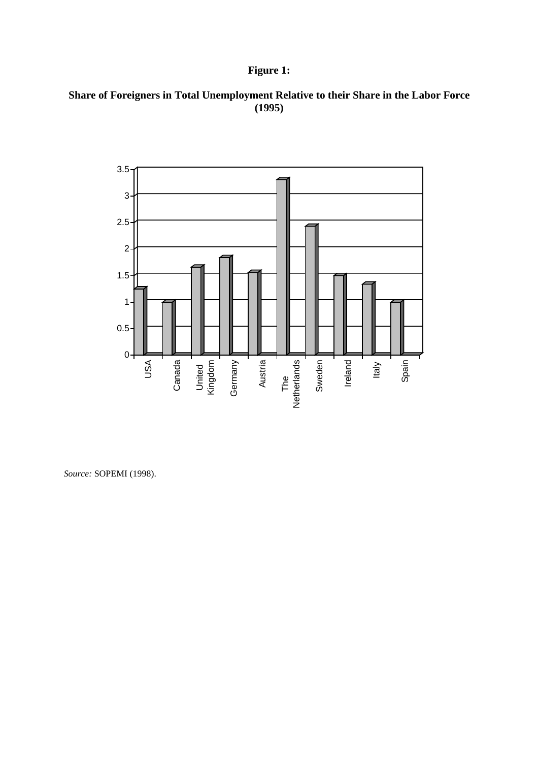**Figure 1:**

**Share of Foreigners in Total Unemployment Relative to their Share in the Labor Force (1995)**

*Source:* SOPEMI (1998).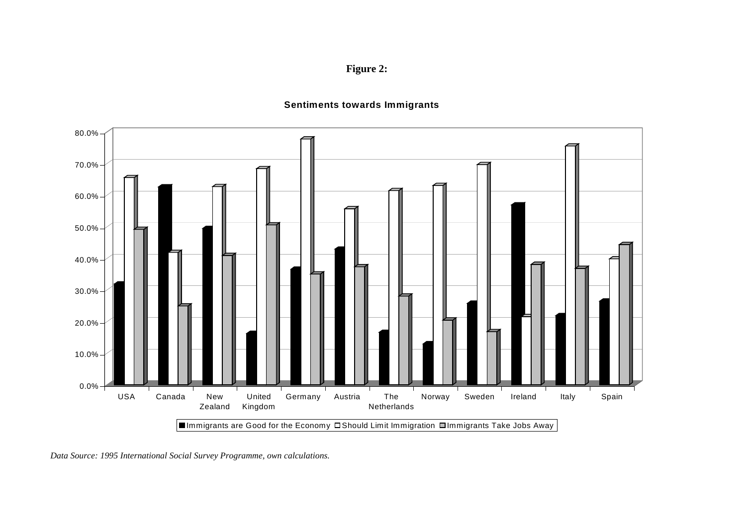**Figure 2:**

**Sentiments towards Immigrants**

*Data Source: 1995 International Social Survey Programme, own calculations.*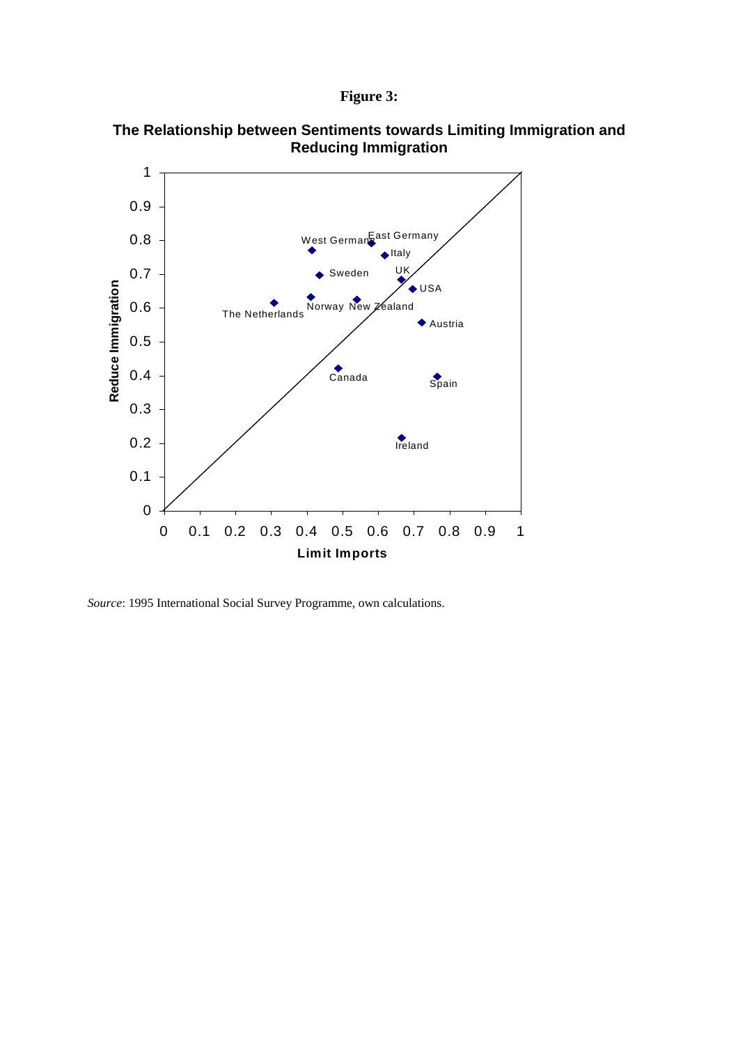**Figure 3:**

**The Relationship between Sentiments towards Limiting Immigration and Reducing Immigration**

*Source*: 1995 International Social Survey Programme, own calculations.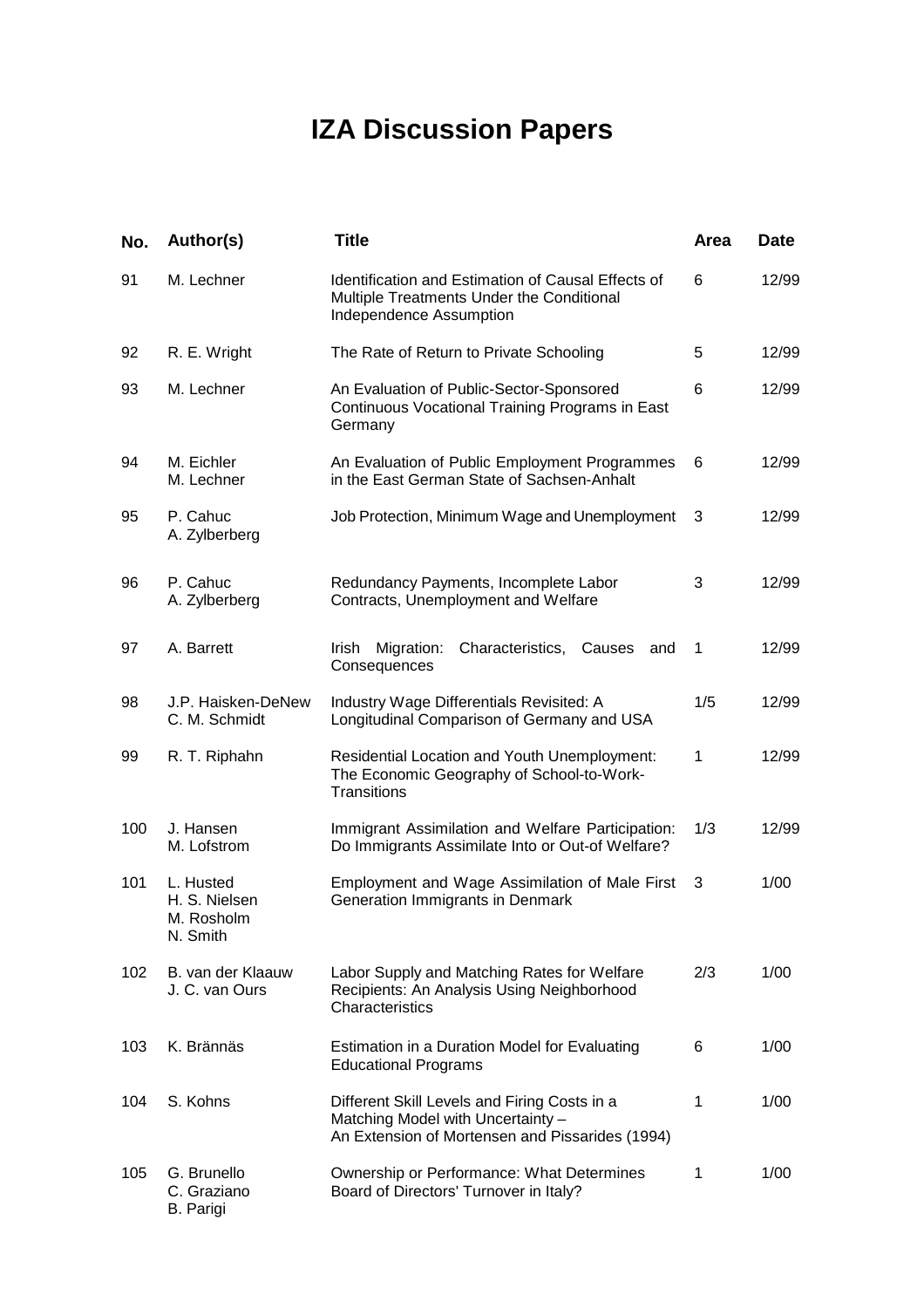# IZA Discussion Papers

| No. | Author(s) | Title | Area | Date |
|---|---|---|---|---|
| 91 | M. Lechner | Identification and Estimation of Causal Effects of Multiple Treatments Under the Conditional Independence Assumption | 6 | 12/99 |
| 92 | R. E. Wright | The Rate of Return to Private Schooling | 5 | 12/99 |
| 93 | M. Lechner | An Evaluation of Public-Sector-Sponsored Continuous Vocational Training Programs in East Germany | 6 | 12/99 |
| 94 | M. Eichler<br>M. Lechner | An Evaluation of Public Employment Programmes in the East German State of Sachsen-Anhalt | 6 | 12/99 |
| 95 | P. Cahuc<br>A. Zylberberg | Job Protection, Minimum Wage and Unemployment | 3 | 12/99 |
| 96 | P. Cahuc<br>A. Zylberberg | Redundancy Payments, Incomplete Labor Contracts, Unemployment and Welfare | 3 | 12/99 |
| 97 | A. Barrett | Irish Migration: Characteristics, Causes and Consequences | 1 | 12/99 |
| 98 | J.P. Haisken-DeNew<br>C. M. Schmidt | Industry Wage Differentials Revisited: A Longitudinal Comparison of Germany and USA | 1/5 | 12/99 |
| 99 | R. T. Riphahn | Residential Location and Youth Unemployment: The Economic Geography of School-to-Work-Transitions | 1 | 12/99 |
| 100 | J. Hansen<br>M. Lofstrom | Immigrant Assimilation and Welfare Participation: Do Immigrants Assimilate Into or Out-of Welfare? | 1/3 | 12/99 |
| 101 | L. Husted<br>H. S. Nielsen<br>M. Rosholm<br>N. Smith | Employment and Wage Assimilation of Male First Generation Immigrants in Denmark | 3 | 1/00 |
| 102 | B. van der Klaauw<br>J. C. van Ours | Labor Supply and Matching Rates for Welfare Recipients: An Analysis Using Neighborhood Characteristics | 2/3 | 1/00 |
| 103 | K. Brännäs | Estimation in a Duration Model for Evaluating Educational Programs | 6 | 1/00 |
| 104 | S. Kohns | Different Skill Levels and Firing Costs in a Matching Model with Uncertainty – An Extension of Mortensen and Pissarides (1994) | 1 | 1/00 |
| 105 | G. Brunello<br>C. Graziano<br>B. Parigi | Ownership or Performance: What Determines Board of Directors' Turnover in Italy? | 1 | 1/00 |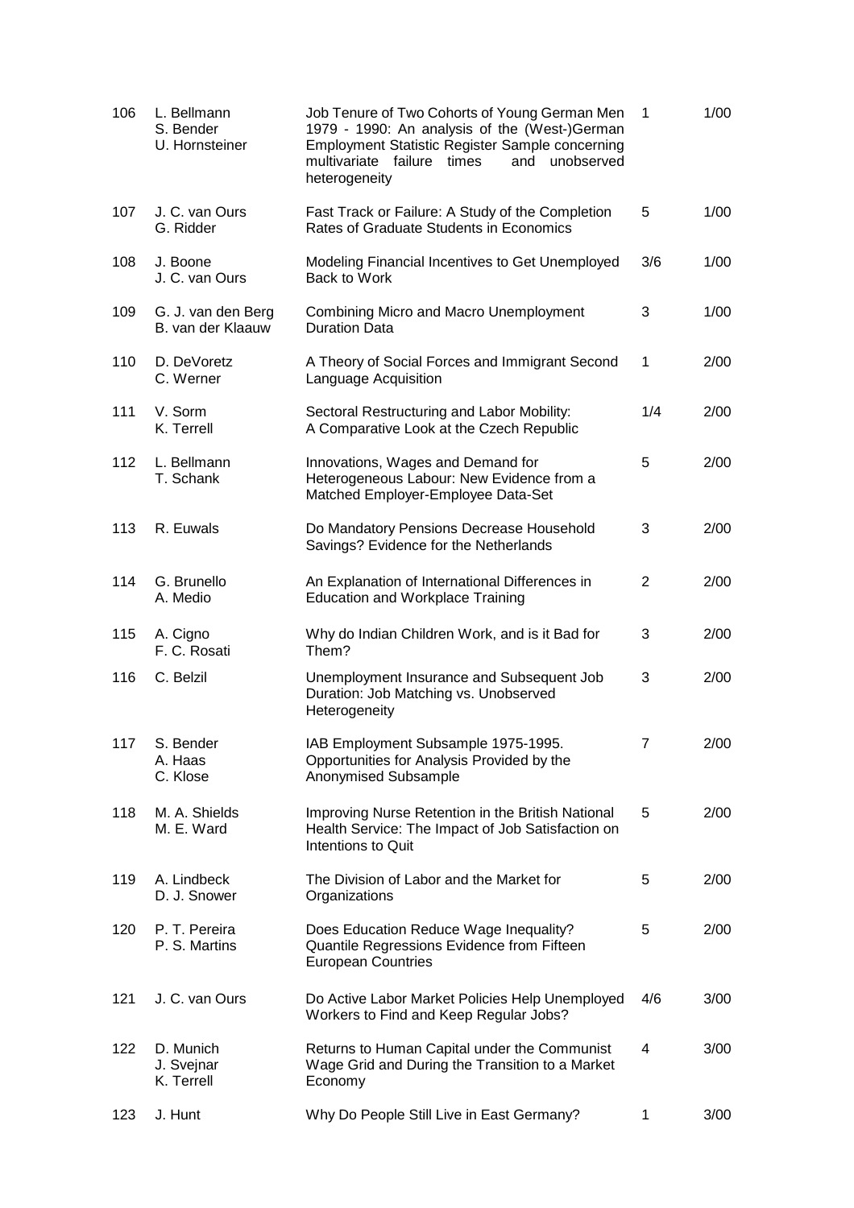| | | | | |
|---|---|---|---|---|
| 106 | L. Bellmann<br>S. Bender<br>U. Hornsteiner | Job Tenure of Two Cohorts of Young German Men 1979 - 1990: An analysis of the (West-)German Employment Statistic Register Sample concerning multivariate failure times and unobserved heterogeneity | 1 | 1/00 |
| 107 | J. C. van Ours<br>G. Ridder | Fast Track or Failure: A Study of the Completion Rates of Graduate Students in Economics | 5 | 1/00 |
| 108 | J. Boone<br>J. C. van Ours | Modeling Financial Incentives to Get Unemployed Back to Work | 3/6 | 1/00 |
| 109 | G. J. van den Berg<br>B. van der Klaauw | Combining Micro and Macro Unemployment Duration Data | 3 | 1/00 |
| 110 | D. DeVoretz<br>C. Werner | A Theory of Social Forces and Immigrant Second Language Acquisition | 1 | 2/00 |
| 111 | V. Sorm<br>K. Terrell | Sectoral Restructuring and Labor Mobility: A Comparative Look at the Czech Republic | 1/4 | 2/00 |
| 112 | L. Bellmann<br>T. Schank | Innovations, Wages and Demand for Heterogeneous Labour: New Evidence from a Matched Employer-Employee Data-Set | 5 | 2/00 |
| 113 | R. Euwals | Do Mandatory Pensions Decrease Household Savings? Evidence for the Netherlands | 3 | 2/00 |
| 114 | G. Brunello<br>A. Medio | An Explanation of International Differences in Education and Workplace Training | 2 | 2/00 |
| 115 | A. Cigno<br>F. C. Rosati | Why do Indian Children Work, and is it Bad for Them? | 3 | 2/00 |
| 116 | C. Belzil | Unemployment Insurance and Subsequent Job Duration: Job Matching vs. Unobserved Heterogeneity | 3 | 2/00 |
| 117 | S. Bender<br>A. Haas<br>C. Klose | IAB Employment Subsample 1975-1995. Opportunities for Analysis Provided by the Anonymised Subsample | 7 | 2/00 |
| 118 | M. A. Shields<br>M. E. Ward | Improving Nurse Retention in the British National Health Service: The Impact of Job Satisfaction on Intentions to Quit | 5 | 2/00 |
| 119 | A. Lindbeck<br>D. J. Snower | The Division of Labor and the Market for Organizations | 5 | 2/00 |
| 120 | P. T. Pereira<br>P. S. Martins | Does Education Reduce Wage Inequality? Quantile Regressions Evidence from Fifteen European Countries | 5 | 2/00 |
| 121 | J. C. van Ours | Do Active Labor Market Policies Help Unemployed Workers to Find and Keep Regular Jobs? | 4/6 | 3/00 |
| 122 | D. Munich<br>J. Svejnar<br>K. Terrell | Returns to Human Capital under the Communist Wage Grid and During the Transition to a Market Economy | 4 | 3/00 |
| 123 | J. Hunt | Why Do People Still Live in East Germany? | 1 | 3/00 |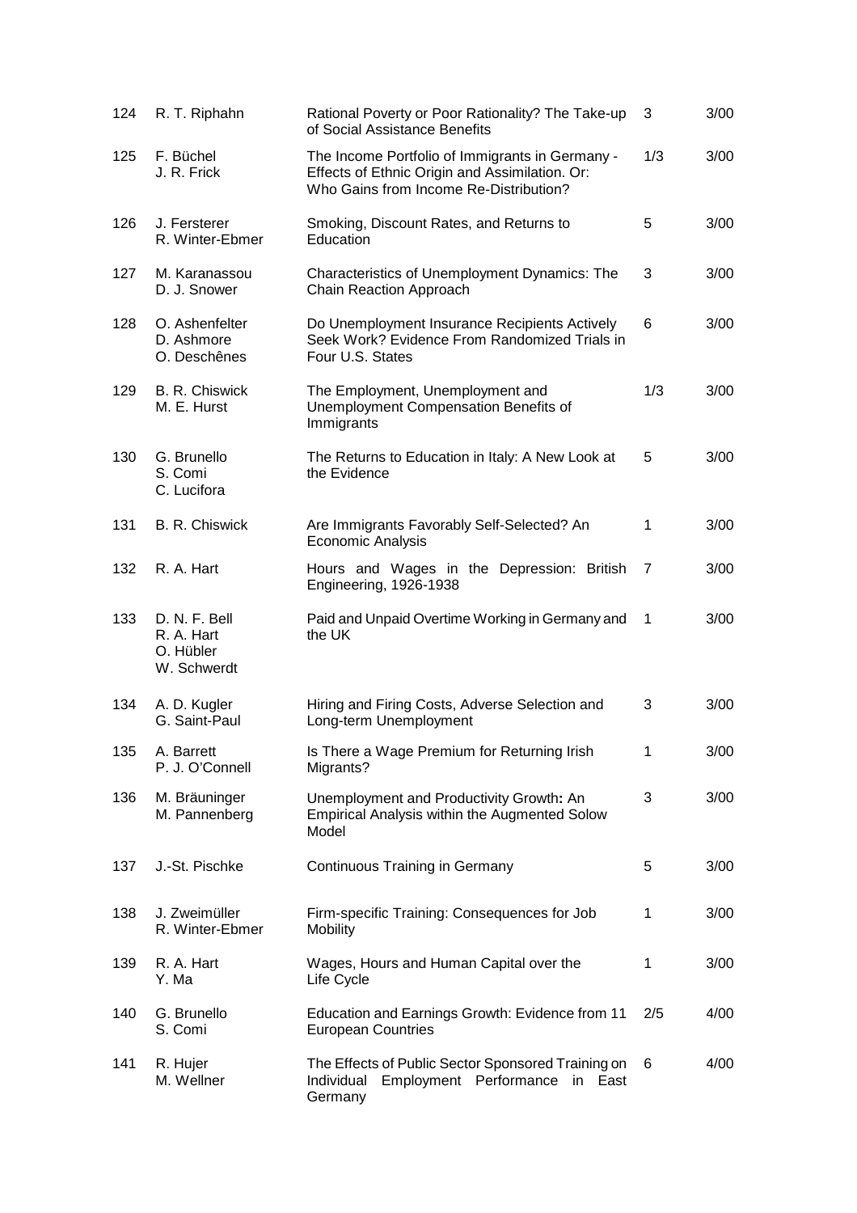| | | | | |
|---|---|---|---|---|
| 124 | R. T. Riphahn | Rational Poverty or Poor Rationality? The Take-up of Social Assistance Benefits | 3 | 3/00 |
| 125 | F. Büchel<br>J. R. Frick | The Income Portfolio of Immigrants in Germany - Effects of Ethnic Origin and Assimilation. Or: Who Gains from Income Re-Distribution? | 1/3 | 3/00 |
| 126 | J. Fersterer<br>R. Winter-Ebmer | Smoking, Discount Rates, and Returns to Education | 5 | 3/00 |
| 127 | M. Karanassou<br>D. J. Snower | Characteristics of Unemployment Dynamics: The Chain Reaction Approach | 3 | 3/00 |
| 128 | O. Ashenfelter<br>D. Ashmore<br>O. Deschênes | Do Unemployment Insurance Recipients Actively Seek Work? Evidence From Randomized Trials in Four U.S. States | 6 | 3/00 |
| 129 | B. R. Chiswick<br>M. E. Hurst | The Employment, Unemployment and Unemployment Compensation Benefits of Immigrants | 1/3 | 3/00 |
| 130 | G. Brunello<br>S. Comi<br>C. Lucifora | The Returns to Education in Italy: A New Look at the Evidence | 5 | 3/00 |
| 131 | B. R. Chiswick | Are Immigrants Favorably Self-Selected? An Economic Analysis | 1 | 3/00 |
| 132 | R. A. Hart | Hours and Wages in the Depression: British Engineering, 1926-1938 | 7 | 3/00 |
| 133 | D. N. F. Bell<br>R. A. Hart<br>O. Hübler<br>W. Schwerdt | Paid and Unpaid Overtime Working in Germany and the UK | 1 | 3/00 |
| 134 | A. D. Kugler<br>G. Saint-Paul | Hiring and Firing Costs, Adverse Selection and Long-term Unemployment | 3 | 3/00 |
| 135 | A. Barrett<br>P. J. O'Connell | Is There a Wage Premium for Returning Irish Migrants? | 1 | 3/00 |
| 136 | M. Bräuninger<br>M. Pannenberg | Unemployment and Productivity Growth: An Empirical Analysis within the Augmented Solow Model | 3 | 3/00 |
| 137 | J.-St. Pischke | Continuous Training in Germany | 5 | 3/00 |
| 138 | J. Zweimüller<br>R. Winter-Ebmer | Firm-specific Training: Consequences for Job Mobility | 1 | 3/00 |
| 139 | R. A. Hart<br>Y. Ma | Wages, Hours and Human Capital over the Life Cycle | 1 | 3/00 |
| 140 | G. Brunello<br>S. Comi | Education and Earnings Growth: Evidence from 11 European Countries | 2/5 | 4/00 |
| 141 | R. Hujer<br>M. Wellner | The Effects of Public Sector Sponsored Training on Individual Employment Performance in East Germany | 6 | 4/00 |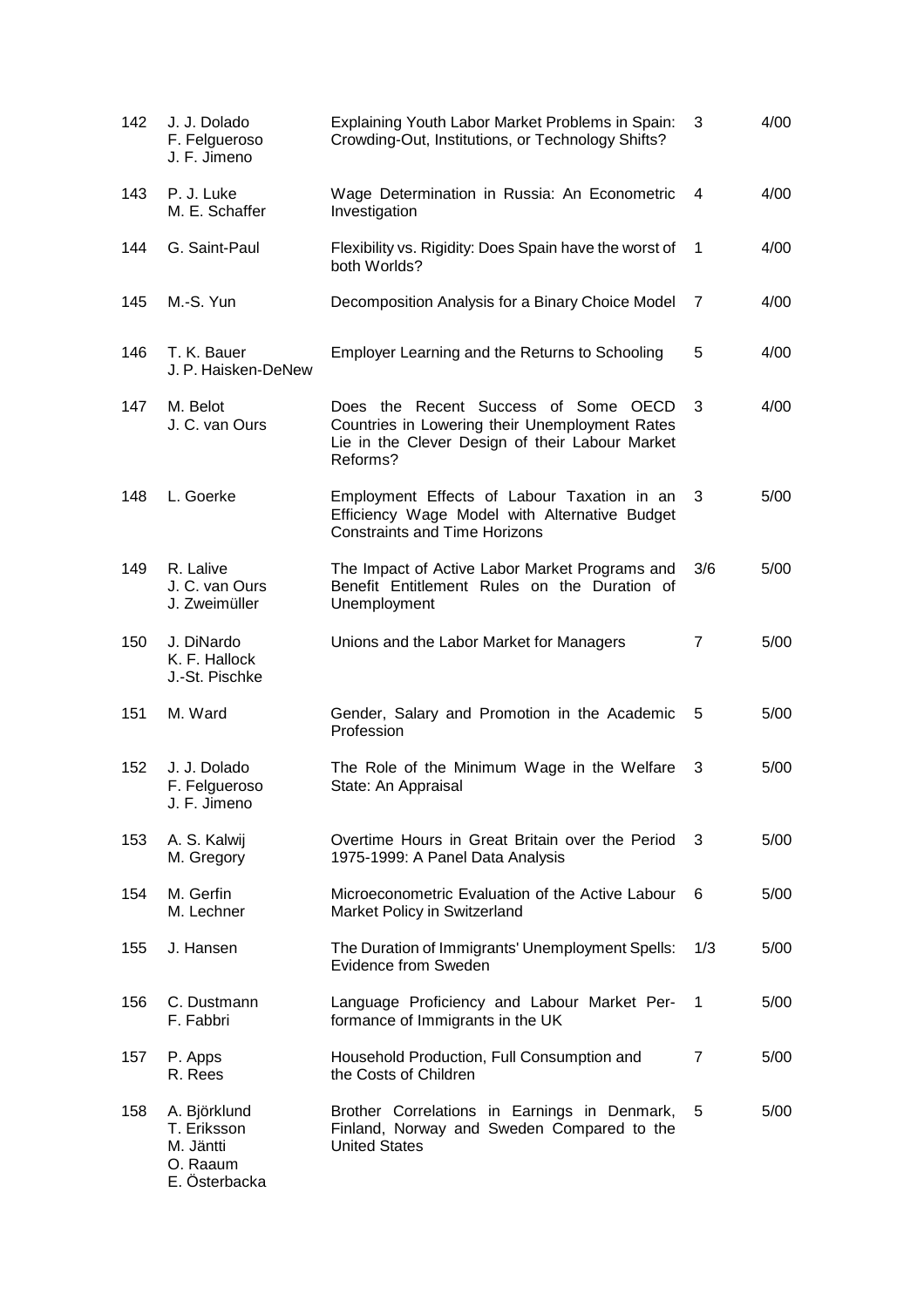| | | | | |
|---|---|---|---|---|
| 142 | J. J. Dolado<br>F. Felgueroso<br>J. F. Jimeno | Explaining Youth Labor Market Problems in Spain: Crowding-Out, Institutions, or Technology Shifts? | 3 | 4/00 |
| 143 | P. J. Luke<br>M. E. Schaffer | Wage Determination in Russia: An Econometric Investigation | 4 | 4/00 |
| 144 | G. Saint-Paul | Flexibility vs. Rigidity: Does Spain have the worst of both Worlds? | 1 | 4/00 |
| 145 | M.-S. Yun | Decomposition Analysis for a Binary Choice Model | 7 | 4/00 |
| 146 | T. K. Bauer<br>J. P. Haisken-DeNew | Employer Learning and the Returns to Schooling | 5 | 4/00 |
| 147 | M. Belot<br>J. C. van Ours | Does the Recent Success of Some OECD Countries in Lowering their Unemployment Rates Lie in the Clever Design of their Labour Market Reforms? | 3 | 4/00 |
| 148 | L. Goerke | Employment Effects of Labour Taxation in an Efficiency Wage Model with Alternative Budget Constraints and Time Horizons | 3 | 5/00 |
| 149 | R. Lalive<br>J. C. van Ours<br>J. Zweimüller | The Impact of Active Labor Market Programs and Benefit Entitlement Rules on the Duration of Unemployment | 3/6 | 5/00 |
| 150 | J. DiNardo<br>K. F. Hallock<br>J.-St. Pischke | Unions and the Labor Market for Managers | 7 | 5/00 |
| 151 | M. Ward | Gender, Salary and Promotion in the Academic Profession | 5 | 5/00 |
| 152 | J. J. Dolado<br>F. Felgueroso<br>J. F. Jimeno | The Role of the Minimum Wage in the Welfare State: An Appraisal | 3 | 5/00 |
| 153 | A. S. Kalwij<br>M. Gregory | Overtime Hours in Great Britain over the Period 1975-1999: A Panel Data Analysis | 3 | 5/00 |
| 154 | M. Gerfin<br>M. Lechner | Microeconometric Evaluation of the Active Labour Market Policy in Switzerland | 6 | 5/00 |
| 155 | J. Hansen | The Duration of Immigrants' Unemployment Spells: Evidence from Sweden | 1/3 | 5/00 |
| 156 | C. Dustmann<br>F. Fabbri | Language Proficiency and Labour Market Performance of Immigrants in the UK | 1 | 5/00 |
| 157 | P. Apps<br>R. Rees | Household Production, Full Consumption and the Costs of Children | 7 | 5/00 |
| 158 | A. Björklund<br>T. Eriksson<br>M. Jäntti<br>O. Raaum<br>E. Österbacka | Brother Correlations in Earnings in Denmark, Finland, Norway and Sweden Compared to the United States | 5 | 5/00 |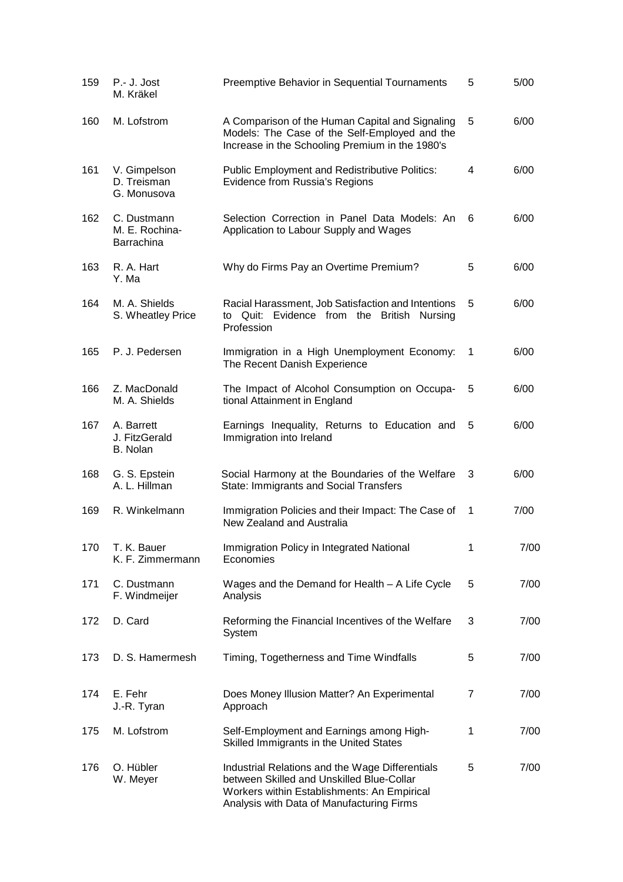| | | | | |
|---|---|---|---|---|
| 159 | P.- J. Jost<br>M. Kräkel | Preemptive Behavior in Sequential Tournaments | 5 | 5/00 |
| 160 | M. Lofstrom | A Comparison of the Human Capital and Signaling Models: The Case of the Self-Employed and the Increase in the Schooling Premium in the 1980's | 5 | 6/00 |
| 161 | V. Gimpelson<br>D. Treisman<br>G. Monusova | Public Employment and Redistributive Politics: Evidence from Russia's Regions | 4 | 6/00 |
| 162 | C. Dustmann<br>M. E. Rochina-Barrachina | Selection Correction in Panel Data Models: An Application to Labour Supply and Wages | 6 | 6/00 |
| 163 | R. A. Hart<br>Y. Ma | Why do Firms Pay an Overtime Premium? | 5 | 6/00 |
| 164 | M. A. Shields<br>S. Wheatley Price | Racial Harassment, Job Satisfaction and Intentions to Quit: Evidence from the British Nursing Profession | 5 | 6/00 |
| 165 | P. J. Pedersen | Immigration in a High Unemployment Economy: The Recent Danish Experience | 1 | 6/00 |
| 166 | Z. MacDonald<br>M. A. Shields | The Impact of Alcohol Consumption on Occupational Attainment in England | 5 | 6/00 |
| 167 | A. Barrett<br>J. FitzGerald<br>B. Nolan | Earnings Inequality, Returns to Education and Immigration into Ireland | 5 | 6/00 |
| 168 | G. S. Epstein<br>A. L. Hillman | Social Harmony at the Boundaries of the Welfare State: Immigrants and Social Transfers | 3 | 6/00 |
| 169 | R. Winkelmann | Immigration Policies and their Impact: The Case of New Zealand and Australia | 1 | 7/00 |
| 170 | T. K. Bauer<br>K. F. Zimmermann | Immigration Policy in Integrated National Economies | 1 | 7/00 |
| 171 | C. Dustmann<br>F. Windmeijer | Wages and the Demand for Health – A Life Cycle Analysis | 5 | 7/00 |
| 172 | D. Card | Reforming the Financial Incentives of the Welfare System | 3 | 7/00 |
| 173 | D. S. Hamermesh | Timing, Togetherness and Time Windfalls | 5 | 7/00 |
| 174 | E. Fehr<br>J.-R. Tyran | Does Money Illusion Matter? An Experimental Approach | 7 | 7/00 |
| 175 | M. Lofstrom | Self-Employment and Earnings among High-Skilled Immigrants in the United States | 1 | 7/00 |
| 176 | O. Hübler<br>W. Meyer | Industrial Relations and the Wage Differentials between Skilled and Unskilled Blue-Collar Workers within Establishments: An Empirical Analysis with Data of Manufacturing Firms | 5 | 7/00 |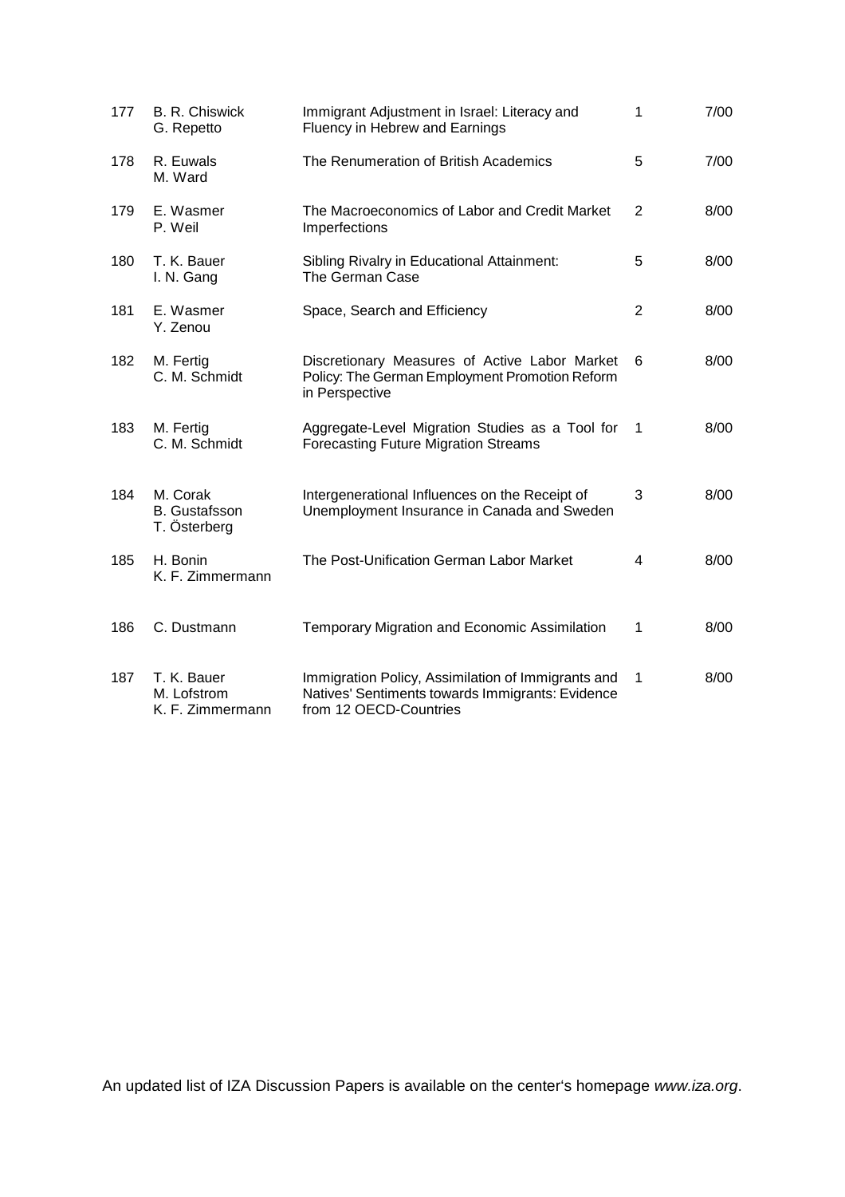| | | | | |
|---|---|---|---|---|
| 177 | B. R. Chiswick<br>G. Repetto | Immigrant Adjustment in Israel: Literacy and Fluency in Hebrew and Earnings | 1 | 7/00 |
| 178 | R. Euwals<br>M. Ward | The Renumeration of British Academics | 5 | 7/00 |
| 179 | E. Wasmer<br>P. Weil | The Macroeconomics of Labor and Credit Market Imperfections | 2 | 8/00 |
| 180 | T. K. Bauer<br>I. N. Gang | Sibling Rivalry in Educational Attainment: The German Case | 5 | 8/00 |
| 181 | E. Wasmer<br>Y. Zenou | Space, Search and Efficiency | 2 | 8/00 |
| 182 | M. Fertig<br>C. M. Schmidt | Discretionary Measures of Active Labor Market Policy: The German Employment Promotion Reform in Perspective | 6 | 8/00 |
| 183 | M. Fertig<br>C. M. Schmidt | Aggregate-Level Migration Studies as a Tool for Forecasting Future Migration Streams | 1 | 8/00 |
| 184 | M. Corak<br>B. Gustafsson<br>T. Österberg | Intergenerational Influences on the Receipt of Unemployment Insurance in Canada and Sweden | 3 | 8/00 |
| 185 | H. Bonin<br>K. F. Zimmermann | The Post-Unification German Labor Market | 4 | 8/00 |
| 186 | C. Dustmann | Temporary Migration and Economic Assimilation | 1 | 8/00 |
| 187 | T. K. Bauer<br>M. Lofstrom<br>K. F. Zimmermann | Immigration Policy, Assimilation of Immigrants and Natives' Sentiments towards Immigrants: Evidence from 12 OECD-Countries | 1 | 8/00 |

An updated list of IZA Discussion Papers is available on the center's homepage *www.iza.org*.